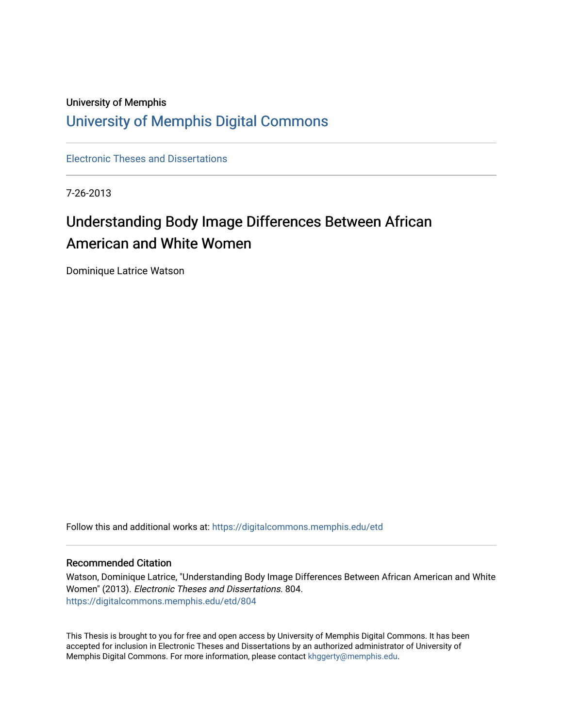University of Memphis

# University of Memphis Digital Commons

Electronic Theses and Dissertations

7-26-2013

## Understanding Body Image Differences Between African American and White Women

Dominique Latrice Watson

Follow this and additional works at: https://digitalcommons.memphis.edu/etd

### Recommended Citation

Watson, Dominique Latrice, "Understanding Body Image Differences Between African American and White Women" (2013). *Electronic Theses and Dissertations*. 804.
https://digitalcommons.memphis.edu/etd/804

This Thesis is brought to you for free and open access by University of Memphis Digital Commons. It has been accepted for inclusion in Electronic Theses and Dissertations by an authorized administrator of University of Memphis Digital Commons. For more information, please contact khggerty@memphis.edu.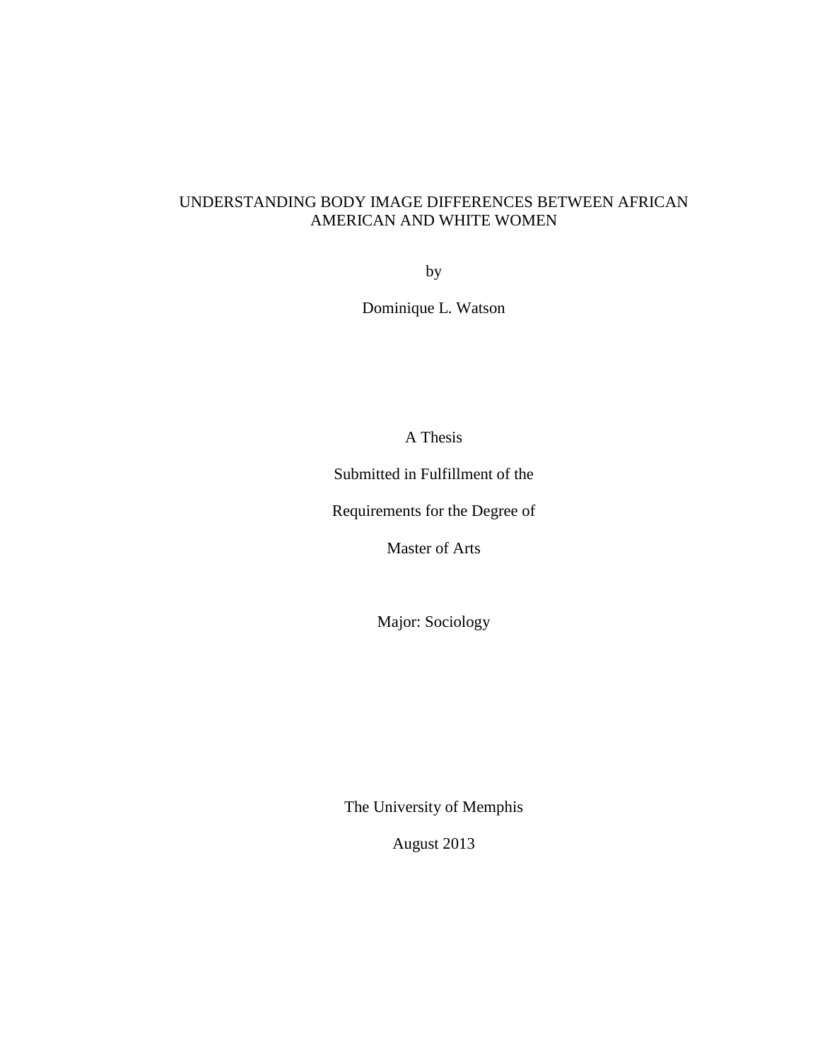UNDERSTANDING BODY IMAGE DIFFERENCES BETWEEN AFRICAN AMERICAN AND WHITE WOMEN

by

Dominique L. Watson

A Thesis

Submitted in Fulfillment of the

Requirements for the Degree of

Master of Arts

Major: Sociology

The University of Memphis

August 2013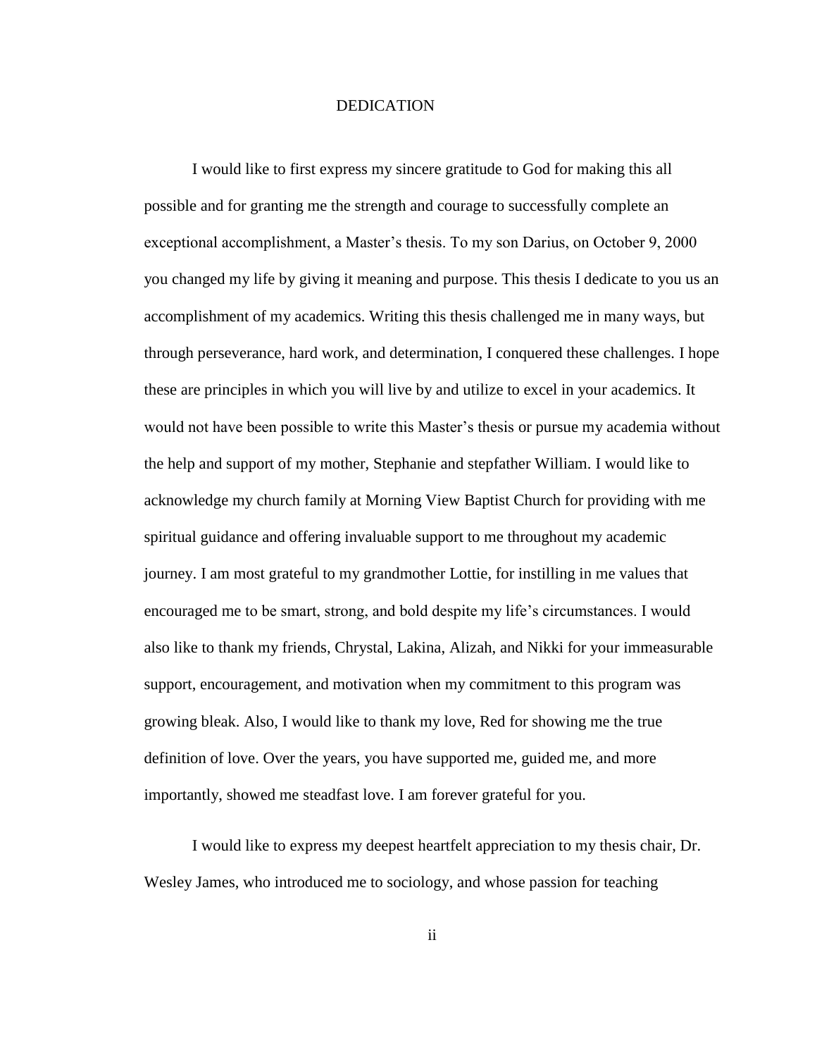# DEDICATION

I would like to first express my sincere gratitude to God for making this all possible and for granting me the strength and courage to successfully complete an exceptional accomplishment, a Master's thesis. To my son Darius, on October 9, 2000 you changed my life by giving it meaning and purpose. This thesis I dedicate to you us an accomplishment of my academics. Writing this thesis challenged me in many ways, but through perseverance, hard work, and determination, I conquered these challenges. I hope these are principles in which you will live by and utilize to excel in your academics. It would not have been possible to write this Master's thesis or pursue my academia without the help and support of my mother, Stephanie and stepfather William. I would like to acknowledge my church family at Morning View Baptist Church for providing with me spiritual guidance and offering invaluable support to me throughout my academic journey. I am most grateful to my grandmother Lottie, for instilling in me values that encouraged me to be smart, strong, and bold despite my life's circumstances. I would also like to thank my friends, Chrystal, Lakina, Alizah, and Nikki for your immeasurable support, encouragement, and motivation when my commitment to this program was growing bleak. Also, I would like to thank my love, Red for showing me the true definition of love. Over the years, you have supported me, guided me, and more importantly, showed me steadfast love. I am forever grateful for you.

I would like to express my deepest heartfelt appreciation to my thesis chair, Dr. Wesley James, who introduced me to sociology, and whose passion for teaching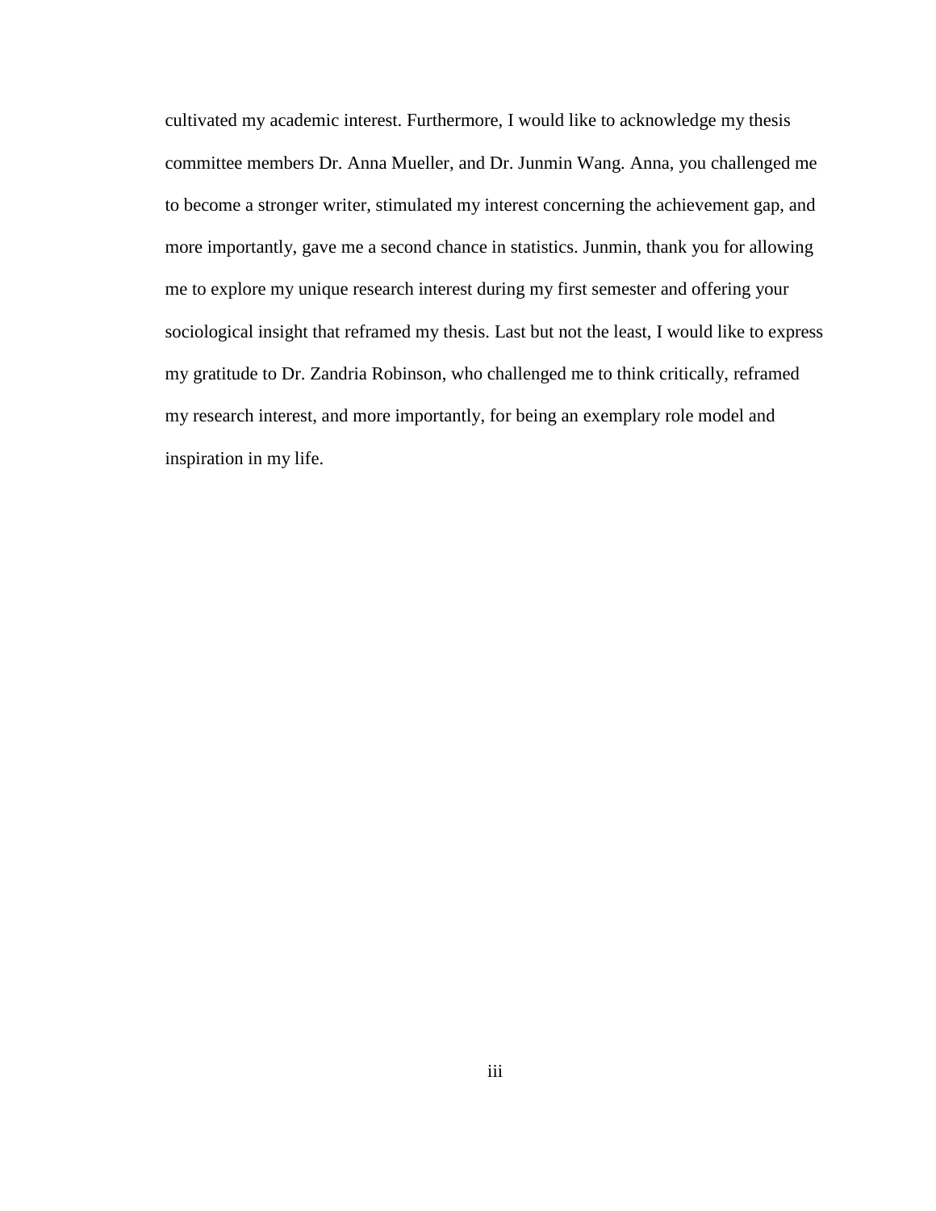cultivated my academic interest. Furthermore, I would like to acknowledge my thesis committee members Dr. Anna Mueller, and Dr. Junmin Wang. Anna, you challenged me to become a stronger writer, stimulated my interest concerning the achievement gap, and more importantly, gave me a second chance in statistics. Junmin, thank you for allowing me to explore my unique research interest during my first semester and offering your sociological insight that reframed my thesis. Last but not the least, I would like to express my gratitude to Dr. Zandria Robinson, who challenged me to think critically, reframed my research interest, and more importantly, for being an exemplary role model and inspiration in my life.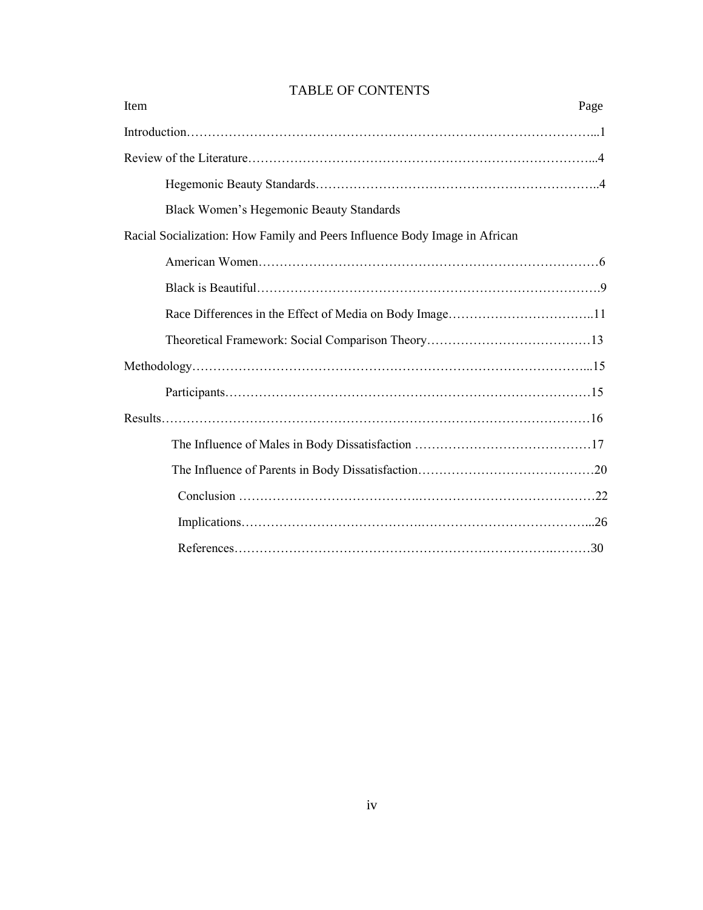# TABLE OF CONTENTS

| Item | Page |
|---|---|
| Introduction | 1 |
| Review of the Literature | 4 |
| Hegemonic Beauty Standards | 4 |
| Black Women's Hegemonic Beauty Standards | |
| Racial Socialization: How Family and Peers Influence Body Image in African American Women | 6 |
| Black is Beautiful | 9 |
| Race Differences in the Effect of Media on Body Image | 11 |
| Theoretical Framework: Social Comparison Theory | 13 |
| Methodology | 15 |
| Participants | 15 |
| Results | 16 |
| The Influence of Males in Body Dissatisfaction | 17 |
| The Influence of Parents in Body Dissatisfaction | 20 |
| Conclusion | 22 |
| Implications | 26 |
| References | 30 |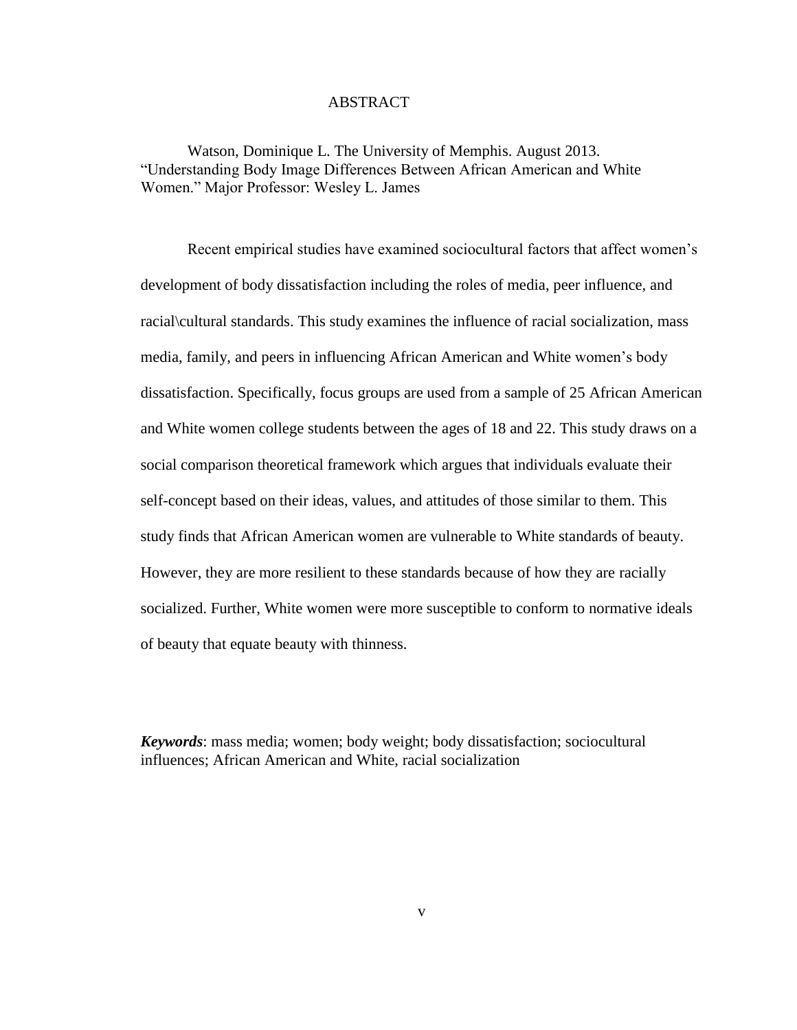# ABSTRACT

Watson, Dominique L. The University of Memphis. August 2013. "Understanding Body Image Differences Between African American and White Women." Major Professor: Wesley L. James

Recent empirical studies have examined sociocultural factors that affect women's development of body dissatisfaction including the roles of media, peer influence, and racial\cultural standards. This study examines the influence of racial socialization, mass media, family, and peers in influencing African American and White women's body dissatisfaction. Specifically, focus groups are used from a sample of 25 African American and White women college students between the ages of 18 and 22. This study draws on a social comparison theoretical framework which argues that individuals evaluate their self-concept based on their ideas, values, and attitudes of those similar to them. This study finds that African American women are vulnerable to White standards of beauty. However, they are more resilient to these standards because of how they are racially socialized. Further, White women were more susceptible to conform to normative ideals of beauty that equate beauty with thinness.

***Keywords***: mass media; women; body weight; body dissatisfaction; sociocultural influences; African American and White, racial socialization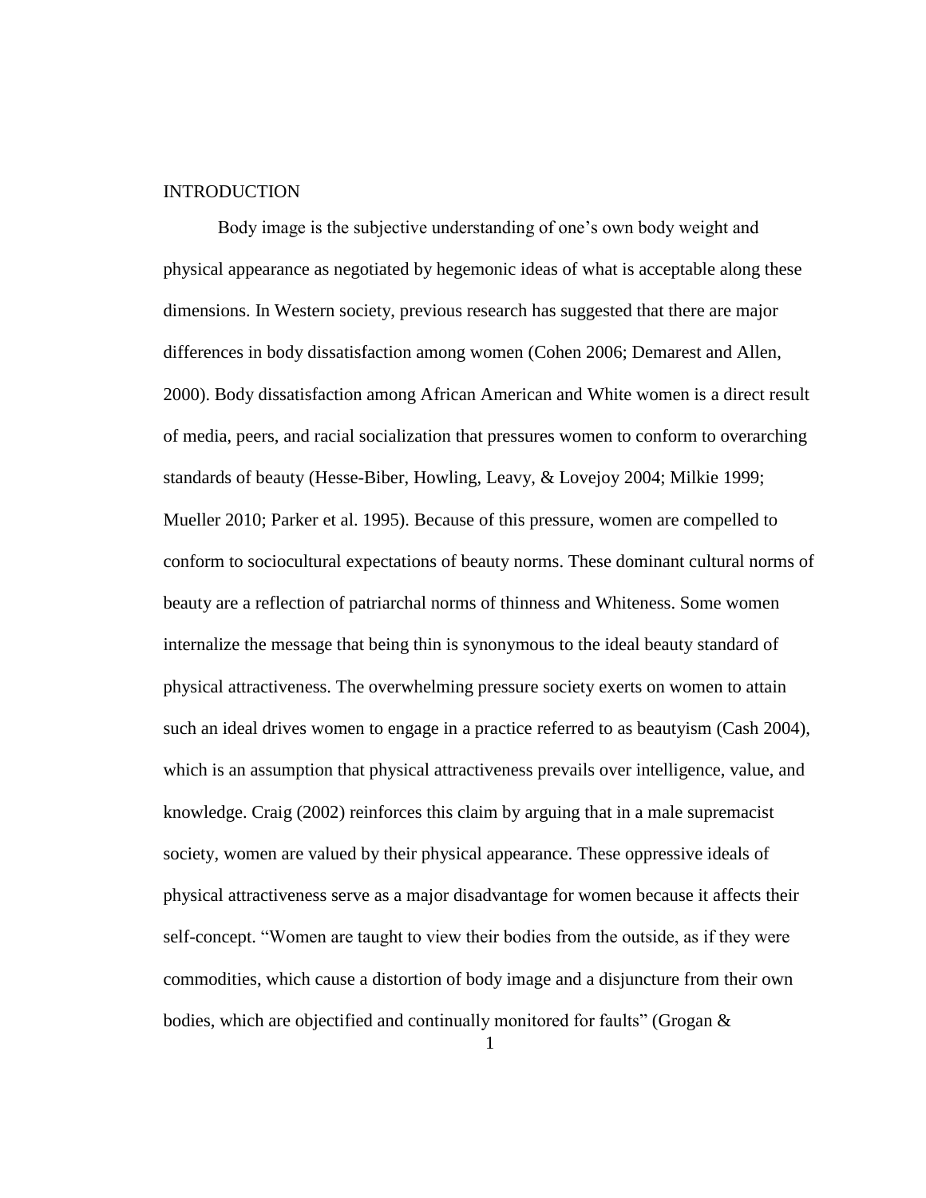# INTRODUCTION

Body image is the subjective understanding of one's own body weight and physical appearance as negotiated by hegemonic ideas of what is acceptable along these dimensions. In Western society, previous research has suggested that there are major differences in body dissatisfaction among women (Cohen 2006; Demarest and Allen, 2000). Body dissatisfaction among African American and White women is a direct result of media, peers, and racial socialization that pressures women to conform to overarching standards of beauty (Hesse-Biber, Howling, Leavy, & Lovejoy 2004; Milkie 1999; Mueller 2010; Parker et al. 1995). Because of this pressure, women are compelled to conform to sociocultural expectations of beauty norms. These dominant cultural norms of beauty are a reflection of patriarchal norms of thinness and Whiteness. Some women internalize the message that being thin is synonymous to the ideal beauty standard of physical attractiveness. The overwhelming pressure society exerts on women to attain such an ideal drives women to engage in a practice referred to as beautyism (Cash 2004), which is an assumption that physical attractiveness prevails over intelligence, value, and knowledge. Craig (2002) reinforces this claim by arguing that in a male supremacist society, women are valued by their physical appearance. These oppressive ideals of physical attractiveness serve as a major disadvantage for women because it affects their self-concept. "Women are taught to view their bodies from the outside, as if they were commodities, which cause a distortion of body image and a disjuncture from their own bodies, which are objectified and continually monitored for faults" (Grogan &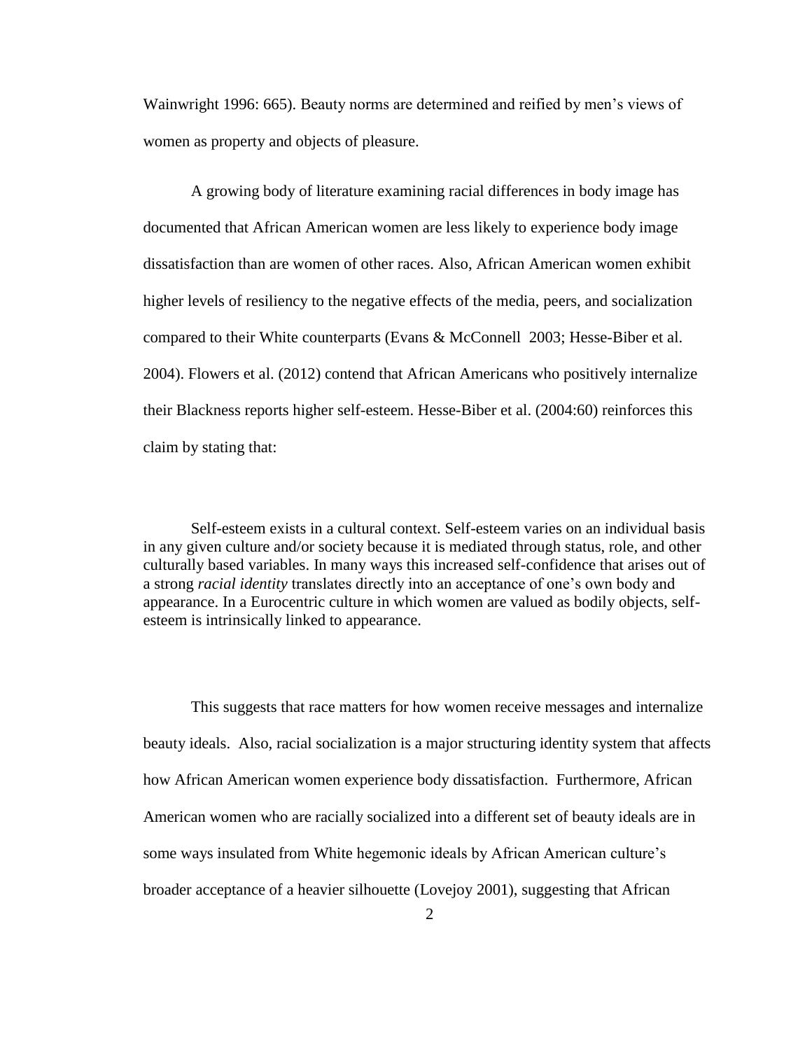Wainwright 1996: 665). Beauty norms are determined and reified by men's views of women as property and objects of pleasure.

A growing body of literature examining racial differences in body image has documented that African American women are less likely to experience body image dissatisfaction than are women of other races. Also, African American women exhibit higher levels of resiliency to the negative effects of the media, peers, and socialization compared to their White counterparts (Evans & McConnell 2003; Hesse-Biber et al. 2004). Flowers et al. (2012) contend that African Americans who positively internalize their Blackness reports higher self-esteem. Hesse-Biber et al. (2004:60) reinforces this claim by stating that:

> Self-esteem exists in a cultural context. Self-esteem varies on an individual basis in any given culture and/or society because it is mediated through status, role, and other culturally based variables. In many ways this increased self-confidence that arises out of a strong *racial identity* translates directly into an acceptance of one's own body and appearance. In a Eurocentric culture in which women are valued as bodily objects, self-esteem is intrinsically linked to appearance.

This suggests that race matters for how women receive messages and internalize beauty ideals. Also, racial socialization is a major structuring identity system that affects how African American women experience body dissatisfaction. Furthermore, African American women who are racially socialized into a different set of beauty ideals are in some ways insulated from White hegemonic ideals by African American culture's broader acceptance of a heavier silhouette (Lovejoy 2001), suggesting that African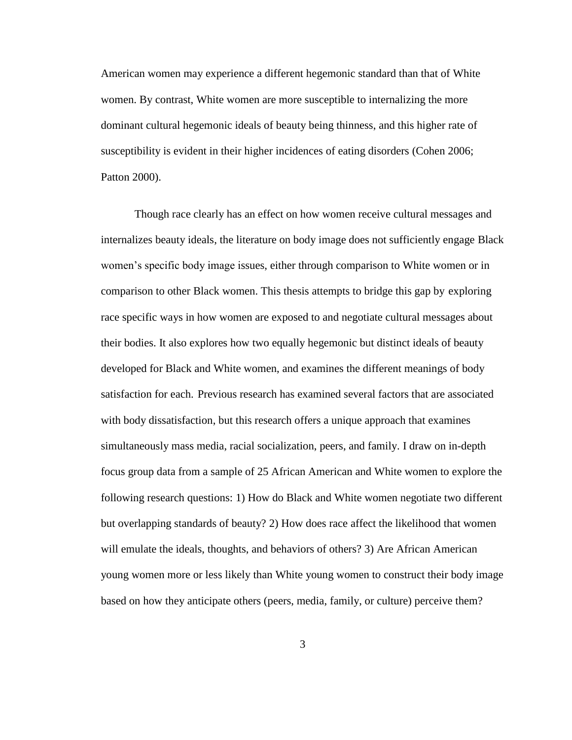American women may experience a different hegemonic standard than that of White women. By contrast, White women are more susceptible to internalizing the more dominant cultural hegemonic ideals of beauty being thinness, and this higher rate of susceptibility is evident in their higher incidences of eating disorders (Cohen 2006; Patton 2000).

Though race clearly has an effect on how women receive cultural messages and internalizes beauty ideals, the literature on body image does not sufficiently engage Black women's specific body image issues, either through comparison to White women or in comparison to other Black women. This thesis attempts to bridge this gap by exploring race specific ways in how women are exposed to and negotiate cultural messages about their bodies. It also explores how two equally hegemonic but distinct ideals of beauty developed for Black and White women, and examines the different meanings of body satisfaction for each. Previous research has examined several factors that are associated with body dissatisfaction, but this research offers a unique approach that examines simultaneously mass media, racial socialization, peers, and family. I draw on in-depth focus group data from a sample of 25 African American and White women to explore the following research questions: 1) How do Black and White women negotiate two different but overlapping standards of beauty? 2) How does race affect the likelihood that women will emulate the ideals, thoughts, and behaviors of others? 3) Are African American young women more or less likely than White young women to construct their body image based on how they anticipate others (peers, media, family, or culture) perceive them?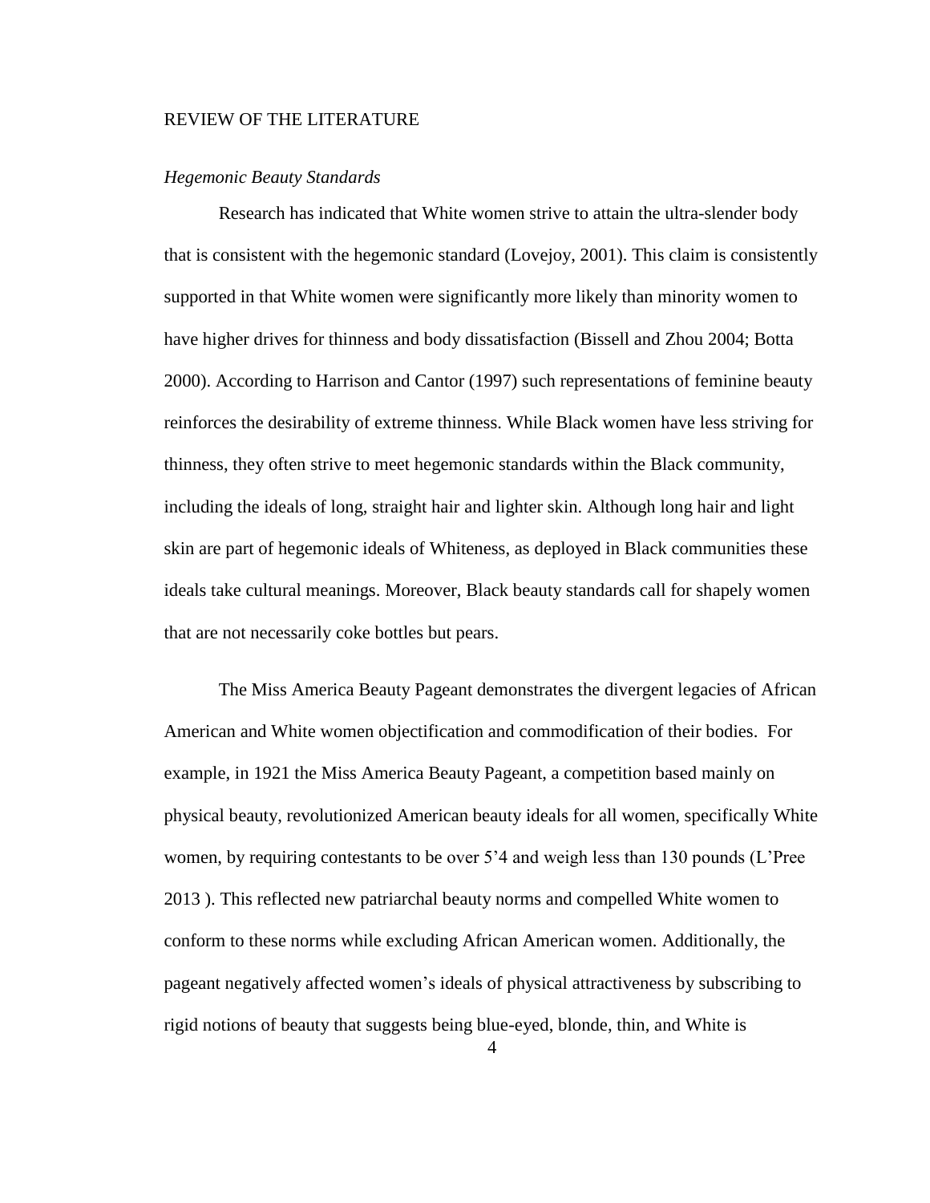## REVIEW OF THE LITERATURE

### *Hegemonic Beauty Standards*

Research has indicated that White women strive to attain the ultra-slender body that is consistent with the hegemonic standard (Lovejoy, 2001). This claim is consistently supported in that White women were significantly more likely than minority women to have higher drives for thinness and body dissatisfaction (Bissell and Zhou 2004; Botta 2000). According to Harrison and Cantor (1997) such representations of feminine beauty reinforces the desirability of extreme thinness. While Black women have less striving for thinness, they often strive to meet hegemonic standards within the Black community, including the ideals of long, straight hair and lighter skin. Although long hair and light skin are part of hegemonic ideals of Whiteness, as deployed in Black communities these ideals take cultural meanings. Moreover, Black beauty standards call for shapely women that are not necessarily coke bottles but pears.

The Miss America Beauty Pageant demonstrates the divergent legacies of African American and White women objectification and commodification of their bodies. For example, in 1921 the Miss America Beauty Pageant, a competition based mainly on physical beauty, revolutionized American beauty ideals for all women, specifically White women, by requiring contestants to be over 5'4 and weigh less than 130 pounds (L'Pree 2013 ). This reflected new patriarchal beauty norms and compelled White women to conform to these norms while excluding African American women. Additionally, the pageant negatively affected women's ideals of physical attractiveness by subscribing to rigid notions of beauty that suggests being blue-eyed, blonde, thin, and White is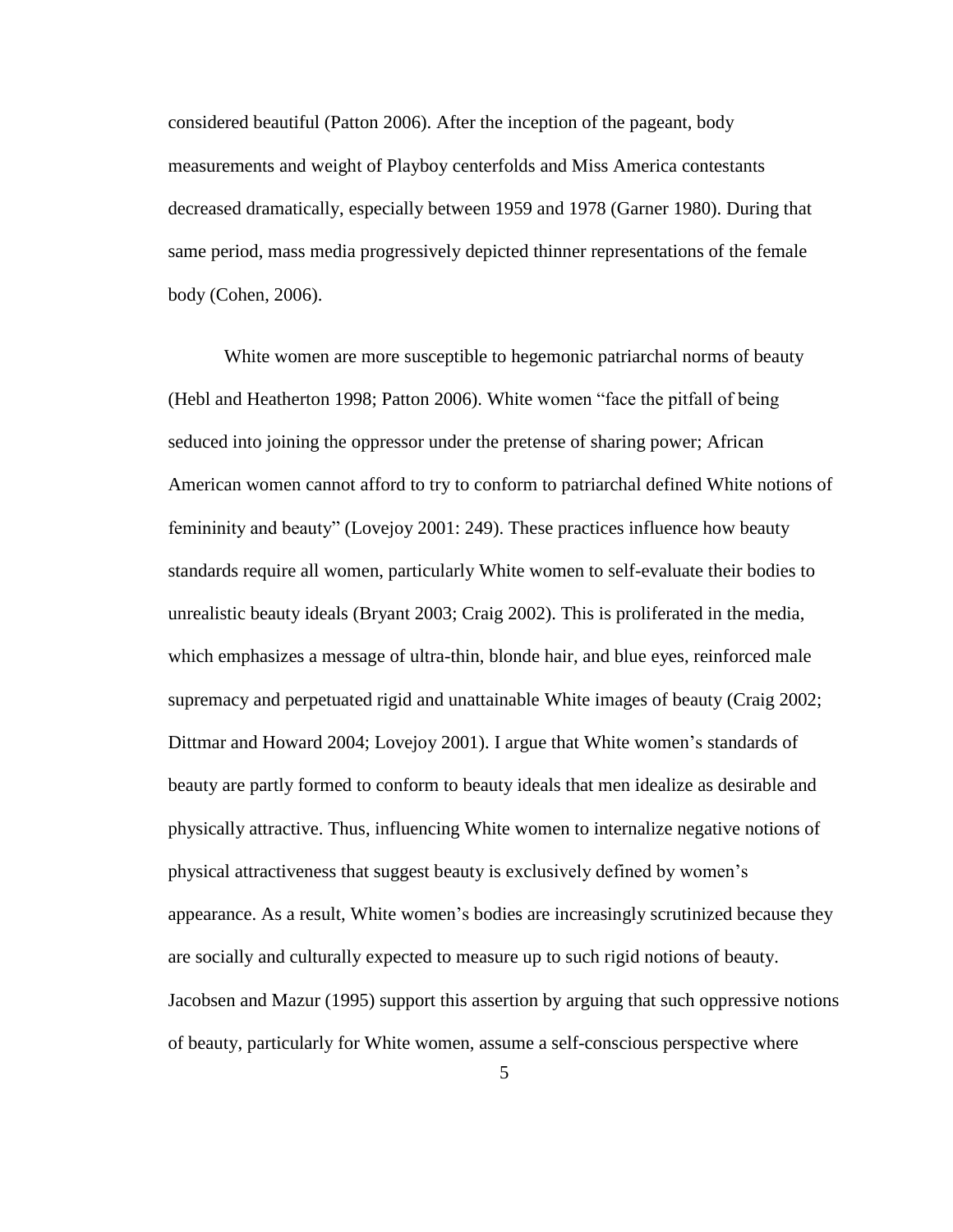considered beautiful (Patton 2006). After the inception of the pageant, body measurements and weight of Playboy centerfolds and Miss America contestants decreased dramatically, especially between 1959 and 1978 (Garner 1980). During that same period, mass media progressively depicted thinner representations of the female body (Cohen, 2006).

White women are more susceptible to hegemonic patriarchal norms of beauty (Hebl and Heatherton 1998; Patton 2006). White women "face the pitfall of being seduced into joining the oppressor under the pretense of sharing power; African American women cannot afford to try to conform to patriarchal defined White notions of femininity and beauty" (Lovejoy 2001: 249). These practices influence how beauty standards require all women, particularly White women to self-evaluate their bodies to unrealistic beauty ideals (Bryant 2003; Craig 2002). This is proliferated in the media, which emphasizes a message of ultra-thin, blonde hair, and blue eyes, reinforced male supremacy and perpetuated rigid and unattainable White images of beauty (Craig 2002; Dittmar and Howard 2004; Lovejoy 2001). I argue that White women's standards of beauty are partly formed to conform to beauty ideals that men idealize as desirable and physically attractive. Thus, influencing White women to internalize negative notions of physical attractiveness that suggest beauty is exclusively defined by women's appearance. As a result, White women's bodies are increasingly scrutinized because they are socially and culturally expected to measure up to such rigid notions of beauty. Jacobsen and Mazur (1995) support this assertion by arguing that such oppressive notions of beauty, particularly for White women, assume a self-conscious perspective where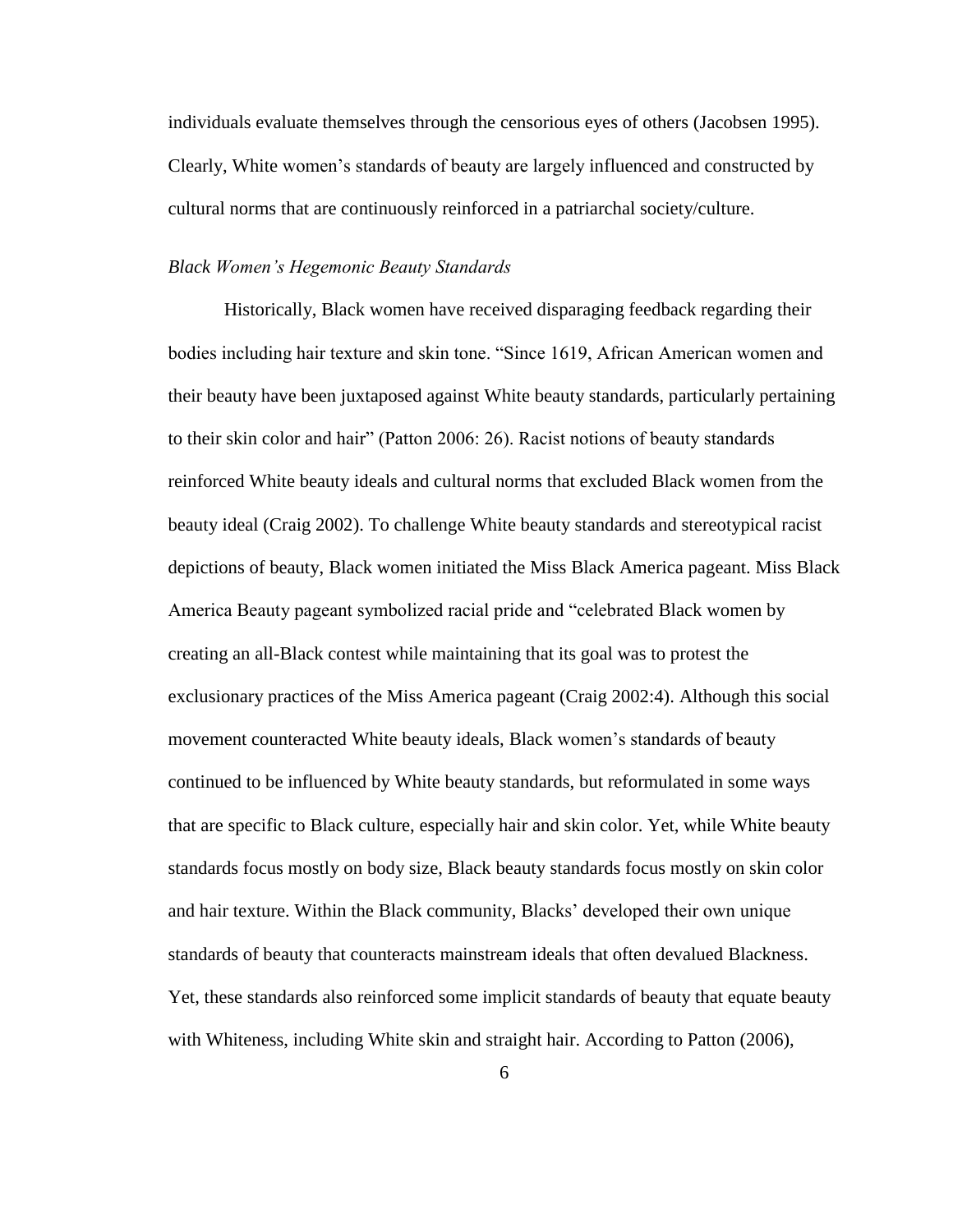individuals evaluate themselves through the censorious eyes of others (Jacobsen 1995). Clearly, White women's standards of beauty are largely influenced and constructed by cultural norms that are continuously reinforced in a patriarchal society/culture.

### *Black Women's Hegemonic Beauty Standards*

Historically, Black women have received disparaging feedback regarding their bodies including hair texture and skin tone. "Since 1619, African American women and their beauty have been juxtaposed against White beauty standards, particularly pertaining to their skin color and hair" (Patton 2006: 26). Racist notions of beauty standards reinforced White beauty ideals and cultural norms that excluded Black women from the beauty ideal (Craig 2002). To challenge White beauty standards and stereotypical racist depictions of beauty, Black women initiated the Miss Black America pageant. Miss Black America Beauty pageant symbolized racial pride and "celebrated Black women by creating an all-Black contest while maintaining that its goal was to protest the exclusionary practices of the Miss America pageant (Craig 2002:4). Although this social movement counteracted White beauty ideals, Black women's standards of beauty continued to be influenced by White beauty standards, but reformulated in some ways that are specific to Black culture, especially hair and skin color. Yet, while White beauty standards focus mostly on body size, Black beauty standards focus mostly on skin color and hair texture. Within the Black community, Blacks' developed their own unique standards of beauty that counteracts mainstream ideals that often devalued Blackness. Yet, these standards also reinforced some implicit standards of beauty that equate beauty with Whiteness, including White skin and straight hair. According to Patton (2006),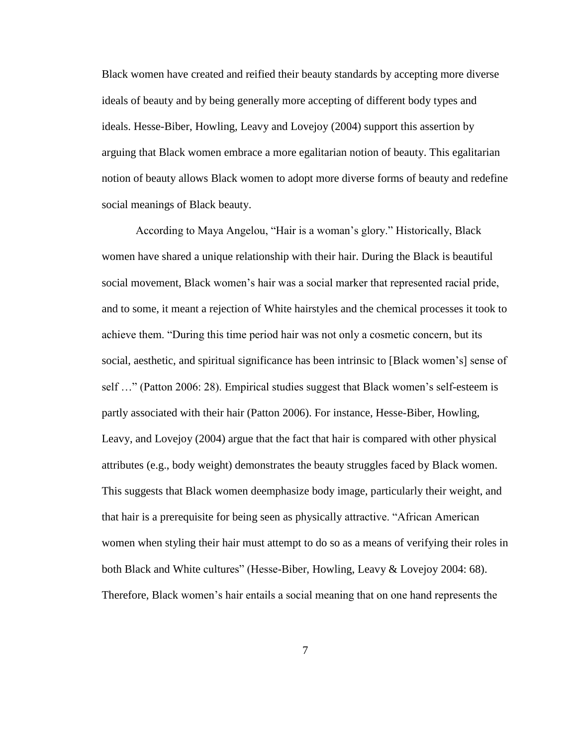Black women have created and reified their beauty standards by accepting more diverse ideals of beauty and by being generally more accepting of different body types and ideals. Hesse-Biber, Howling, Leavy and Lovejoy (2004) support this assertion by arguing that Black women embrace a more egalitarian notion of beauty. This egalitarian notion of beauty allows Black women to adopt more diverse forms of beauty and redefine social meanings of Black beauty.

According to Maya Angelou, "Hair is a woman's glory." Historically, Black women have shared a unique relationship with their hair. During the Black is beautiful social movement, Black women's hair was a social marker that represented racial pride, and to some, it meant a rejection of White hairstyles and the chemical processes it took to achieve them. "During this time period hair was not only a cosmetic concern, but its social, aesthetic, and spiritual significance has been intrinsic to [Black women's] sense of self …" (Patton 2006: 28). Empirical studies suggest that Black women's self-esteem is partly associated with their hair (Patton 2006). For instance, Hesse-Biber, Howling, Leavy, and Lovejoy (2004) argue that the fact that hair is compared with other physical attributes (e.g., body weight) demonstrates the beauty struggles faced by Black women. This suggests that Black women deemphasize body image, particularly their weight, and that hair is a prerequisite for being seen as physically attractive. "African American women when styling their hair must attempt to do so as a means of verifying their roles in both Black and White cultures" (Hesse-Biber, Howling, Leavy & Lovejoy 2004: 68). Therefore, Black women's hair entails a social meaning that on one hand represents the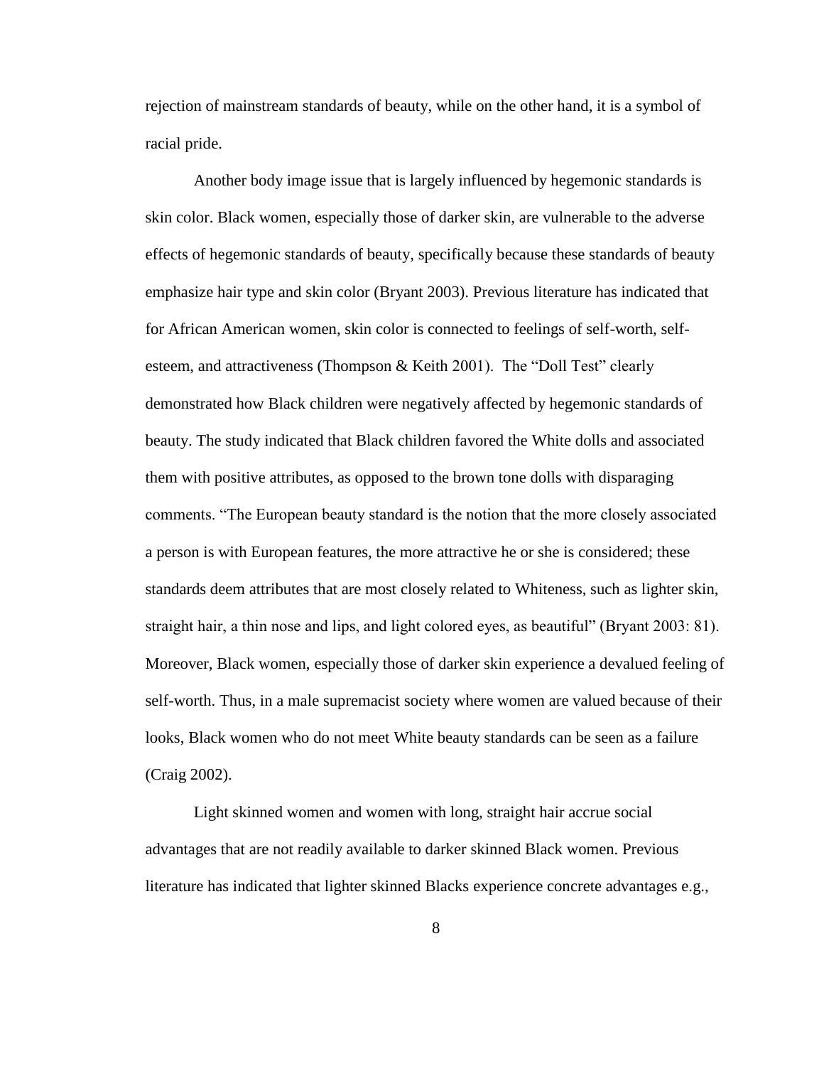rejection of mainstream standards of beauty, while on the other hand, it is a symbol of racial pride.

Another body image issue that is largely influenced by hegemonic standards is skin color. Black women, especially those of darker skin, are vulnerable to the adverse effects of hegemonic standards of beauty, specifically because these standards of beauty emphasize hair type and skin color (Bryant 2003). Previous literature has indicated that for African American women, skin color is connected to feelings of self-worth, self-esteem, and attractiveness (Thompson & Keith 2001). The "Doll Test" clearly demonstrated how Black children were negatively affected by hegemonic standards of beauty. The study indicated that Black children favored the White dolls and associated them with positive attributes, as opposed to the brown tone dolls with disparaging comments. "The European beauty standard is the notion that the more closely associated a person is with European features, the more attractive he or she is considered; these standards deem attributes that are most closely related to Whiteness, such as lighter skin, straight hair, a thin nose and lips, and light colored eyes, as beautiful" (Bryant 2003: 81). Moreover, Black women, especially those of darker skin experience a devalued feeling of self-worth. Thus, in a male supremacist society where women are valued because of their looks, Black women who do not meet White beauty standards can be seen as a failure (Craig 2002).

Light skinned women and women with long, straight hair accrue social advantages that are not readily available to darker skinned Black women. Previous literature has indicated that lighter skinned Blacks experience concrete advantages e.g.,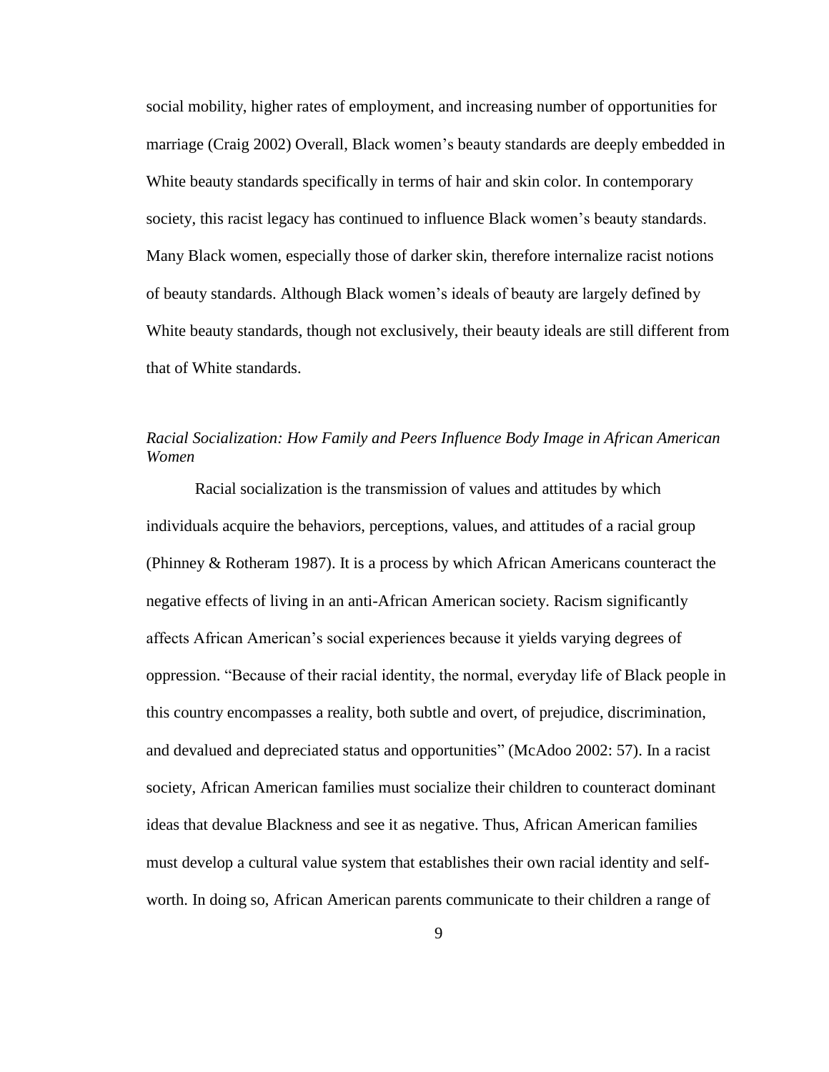social mobility, higher rates of employment, and increasing number of opportunities for marriage (Craig 2002) Overall, Black women's beauty standards are deeply embedded in White beauty standards specifically in terms of hair and skin color. In contemporary society, this racist legacy has continued to influence Black women's beauty standards. Many Black women, especially those of darker skin, therefore internalize racist notions of beauty standards. Although Black women's ideals of beauty are largely defined by White beauty standards, though not exclusively, their beauty ideals are still different from that of White standards.

### *Racial Socialization: How Family and Peers Influence Body Image in African American Women*

Racial socialization is the transmission of values and attitudes by which individuals acquire the behaviors, perceptions, values, and attitudes of a racial group (Phinney & Rotheram 1987). It is a process by which African Americans counteract the negative effects of living in an anti-African American society. Racism significantly affects African American's social experiences because it yields varying degrees of oppression. "Because of their racial identity, the normal, everyday life of Black people in this country encompasses a reality, both subtle and overt, of prejudice, discrimination, and devalued and depreciated status and opportunities" (McAdoo 2002: 57). In a racist society, African American families must socialize their children to counteract dominant ideas that devalue Blackness and see it as negative. Thus, African American families must develop a cultural value system that establishes their own racial identity and self-worth. In doing so, African American parents communicate to their children a range of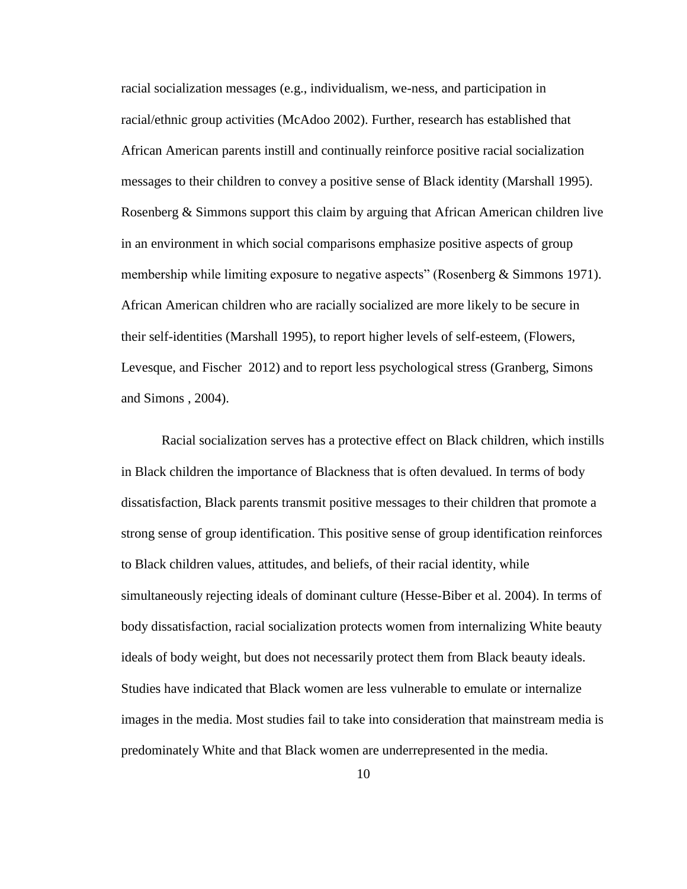racial socialization messages (e.g., individualism, we-ness, and participation in racial/ethnic group activities (McAdoo 2002). Further, research has established that African American parents instill and continually reinforce positive racial socialization messages to their children to convey a positive sense of Black identity (Marshall 1995). Rosenberg & Simmons support this claim by arguing that African American children live in an environment in which social comparisons emphasize positive aspects of group membership while limiting exposure to negative aspects" (Rosenberg & Simmons 1971). African American children who are racially socialized are more likely to be secure in their self-identities (Marshall 1995), to report higher levels of self-esteem, (Flowers, Levesque, and Fischer 2012) and to report less psychological stress (Granberg, Simons and Simons , 2004).

Racial socialization serves has a protective effect on Black children, which instills in Black children the importance of Blackness that is often devalued. In terms of body dissatisfaction, Black parents transmit positive messages to their children that promote a strong sense of group identification. This positive sense of group identification reinforces to Black children values, attitudes, and beliefs, of their racial identity, while simultaneously rejecting ideals of dominant culture (Hesse-Biber et al. 2004). In terms of body dissatisfaction, racial socialization protects women from internalizing White beauty ideals of body weight, but does not necessarily protect them from Black beauty ideals. Studies have indicated that Black women are less vulnerable to emulate or internalize images in the media. Most studies fail to take into consideration that mainstream media is predominately White and that Black women are underrepresented in the media.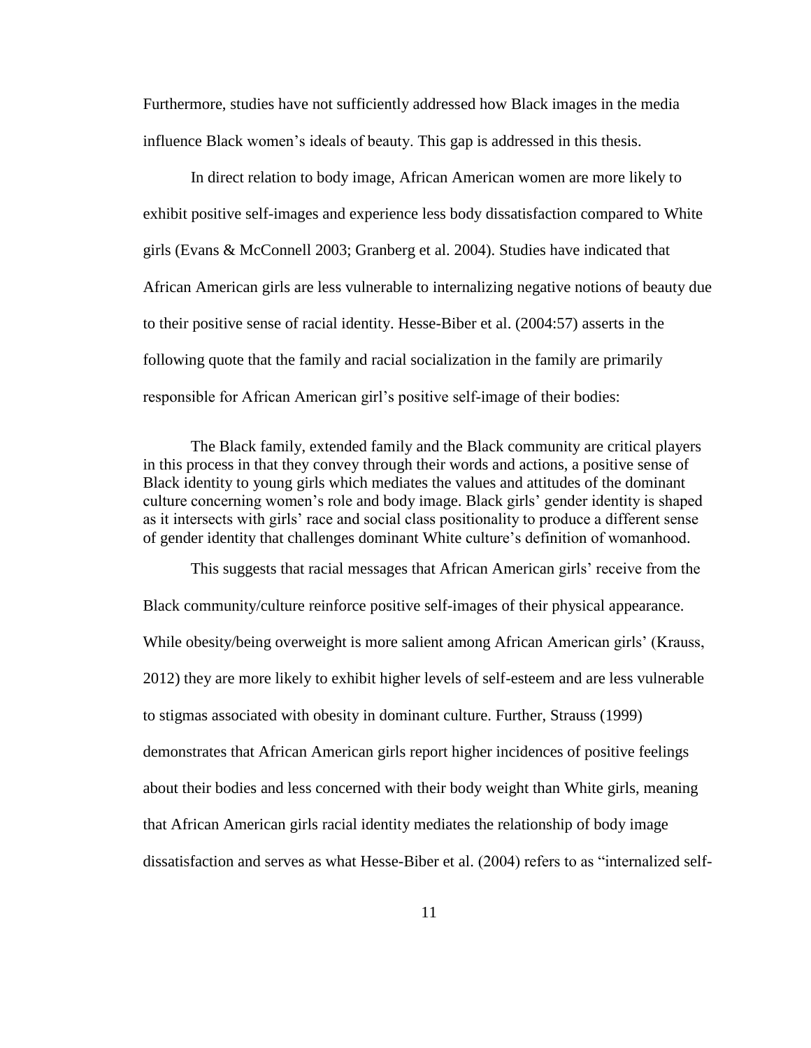Furthermore, studies have not sufficiently addressed how Black images in the media influence Black women's ideals of beauty. This gap is addressed in this thesis.

In direct relation to body image, African American women are more likely to exhibit positive self-images and experience less body dissatisfaction compared to White girls (Evans & McConnell 2003; Granberg et al. 2004). Studies have indicated that African American girls are less vulnerable to internalizing negative notions of beauty due to their positive sense of racial identity. Hesse-Biber et al. (2004:57) asserts in the following quote that the family and racial socialization in the family are primarily responsible for African American girl's positive self-image of their bodies:

> The Black family, extended family and the Black community are critical players in this process in that they convey through their words and actions, a positive sense of Black identity to young girls which mediates the values and attitudes of the dominant culture concerning women's role and body image. Black girls' gender identity is shaped as it intersects with girls' race and social class positionality to produce a different sense of gender identity that challenges dominant White culture's definition of womanhood.

This suggests that racial messages that African American girls' receive from the Black community/culture reinforce positive self-images of their physical appearance. While obesity/being overweight is more salient among African American girls' (Krauss, 2012) they are more likely to exhibit higher levels of self-esteem and are less vulnerable to stigmas associated with obesity in dominant culture. Further, Strauss (1999) demonstrates that African American girls report higher incidences of positive feelings about their bodies and less concerned with their body weight than White girls, meaning that African American girls racial identity mediates the relationship of body image dissatisfaction and serves as what Hesse-Biber et al. (2004) refers to as "internalized self-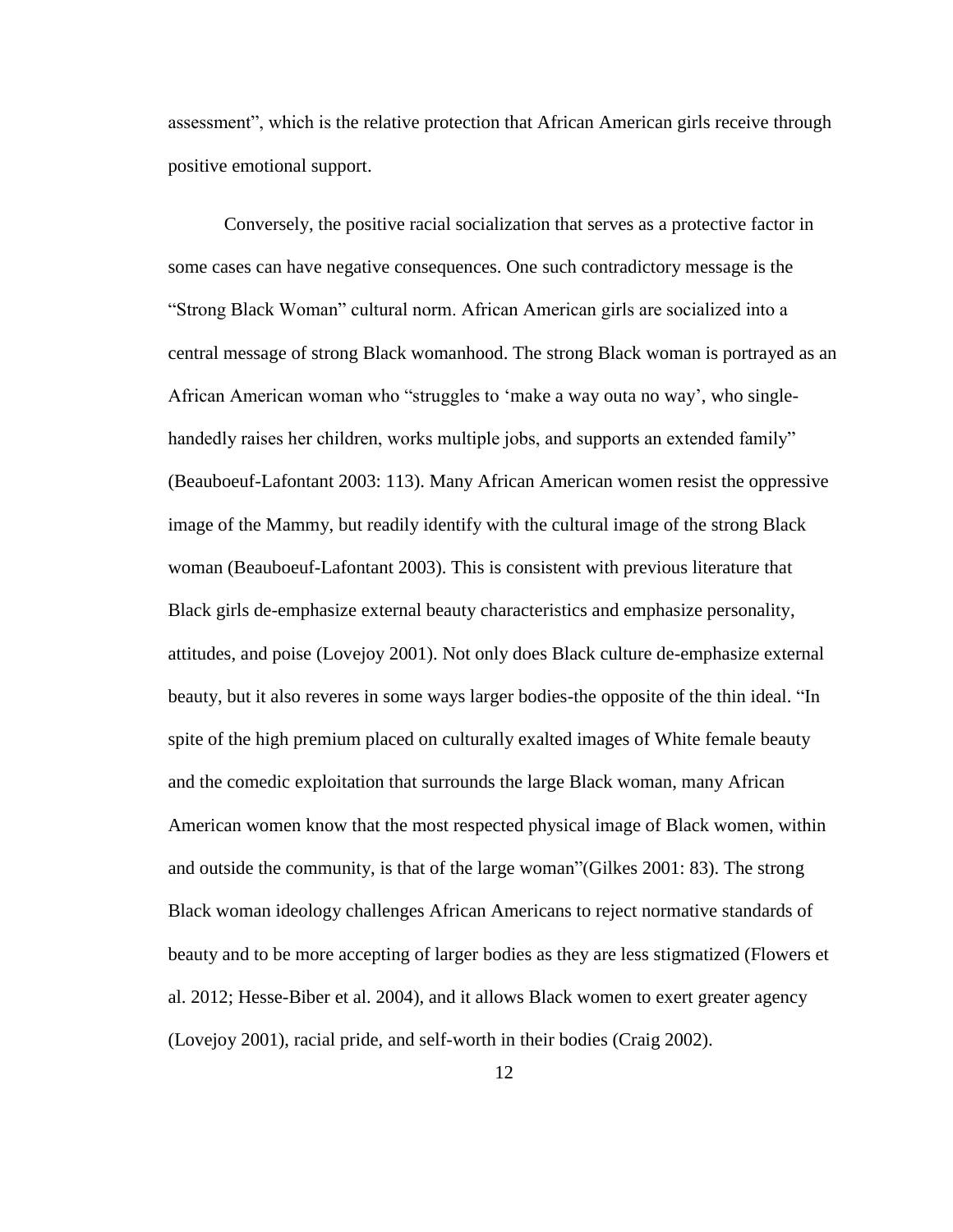assessment", which is the relative protection that African American girls receive through positive emotional support.

Conversely, the positive racial socialization that serves as a protective factor in some cases can have negative consequences. One such contradictory message is the "Strong Black Woman" cultural norm. African American girls are socialized into a central message of strong Black womanhood. The strong Black woman is portrayed as an African American woman who "struggles to 'make a way outa no way', who single-handedly raises her children, works multiple jobs, and supports an extended family" (Beauboeuf-Lafontant 2003: 113). Many African American women resist the oppressive image of the Mammy, but readily identify with the cultural image of the strong Black woman (Beauboeuf-Lafontant 2003). This is consistent with previous literature that Black girls de-emphasize external beauty characteristics and emphasize personality, attitudes, and poise (Lovejoy 2001). Not only does Black culture de-emphasize external beauty, but it also reveres in some ways larger bodies-the opposite of the thin ideal. "In spite of the high premium placed on culturally exalted images of White female beauty and the comedic exploitation that surrounds the large Black woman, many African American women know that the most respected physical image of Black women, within and outside the community, is that of the large woman"(Gilkes 2001: 83). The strong Black woman ideology challenges African Americans to reject normative standards of beauty and to be more accepting of larger bodies as they are less stigmatized (Flowers et al. 2012; Hesse-Biber et al. 2004), and it allows Black women to exert greater agency (Lovejoy 2001), racial pride, and self-worth in their bodies (Craig 2002).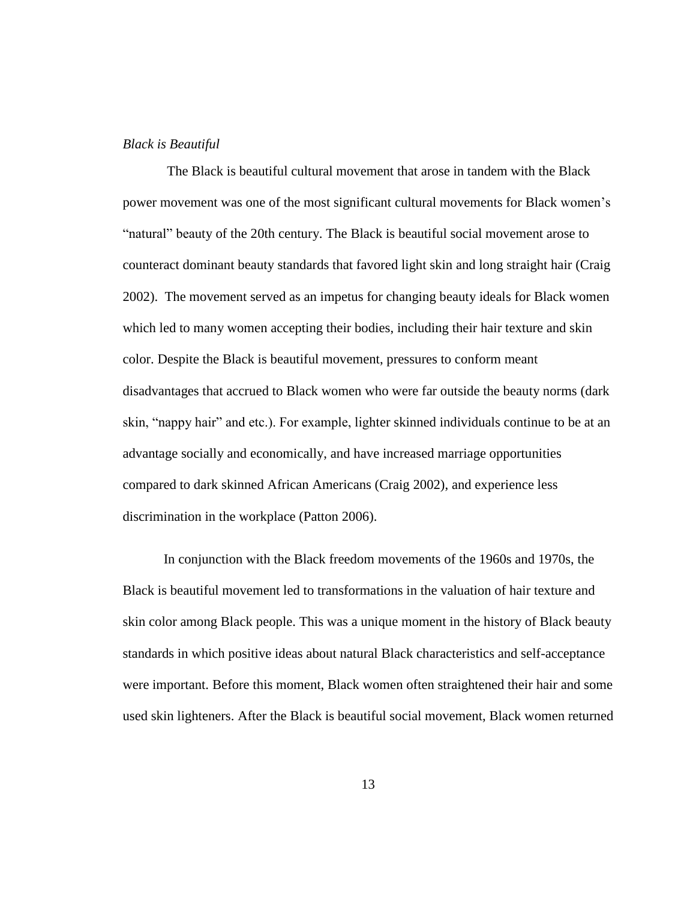*Black is Beautiful*

The Black is beautiful cultural movement that arose in tandem with the Black power movement was one of the most significant cultural movements for Black women's "natural" beauty of the 20th century. The Black is beautiful social movement arose to counteract dominant beauty standards that favored light skin and long straight hair (Craig 2002). The movement served as an impetus for changing beauty ideals for Black women which led to many women accepting their bodies, including their hair texture and skin color. Despite the Black is beautiful movement, pressures to conform meant disadvantages that accrued to Black women who were far outside the beauty norms (dark skin, "nappy hair" and etc.). For example, lighter skinned individuals continue to be at an advantage socially and economically, and have increased marriage opportunities compared to dark skinned African Americans (Craig 2002), and experience less discrimination in the workplace (Patton 2006).

In conjunction with the Black freedom movements of the 1960s and 1970s, the Black is beautiful movement led to transformations in the valuation of hair texture and skin color among Black people. This was a unique moment in the history of Black beauty standards in which positive ideas about natural Black characteristics and self-acceptance were important. Before this moment, Black women often straightened their hair and some used skin lighteners. After the Black is beautiful social movement, Black women returned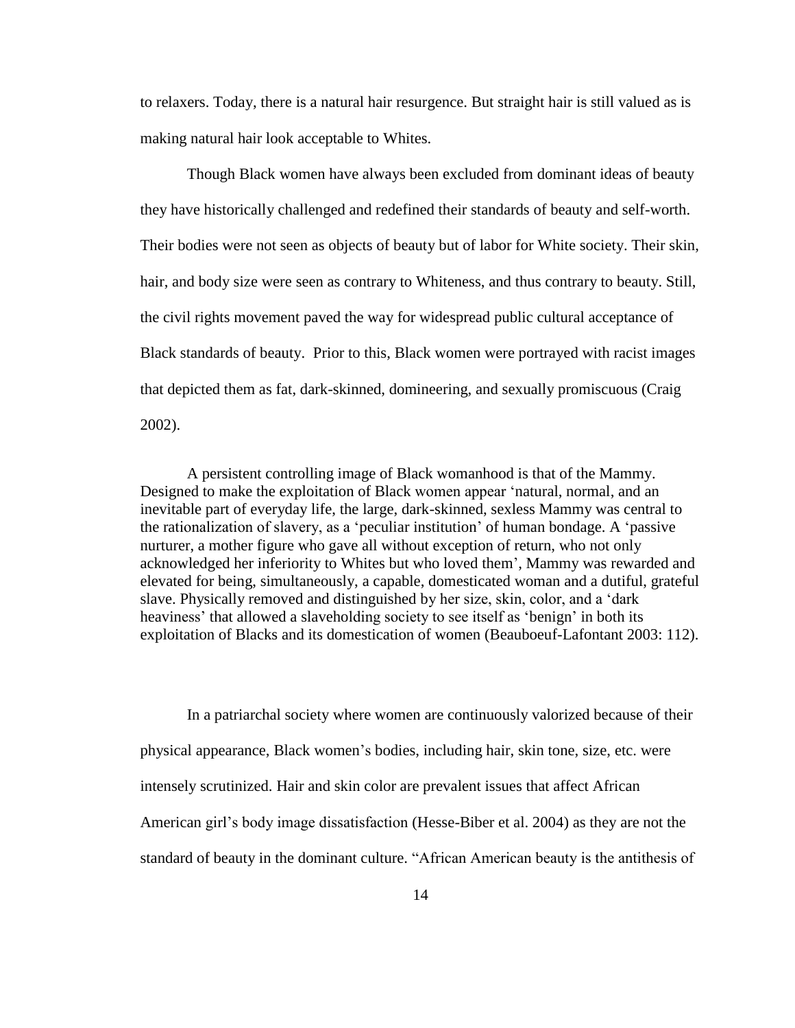to relaxers. Today, there is a natural hair resurgence. But straight hair is still valued as is making natural hair look acceptable to Whites.

Though Black women have always been excluded from dominant ideas of beauty they have historically challenged and redefined their standards of beauty and self-worth. Their bodies were not seen as objects of beauty but of labor for White society. Their skin, hair, and body size were seen as contrary to Whiteness, and thus contrary to beauty. Still, the civil rights movement paved the way for widespread public cultural acceptance of Black standards of beauty. Prior to this, Black women were portrayed with racist images that depicted them as fat, dark-skinned, domineering, and sexually promiscuous (Craig 2002).

> A persistent controlling image of Black womanhood is that of the Mammy. Designed to make the exploitation of Black women appear 'natural, normal, and an inevitable part of everyday life, the large, dark-skinned, sexless Mammy was central to the rationalization of slavery, as a 'peculiar institution' of human bondage. A 'passive nurturer, a mother figure who gave all without exception of return, who not only acknowledged her inferiority to Whites but who loved them', Mammy was rewarded and elevated for being, simultaneously, a capable, domesticated woman and a dutiful, grateful slave. Physically removed and distinguished by her size, skin, color, and a 'dark heaviness' that allowed a slaveholding society to see itself as 'benign' in both its exploitation of Blacks and its domestication of women (Beauboeuf-Lafontant 2003: 112).

In a patriarchal society where women are continuously valorized because of their physical appearance, Black women's bodies, including hair, skin tone, size, etc. were intensely scrutinized. Hair and skin color are prevalent issues that affect African American girl's body image dissatisfaction (Hesse-Biber et al. 2004) as they are not the standard of beauty in the dominant culture. "African American beauty is the antithesis of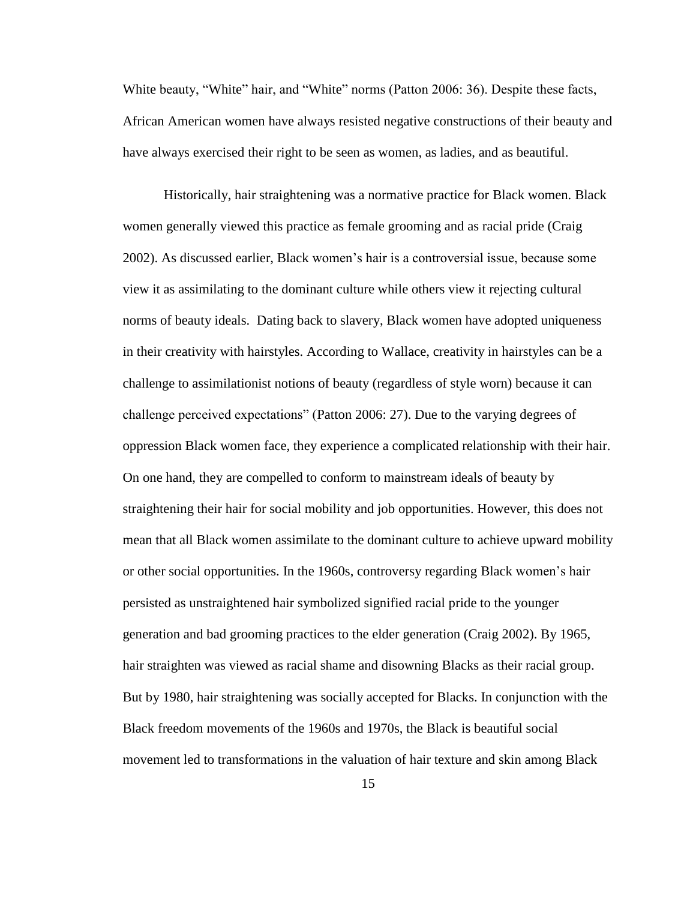White beauty, "White" hair, and "White" norms (Patton 2006: 36). Despite these facts, African American women have always resisted negative constructions of their beauty and have always exercised their right to be seen as women, as ladies, and as beautiful.

Historically, hair straightening was a normative practice for Black women. Black women generally viewed this practice as female grooming and as racial pride (Craig 2002). As discussed earlier, Black women's hair is a controversial issue, because some view it as assimilating to the dominant culture while others view it rejecting cultural norms of beauty ideals. Dating back to slavery, Black women have adopted uniqueness in their creativity with hairstyles. According to Wallace, creativity in hairstyles can be a challenge to assimilationist notions of beauty (regardless of style worn) because it can challenge perceived expectations" (Patton 2006: 27). Due to the varying degrees of oppression Black women face, they experience a complicated relationship with their hair. On one hand, they are compelled to conform to mainstream ideals of beauty by straightening their hair for social mobility and job opportunities. However, this does not mean that all Black women assimilate to the dominant culture to achieve upward mobility or other social opportunities. In the 1960s, controversy regarding Black women's hair persisted as unstraightened hair symbolized signified racial pride to the younger generation and bad grooming practices to the elder generation (Craig 2002). By 1965, hair straighten was viewed as racial shame and disowning Blacks as their racial group. But by 1980, hair straightening was socially accepted for Blacks. In conjunction with the Black freedom movements of the 1960s and 1970s, the Black is beautiful social movement led to transformations in the valuation of hair texture and skin among Black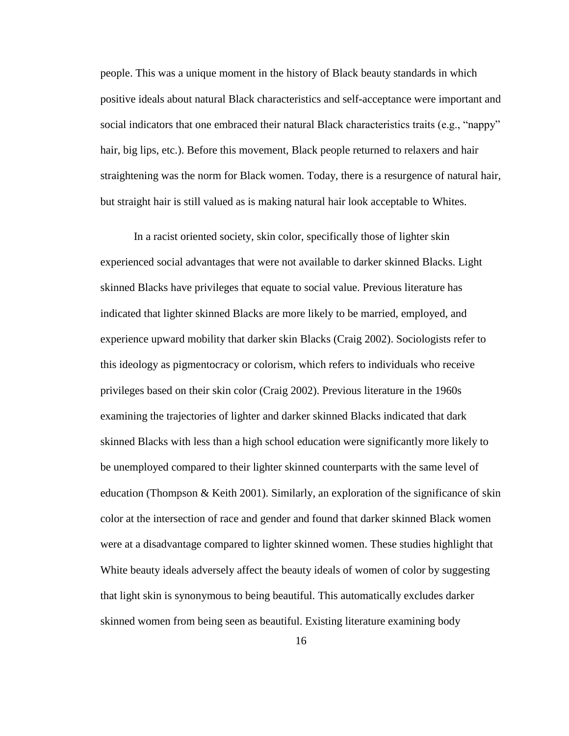people. This was a unique moment in the history of Black beauty standards in which positive ideals about natural Black characteristics and self-acceptance were important and social indicators that one embraced their natural Black characteristics traits (e.g., "nappy" hair, big lips, etc.). Before this movement, Black people returned to relaxers and hair straightening was the norm for Black women. Today, there is a resurgence of natural hair, but straight hair is still valued as is making natural hair look acceptable to Whites.

In a racist oriented society, skin color, specifically those of lighter skin experienced social advantages that were not available to darker skinned Blacks. Light skinned Blacks have privileges that equate to social value. Previous literature has indicated that lighter skinned Blacks are more likely to be married, employed, and experience upward mobility that darker skin Blacks (Craig 2002). Sociologists refer to this ideology as pigmentocracy or colorism, which refers to individuals who receive privileges based on their skin color (Craig 2002). Previous literature in the 1960s examining the trajectories of lighter and darker skinned Blacks indicated that dark skinned Blacks with less than a high school education were significantly more likely to be unemployed compared to their lighter skinned counterparts with the same level of education (Thompson & Keith 2001). Similarly, an exploration of the significance of skin color at the intersection of race and gender and found that darker skinned Black women were at a disadvantage compared to lighter skinned women. These studies highlight that White beauty ideals adversely affect the beauty ideals of women of color by suggesting that light skin is synonymous to being beautiful. This automatically excludes darker skinned women from being seen as beautiful. Existing literature examining body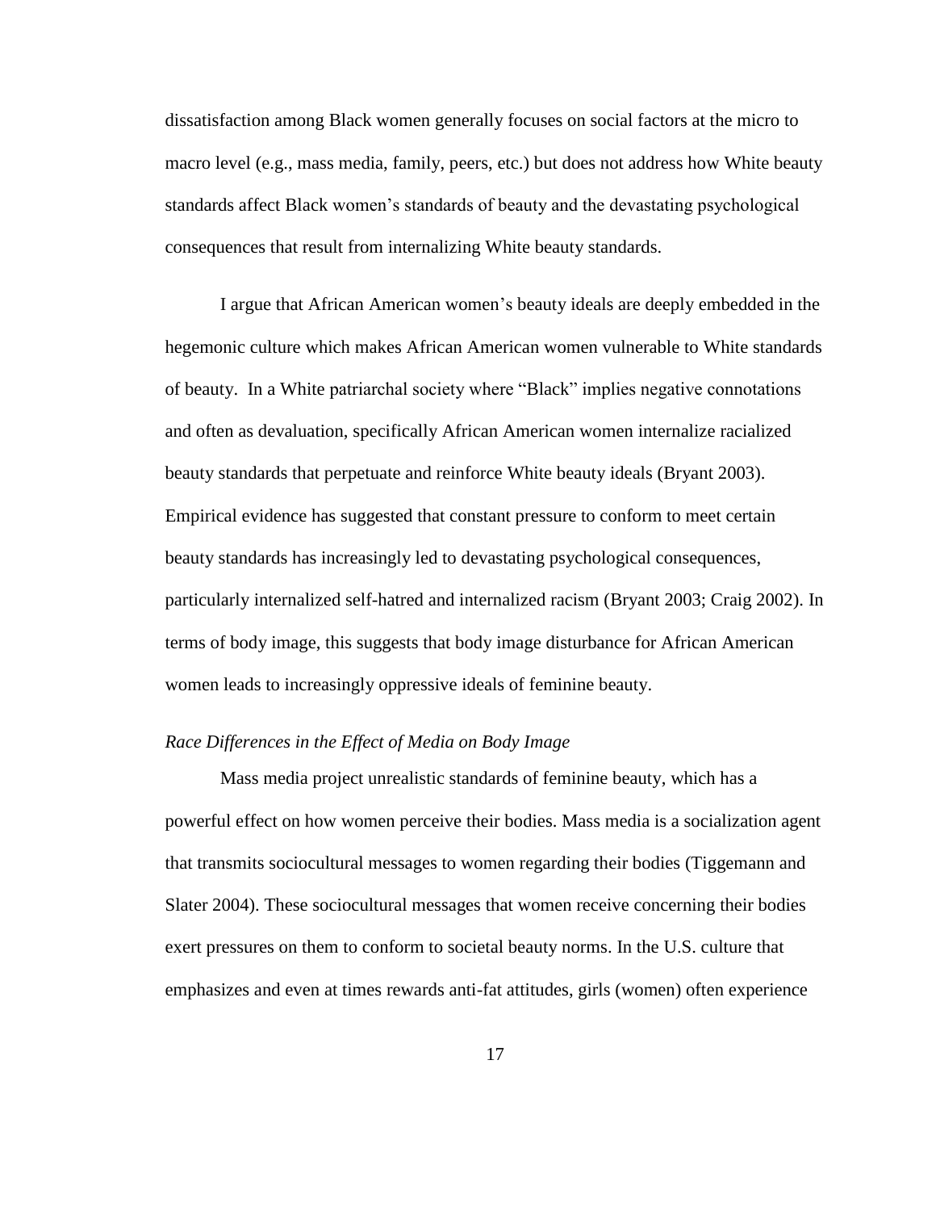dissatisfaction among Black women generally focuses on social factors at the micro to macro level (e.g., mass media, family, peers, etc.) but does not address how White beauty standards affect Black women's standards of beauty and the devastating psychological consequences that result from internalizing White beauty standards.

I argue that African American women's beauty ideals are deeply embedded in the hegemonic culture which makes African American women vulnerable to White standards of beauty. In a White patriarchal society where "Black" implies negative connotations and often as devaluation, specifically African American women internalize racialized beauty standards that perpetuate and reinforce White beauty ideals (Bryant 2003). Empirical evidence has suggested that constant pressure to conform to meet certain beauty standards has increasingly led to devastating psychological consequences, particularly internalized self-hatred and internalized racism (Bryant 2003; Craig 2002). In terms of body image, this suggests that body image disturbance for African American women leads to increasingly oppressive ideals of feminine beauty.

*Race Differences in the Effect of Media on Body Image*

Mass media project unrealistic standards of feminine beauty, which has a powerful effect on how women perceive their bodies. Mass media is a socialization agent that transmits sociocultural messages to women regarding their bodies (Tiggemann and Slater 2004). These sociocultural messages that women receive concerning their bodies exert pressures on them to conform to societal beauty norms. In the U.S. culture that emphasizes and even at times rewards anti-fat attitudes, girls (women) often experience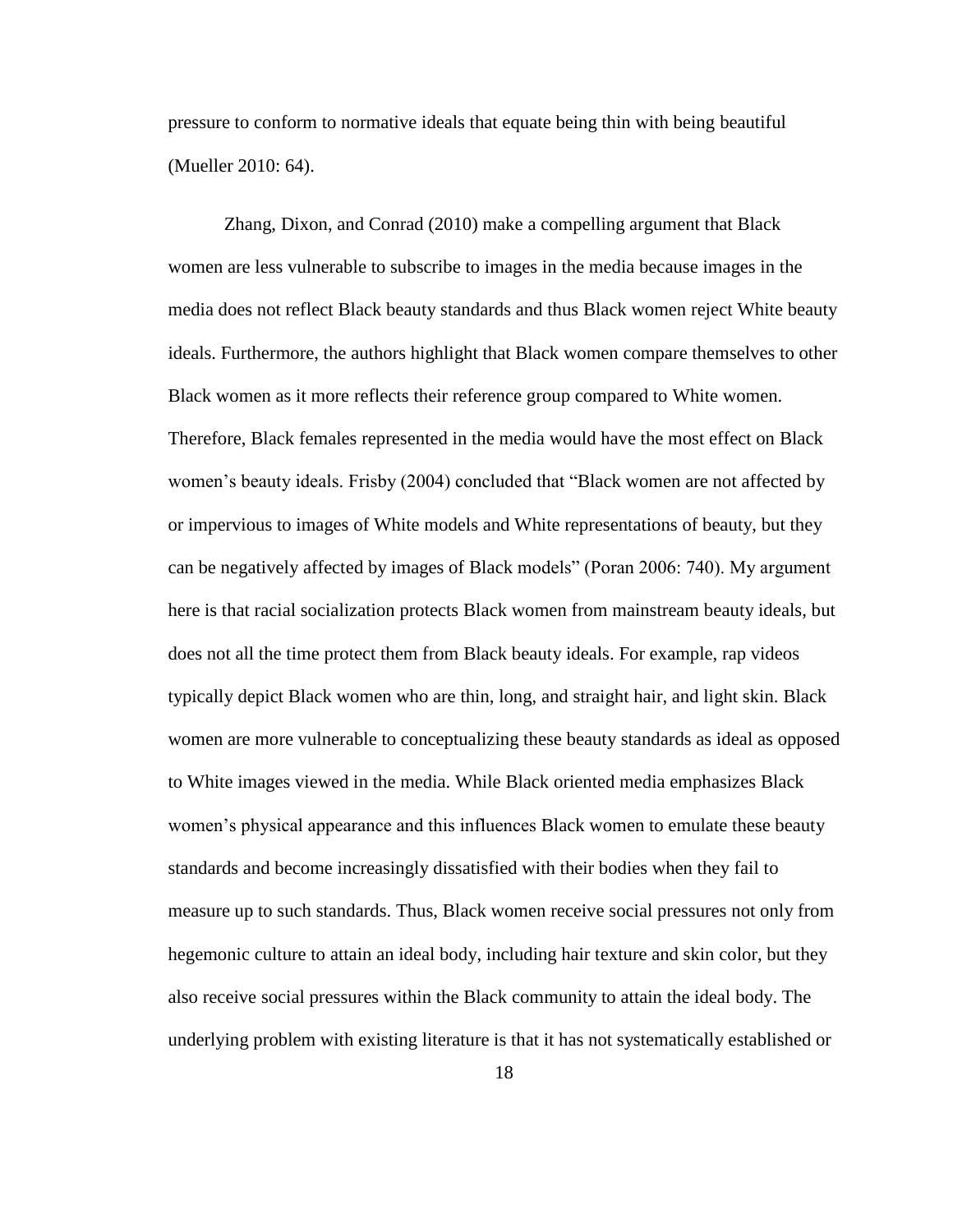pressure to conform to normative ideals that equate being thin with being beautiful (Mueller 2010: 64).

Zhang, Dixon, and Conrad (2010) make a compelling argument that Black women are less vulnerable to subscribe to images in the media because images in the media does not reflect Black beauty standards and thus Black women reject White beauty ideals. Furthermore, the authors highlight that Black women compare themselves to other Black women as it more reflects their reference group compared to White women. Therefore, Black females represented in the media would have the most effect on Black women's beauty ideals. Frisby (2004) concluded that "Black women are not affected by or impervious to images of White models and White representations of beauty, but they can be negatively affected by images of Black models" (Poran 2006: 740). My argument here is that racial socialization protects Black women from mainstream beauty ideals, but does not all the time protect them from Black beauty ideals. For example, rap videos typically depict Black women who are thin, long, and straight hair, and light skin. Black women are more vulnerable to conceptualizing these beauty standards as ideal as opposed to White images viewed in the media. While Black oriented media emphasizes Black women's physical appearance and this influences Black women to emulate these beauty standards and become increasingly dissatisfied with their bodies when they fail to measure up to such standards. Thus, Black women receive social pressures not only from hegemonic culture to attain an ideal body, including hair texture and skin color, but they also receive social pressures within the Black community to attain the ideal body. The underlying problem with existing literature is that it has not systematically established or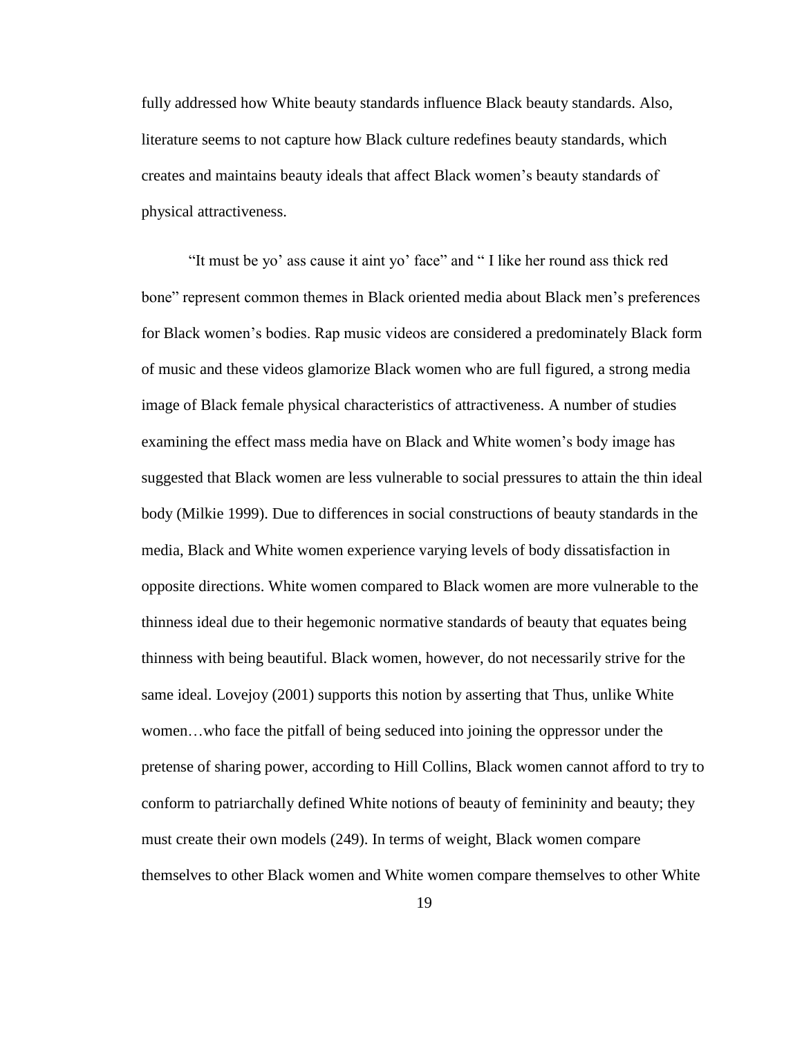fully addressed how White beauty standards influence Black beauty standards. Also, literature seems to not capture how Black culture redefines beauty standards, which creates and maintains beauty ideals that affect Black women's beauty standards of physical attractiveness.

"It must be yo' ass cause it aint yo' face" and " I like her round ass thick red bone" represent common themes in Black oriented media about Black men's preferences for Black women's bodies. Rap music videos are considered a predominately Black form of music and these videos glamorize Black women who are full figured, a strong media image of Black female physical characteristics of attractiveness. A number of studies examining the effect mass media have on Black and White women's body image has suggested that Black women are less vulnerable to social pressures to attain the thin ideal body (Milkie 1999). Due to differences in social constructions of beauty standards in the media, Black and White women experience varying levels of body dissatisfaction in opposite directions. White women compared to Black women are more vulnerable to the thinness ideal due to their hegemonic normative standards of beauty that equates being thinness with being beautiful. Black women, however, do not necessarily strive for the same ideal. Lovejoy (2001) supports this notion by asserting that Thus, unlike White women…who face the pitfall of being seduced into joining the oppressor under the pretense of sharing power, according to Hill Collins, Black women cannot afford to try to conform to patriarchally defined White notions of beauty of femininity and beauty; they must create their own models (249). In terms of weight, Black women compare themselves to other Black women and White women compare themselves to other White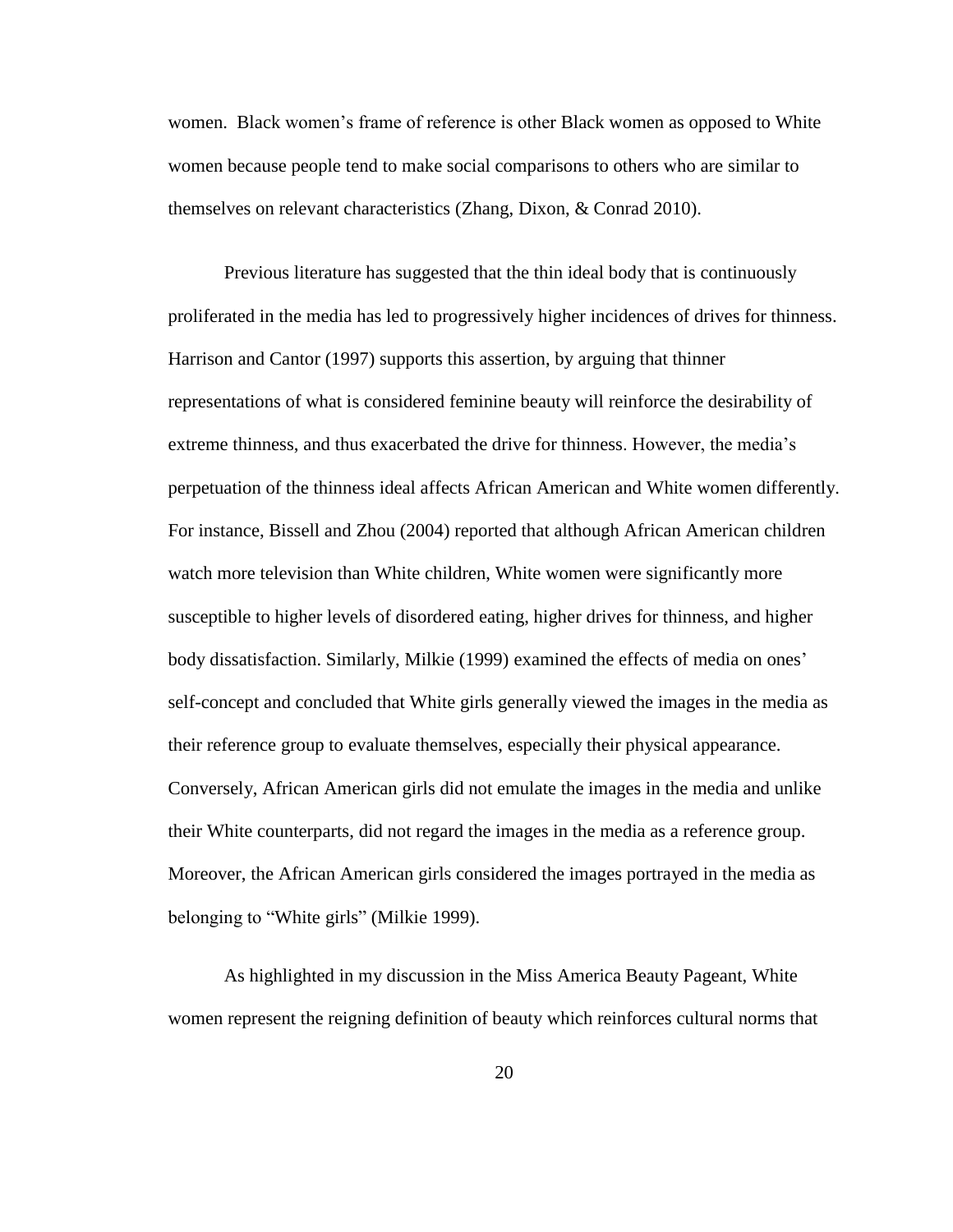women. Black women's frame of reference is other Black women as opposed to White women because people tend to make social comparisons to others who are similar to themselves on relevant characteristics (Zhang, Dixon, & Conrad 2010).

Previous literature has suggested that the thin ideal body that is continuously proliferated in the media has led to progressively higher incidences of drives for thinness. Harrison and Cantor (1997) supports this assertion, by arguing that thinner representations of what is considered feminine beauty will reinforce the desirability of extreme thinness, and thus exacerbated the drive for thinness. However, the media's perpetuation of the thinness ideal affects African American and White women differently. For instance, Bissell and Zhou (2004) reported that although African American children watch more television than White children, White women were significantly more susceptible to higher levels of disordered eating, higher drives for thinness, and higher body dissatisfaction. Similarly, Milkie (1999) examined the effects of media on ones' self-concept and concluded that White girls generally viewed the images in the media as their reference group to evaluate themselves, especially their physical appearance. Conversely, African American girls did not emulate the images in the media and unlike their White counterparts, did not regard the images in the media as a reference group. Moreover, the African American girls considered the images portrayed in the media as belonging to "White girls" (Milkie 1999).

As highlighted in my discussion in the Miss America Beauty Pageant, White women represent the reigning definition of beauty which reinforces cultural norms that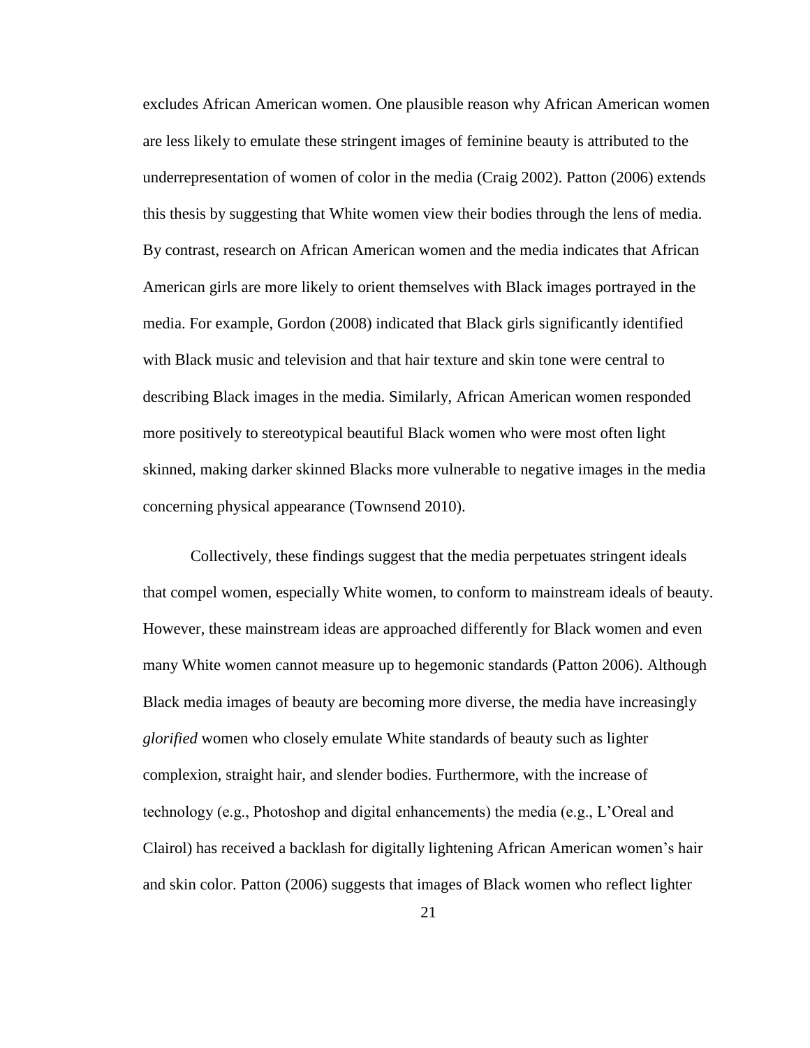excludes African American women. One plausible reason why African American women are less likely to emulate these stringent images of feminine beauty is attributed to the underrepresentation of women of color in the media (Craig 2002). Patton (2006) extends this thesis by suggesting that White women view their bodies through the lens of media. By contrast, research on African American women and the media indicates that African American girls are more likely to orient themselves with Black images portrayed in the media. For example, Gordon (2008) indicated that Black girls significantly identified with Black music and television and that hair texture and skin tone were central to describing Black images in the media. Similarly, African American women responded more positively to stereotypical beautiful Black women who were most often light skinned, making darker skinned Blacks more vulnerable to negative images in the media concerning physical appearance (Townsend 2010).

Collectively, these findings suggest that the media perpetuates stringent ideals that compel women, especially White women, to conform to mainstream ideals of beauty. However, these mainstream ideas are approached differently for Black women and even many White women cannot measure up to hegemonic standards (Patton 2006). Although Black media images of beauty are becoming more diverse, the media have increasingly *glorified* women who closely emulate White standards of beauty such as lighter complexion, straight hair, and slender bodies. Furthermore, with the increase of technology (e.g., Photoshop and digital enhancements) the media (e.g., L'Oreal and Clairol) has received a backlash for digitally lightening African American women's hair and skin color. Patton (2006) suggests that images of Black women who reflect lighter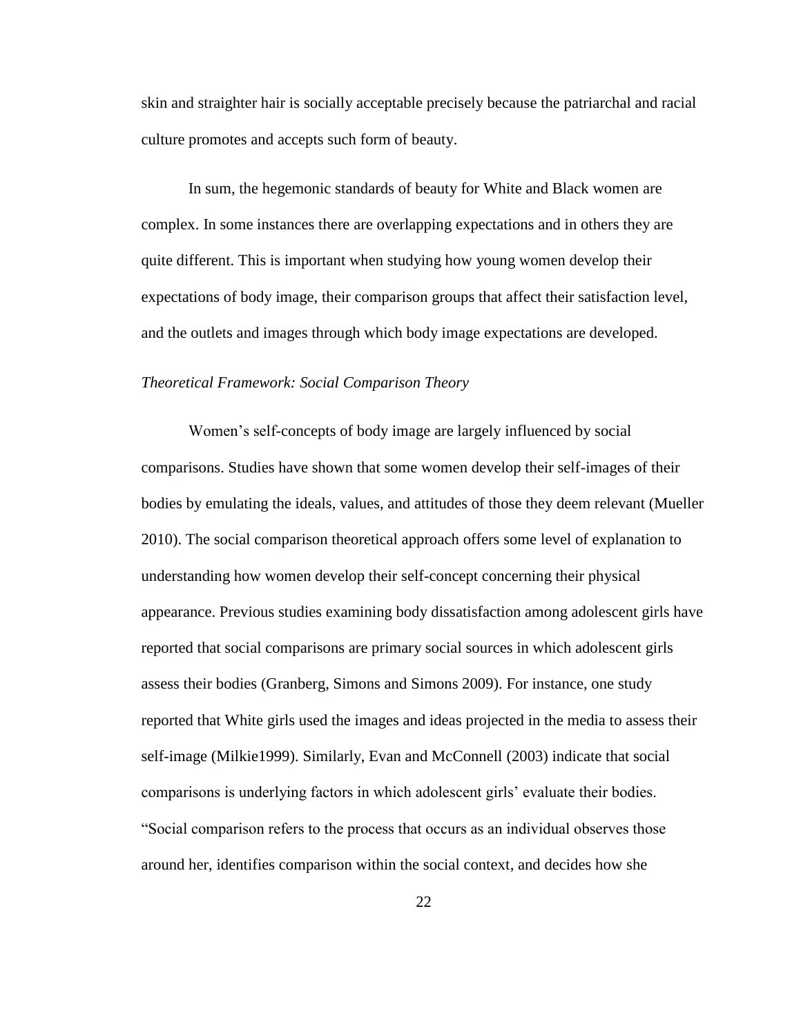skin and straighter hair is socially acceptable precisely because the patriarchal and racial culture promotes and accepts such form of beauty.

In sum, the hegemonic standards of beauty for White and Black women are complex. In some instances there are overlapping expectations and in others they are quite different. This is important when studying how young women develop their expectations of body image, their comparison groups that affect their satisfaction level, and the outlets and images through which body image expectations are developed.

*Theoretical Framework: Social Comparison Theory*

Women's self-concepts of body image are largely influenced by social comparisons. Studies have shown that some women develop their self-images of their bodies by emulating the ideals, values, and attitudes of those they deem relevant (Mueller 2010). The social comparison theoretical approach offers some level of explanation to understanding how women develop their self-concept concerning their physical appearance. Previous studies examining body dissatisfaction among adolescent girls have reported that social comparisons are primary social sources in which adolescent girls assess their bodies (Granberg, Simons and Simons 2009). For instance, one study reported that White girls used the images and ideas projected in the media to assess their self-image (Milkie1999). Similarly, Evan and McConnell (2003) indicate that social comparisons is underlying factors in which adolescent girls' evaluate their bodies. "Social comparison refers to the process that occurs as an individual observes those around her, identifies comparison within the social context, and decides how she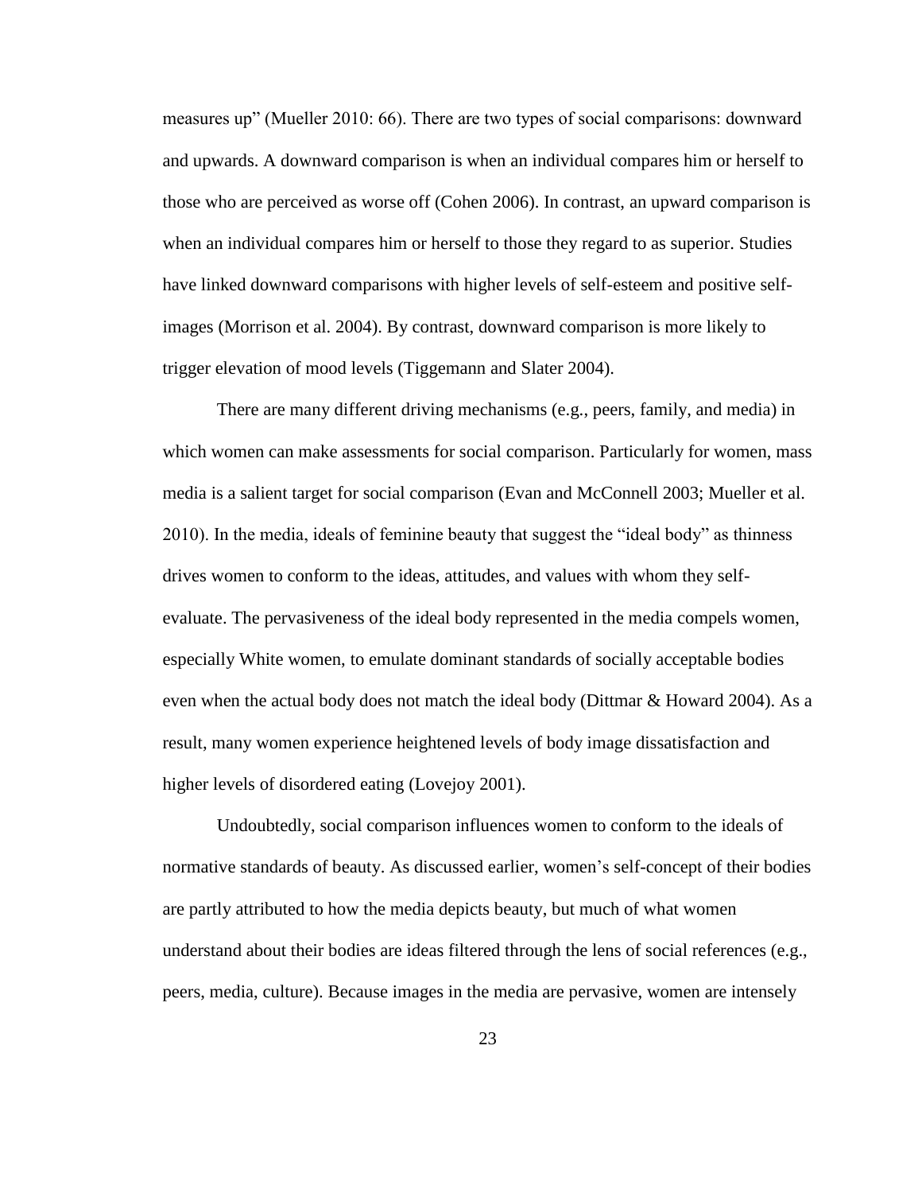measures up" (Mueller 2010: 66). There are two types of social comparisons: downward and upwards. A downward comparison is when an individual compares him or herself to those who are perceived as worse off (Cohen 2006). In contrast, an upward comparison is when an individual compares him or herself to those they regard to as superior. Studies have linked downward comparisons with higher levels of self-esteem and positive self-images (Morrison et al. 2004). By contrast, downward comparison is more likely to trigger elevation of mood levels (Tiggemann and Slater 2004).

There are many different driving mechanisms (e.g., peers, family, and media) in which women can make assessments for social comparison. Particularly for women, mass media is a salient target for social comparison (Evan and McConnell 2003; Mueller et al. 2010). In the media, ideals of feminine beauty that suggest the "ideal body" as thinness drives women to conform to the ideas, attitudes, and values with whom they self-evaluate. The pervasiveness of the ideal body represented in the media compels women, especially White women, to emulate dominant standards of socially acceptable bodies even when the actual body does not match the ideal body (Dittmar & Howard 2004). As a result, many women experience heightened levels of body image dissatisfaction and higher levels of disordered eating (Lovejoy 2001).

Undoubtedly, social comparison influences women to conform to the ideals of normative standards of beauty. As discussed earlier, women's self-concept of their bodies are partly attributed to how the media depicts beauty, but much of what women understand about their bodies are ideas filtered through the lens of social references (e.g., peers, media, culture). Because images in the media are pervasive, women are intensely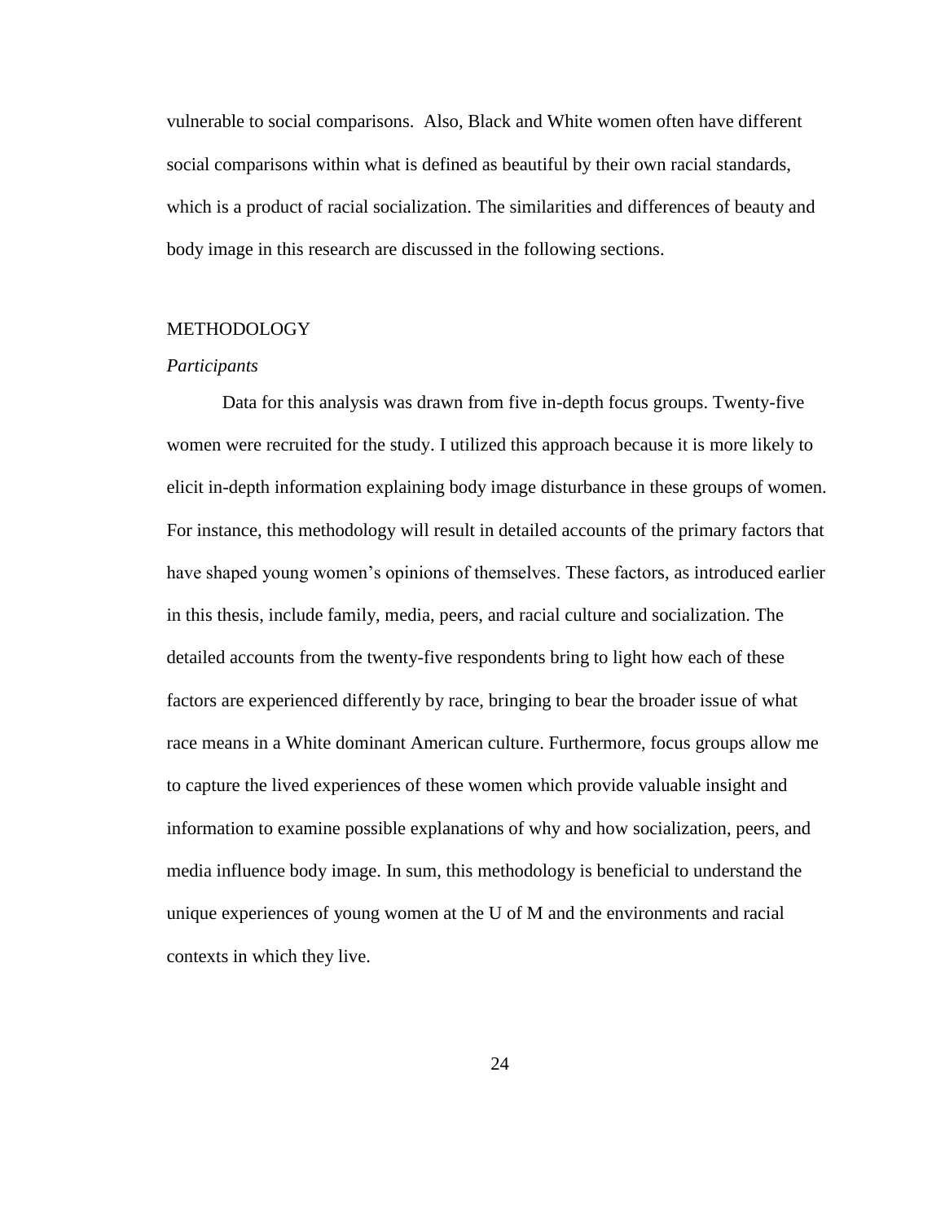vulnerable to social comparisons. Also, Black and White women often have different social comparisons within what is defined as beautiful by their own racial standards, which is a product of racial socialization. The similarities and differences of beauty and body image in this research are discussed in the following sections.

## METHODOLOGY

### *Participants*

Data for this analysis was drawn from five in-depth focus groups. Twenty-five women were recruited for the study. I utilized this approach because it is more likely to elicit in-depth information explaining body image disturbance in these groups of women. For instance, this methodology will result in detailed accounts of the primary factors that have shaped young women's opinions of themselves. These factors, as introduced earlier in this thesis, include family, media, peers, and racial culture and socialization. The detailed accounts from the twenty-five respondents bring to light how each of these factors are experienced differently by race, bringing to bear the broader issue of what race means in a White dominant American culture. Furthermore, focus groups allow me to capture the lived experiences of these women which provide valuable insight and information to examine possible explanations of why and how socialization, peers, and media influence body image. In sum, this methodology is beneficial to understand the unique experiences of young women at the U of M and the environments and racial contexts in which they live.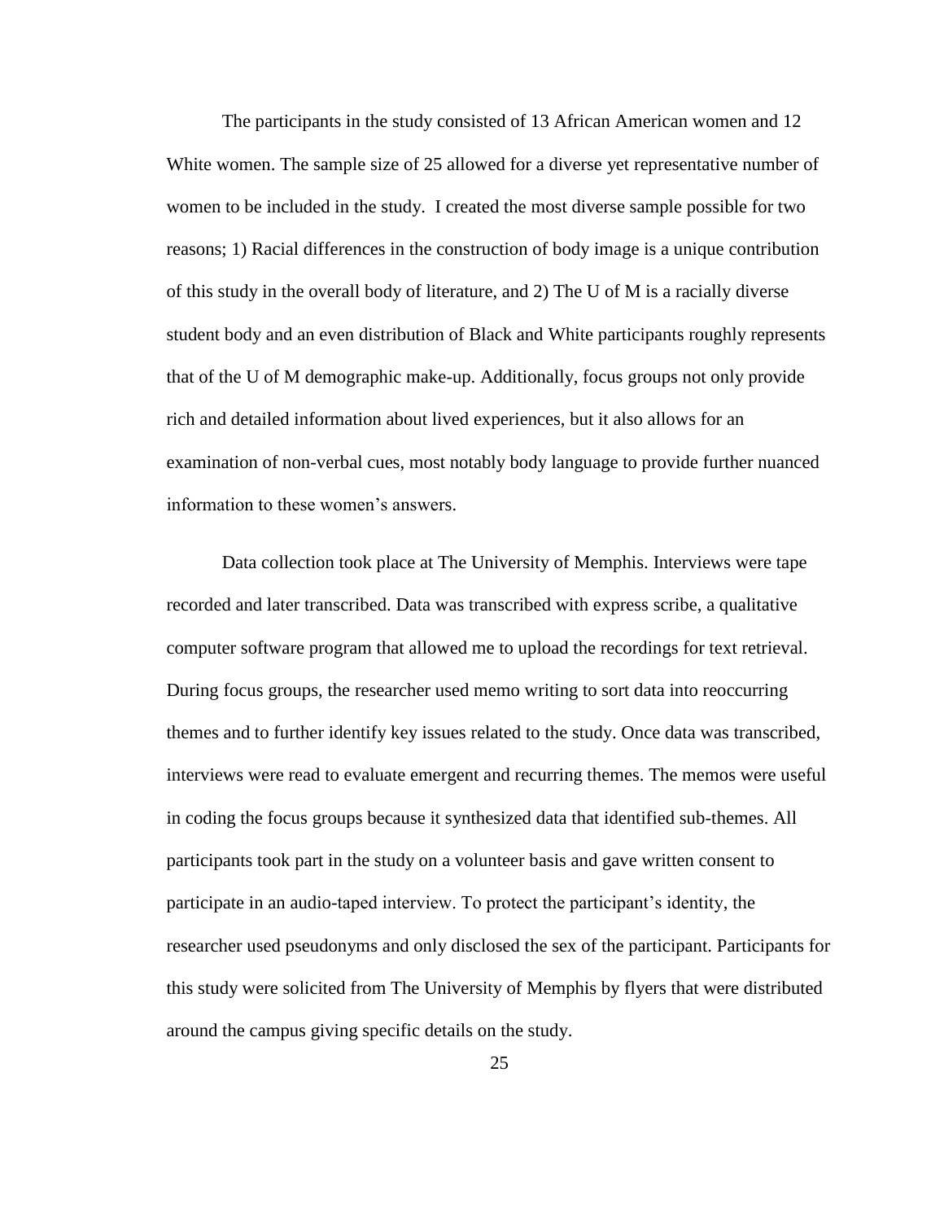The participants in the study consisted of 13 African American women and 12 White women. The sample size of 25 allowed for a diverse yet representative number of women to be included in the study.  I created the most diverse sample possible for two reasons; 1) Racial differences in the construction of body image is a unique contribution of this study in the overall body of literature, and 2) The U of M is a racially diverse student body and an even distribution of Black and White participants roughly represents that of the U of M demographic make-up. Additionally, focus groups not only provide rich and detailed information about lived experiences, but it also allows for an examination of non-verbal cues, most notably body language to provide further nuanced information to these women's answers.

Data collection took place at The University of Memphis. Interviews were tape recorded and later transcribed. Data was transcribed with express scribe, a qualitative computer software program that allowed me to upload the recordings for text retrieval. During focus groups, the researcher used memo writing to sort data into reoccurring themes and to further identify key issues related to the study. Once data was transcribed, interviews were read to evaluate emergent and recurring themes. The memos were useful in coding the focus groups because it synthesized data that identified sub-themes. All participants took part in the study on a volunteer basis and gave written consent to participate in an audio-taped interview. To protect the participant's identity, the researcher used pseudonyms and only disclosed the sex of the participant. Participants for this study were solicited from The University of Memphis by flyers that were distributed around the campus giving specific details on the study.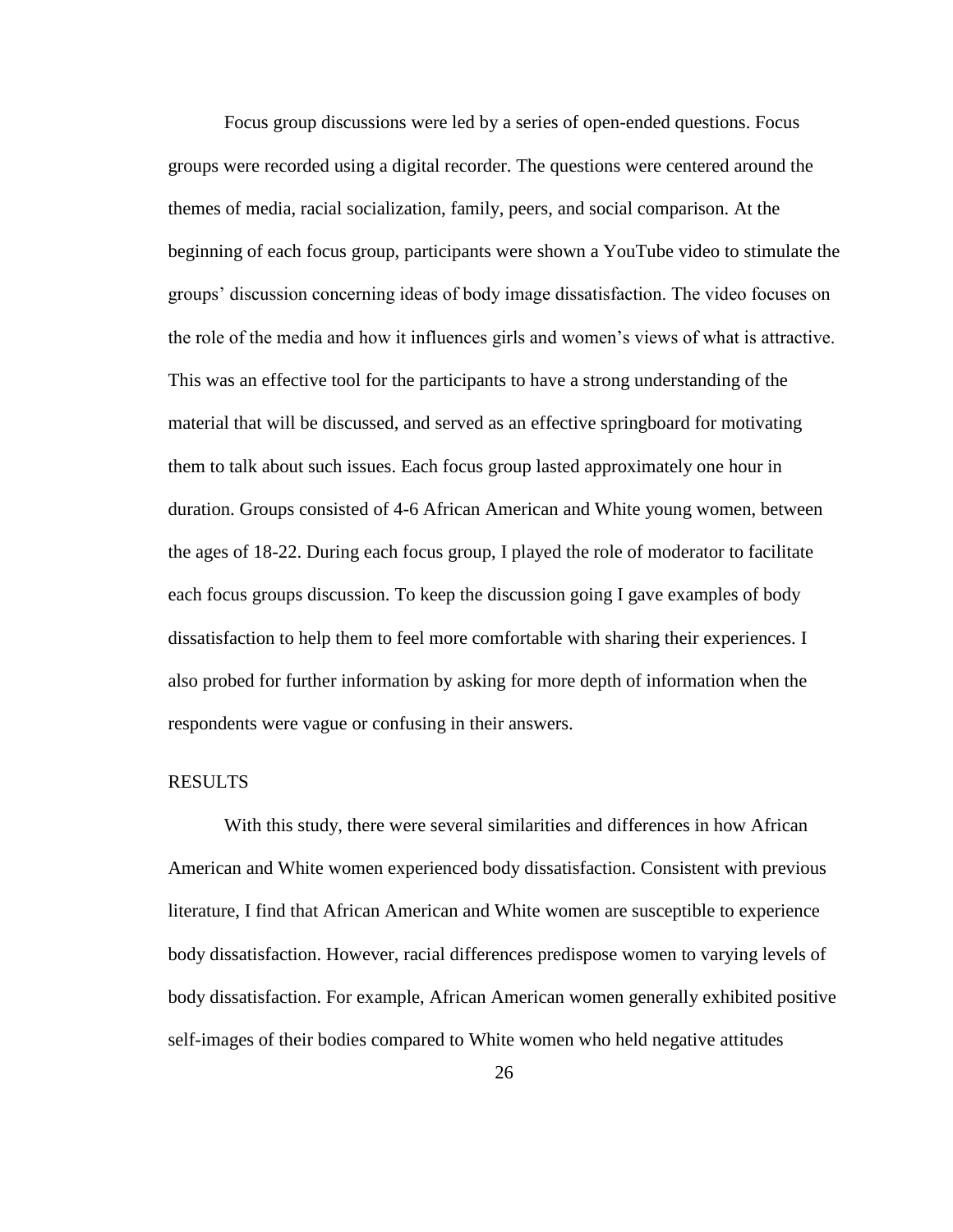Focus group discussions were led by a series of open-ended questions. Focus groups were recorded using a digital recorder. The questions were centered around the themes of media, racial socialization, family, peers, and social comparison. At the beginning of each focus group, participants were shown a YouTube video to stimulate the groups' discussion concerning ideas of body image dissatisfaction. The video focuses on the role of the media and how it influences girls and women's views of what is attractive. This was an effective tool for the participants to have a strong understanding of the material that will be discussed, and served as an effective springboard for motivating them to talk about such issues. Each focus group lasted approximately one hour in duration. Groups consisted of 4-6 African American and White young women, between the ages of 18-22. During each focus group, I played the role of moderator to facilitate each focus groups discussion. To keep the discussion going I gave examples of body dissatisfaction to help them to feel more comfortable with sharing their experiences. I also probed for further information by asking for more depth of information when the respondents were vague or confusing in their answers.

## RESULTS

With this study, there were several similarities and differences in how African American and White women experienced body dissatisfaction. Consistent with previous literature, I find that African American and White women are susceptible to experience body dissatisfaction. However, racial differences predispose women to varying levels of body dissatisfaction. For example, African American women generally exhibited positive self-images of their bodies compared to White women who held negative attitudes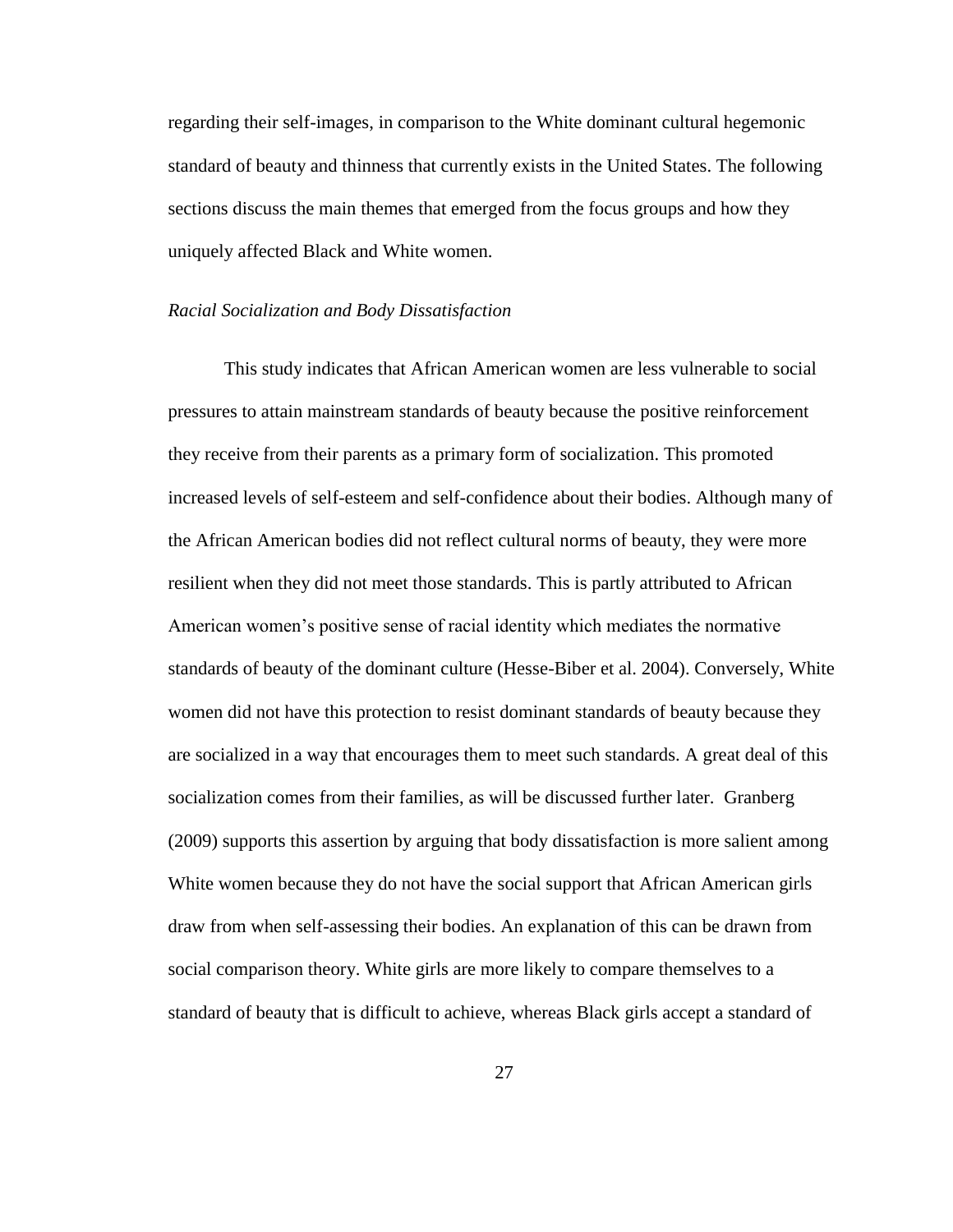regarding their self-images, in comparison to the White dominant cultural hegemonic standard of beauty and thinness that currently exists in the United States. The following sections discuss the main themes that emerged from the focus groups and how they uniquely affected Black and White women.

### *Racial Socialization and Body Dissatisfaction*

This study indicates that African American women are less vulnerable to social pressures to attain mainstream standards of beauty because the positive reinforcement they receive from their parents as a primary form of socialization. This promoted increased levels of self-esteem and self-confidence about their bodies. Although many of the African American bodies did not reflect cultural norms of beauty, they were more resilient when they did not meet those standards. This is partly attributed to African American women's positive sense of racial identity which mediates the normative standards of beauty of the dominant culture (Hesse-Biber et al. 2004). Conversely, White women did not have this protection to resist dominant standards of beauty because they are socialized in a way that encourages them to meet such standards. A great deal of this socialization comes from their families, as will be discussed further later. Granberg (2009) supports this assertion by arguing that body dissatisfaction is more salient among White women because they do not have the social support that African American girls draw from when self-assessing their bodies. An explanation of this can be drawn from social comparison theory. White girls are more likely to compare themselves to a standard of beauty that is difficult to achieve, whereas Black girls accept a standard of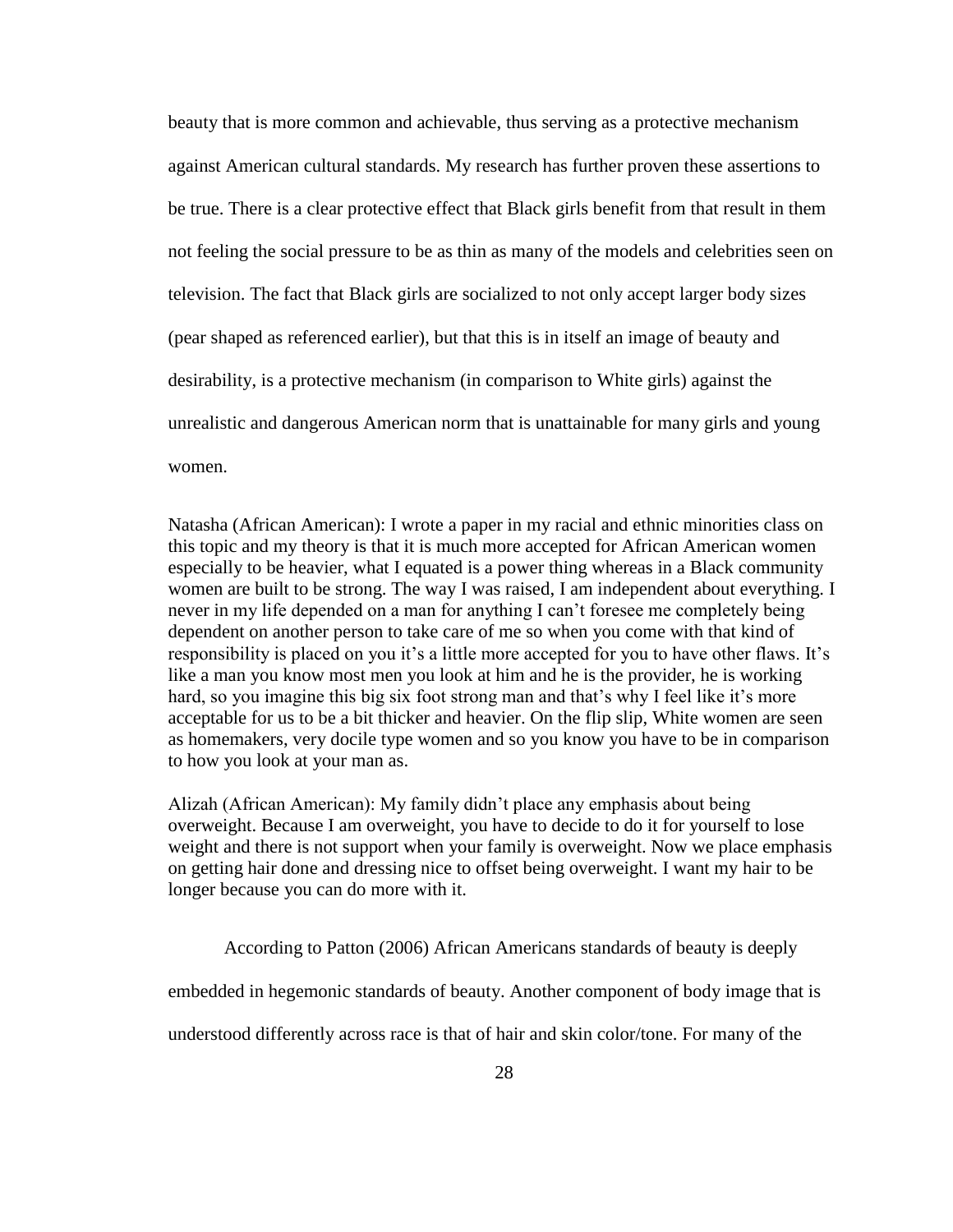beauty that is more common and achievable, thus serving as a protective mechanism against American cultural standards. My research has further proven these assertions to be true. There is a clear protective effect that Black girls benefit from that result in them not feeling the social pressure to be as thin as many of the models and celebrities seen on television. The fact that Black girls are socialized to not only accept larger body sizes (pear shaped as referenced earlier), but that this is in itself an image of beauty and desirability, is a protective mechanism (in comparison to White girls) against the unrealistic and dangerous American norm that is unattainable for many girls and young women.

Natasha (African American): I wrote a paper in my racial and ethnic minorities class on this topic and my theory is that it is much more accepted for African American women especially to be heavier, what I equated is a power thing whereas in a Black community women are built to be strong. The way I was raised, I am independent about everything. I never in my life depended on a man for anything I can't foresee me completely being dependent on another person to take care of me so when you come with that kind of responsibility is placed on you it's a little more accepted for you to have other flaws. It's like a man you know most men you look at him and he is the provider, he is working hard, so you imagine this big six foot strong man and that's why I feel like it's more acceptable for us to be a bit thicker and heavier. On the flip slip, White women are seen as homemakers, very docile type women and so you know you have to be in comparison to how you look at your man as.

Alizah (African American): My family didn't place any emphasis about being overweight. Because I am overweight, you have to decide to do it for yourself to lose weight and there is not support when your family is overweight. Now we place emphasis on getting hair done and dressing nice to offset being overweight. I want my hair to be longer because you can do more with it.

According to Patton (2006) African Americans standards of beauty is deeply embedded in hegemonic standards of beauty. Another component of body image that is understood differently across race is that of hair and skin color/tone. For many of the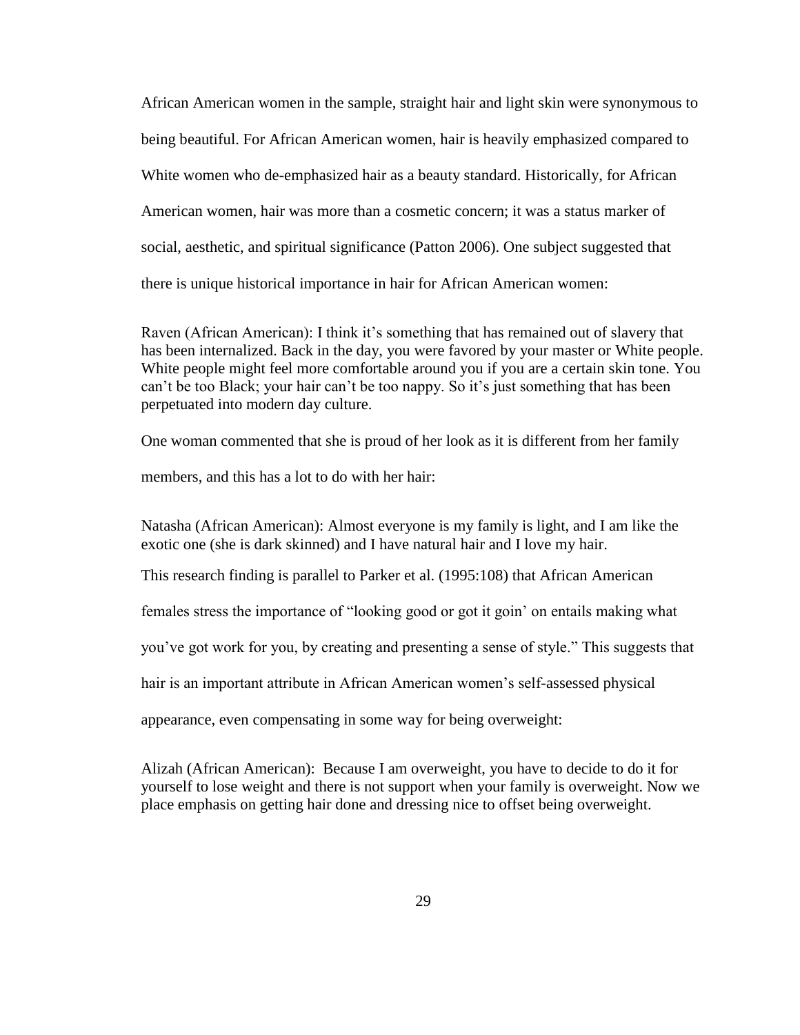African American women in the sample, straight hair and light skin were synonymous to being beautiful. For African American women, hair is heavily emphasized compared to White women who de-emphasized hair as a beauty standard. Historically, for African American women, hair was more than a cosmetic concern; it was a status marker of social, aesthetic, and spiritual significance (Patton 2006). One subject suggested that there is unique historical importance in hair for African American women:

Raven (African American): I think it's something that has remained out of slavery that has been internalized. Back in the day, you were favored by your master or White people. White people might feel more comfortable around you if you are a certain skin tone. You can't be too Black; your hair can't be too nappy. So it's just something that has been perpetuated into modern day culture.

One woman commented that she is proud of her look as it is different from her family members, and this has a lot to do with her hair:

Natasha (African American): Almost everyone is my family is light, and I am like the exotic one (she is dark skinned) and I have natural hair and I love my hair.

This research finding is parallel to Parker et al. (1995:108) that African American females stress the importance of "looking good or got it goin' on entails making what you've got work for you, by creating and presenting a sense of style." This suggests that hair is an important attribute in African American women's self-assessed physical appearance, even compensating in some way for being overweight:

Alizah (African American): Because I am overweight, you have to decide to do it for yourself to lose weight and there is not support when your family is overweight. Now we place emphasis on getting hair done and dressing nice to offset being overweight.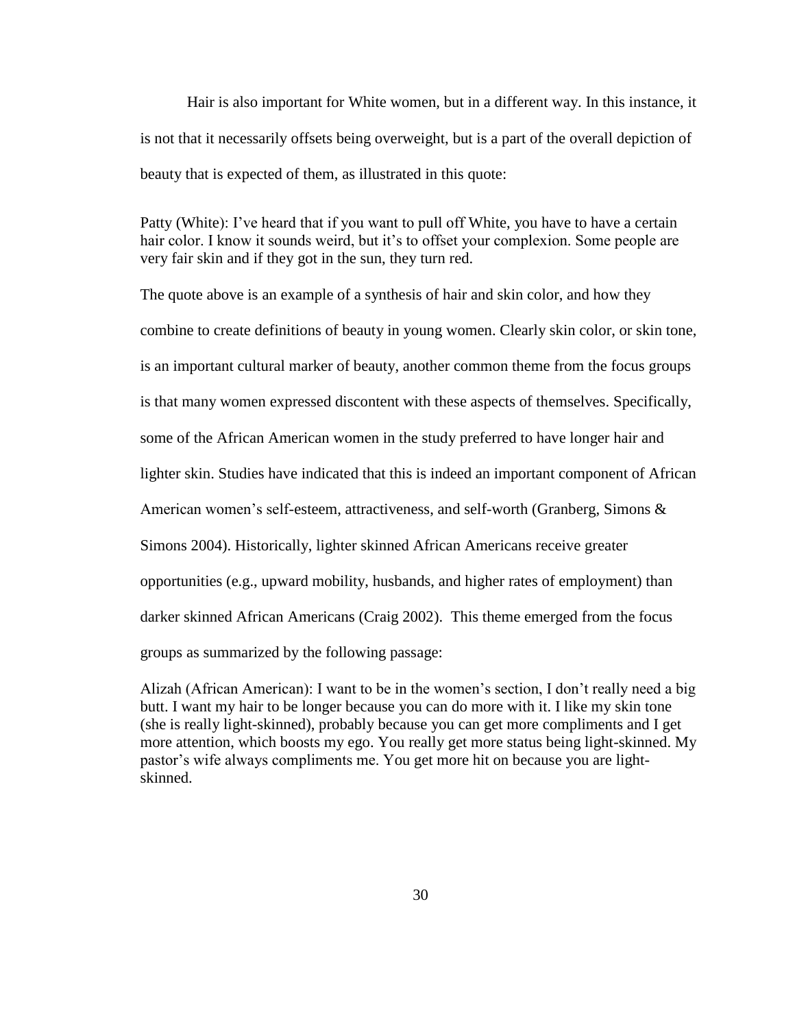Hair is also important for White women, but in a different way. In this instance, it is not that it necessarily offsets being overweight, but is a part of the overall depiction of beauty that is expected of them, as illustrated in this quote:

> Patty (White): I've heard that if you want to pull off White, you have to have a certain hair color. I know it sounds weird, but it's to offset your complexion. Some people are very fair skin and if they got in the sun, they turn red.

The quote above is an example of a synthesis of hair and skin color, and how they combine to create definitions of beauty in young women. Clearly skin color, or skin tone, is an important cultural marker of beauty, another common theme from the focus groups is that many women expressed discontent with these aspects of themselves. Specifically, some of the African American women in the study preferred to have longer hair and lighter skin. Studies have indicated that this is indeed an important component of African American women's self-esteem, attractiveness, and self-worth (Granberg, Simons & Simons 2004). Historically, lighter skinned African Americans receive greater opportunities (e.g., upward mobility, husbands, and higher rates of employment) than darker skinned African Americans (Craig 2002). This theme emerged from the focus groups as summarized by the following passage:

> Alizah (African American): I want to be in the women's section, I don't really need a big butt. I want my hair to be longer because you can do more with it. I like my skin tone (she is really light-skinned), probably because you can get more compliments and I get more attention, which boosts my ego. You really get more status being light-skinned. My pastor's wife always compliments me. You get more hit on because you are light-skinned.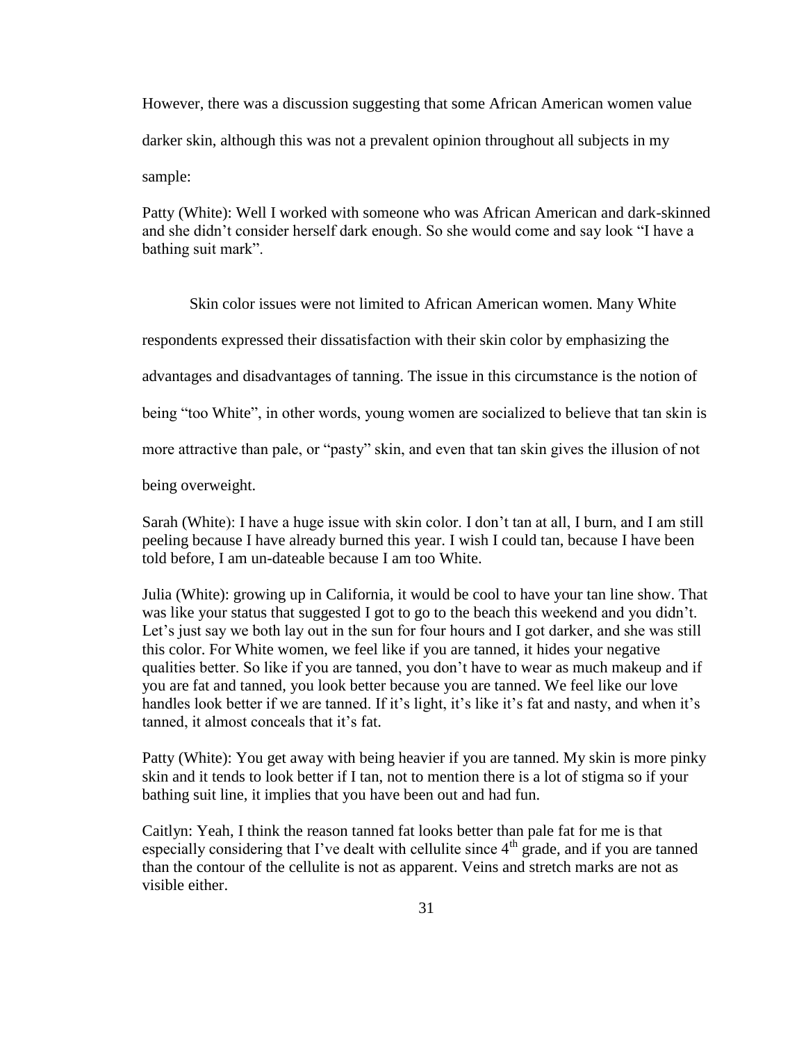However, there was a discussion suggesting that some African American women value darker skin, although this was not a prevalent opinion throughout all subjects in my sample:

Patty (White): Well I worked with someone who was African American and dark-skinned and she didn't consider herself dark enough. So she would come and say look "I have a bathing suit mark".

Skin color issues were not limited to African American women. Many White respondents expressed their dissatisfaction with their skin color by emphasizing the advantages and disadvantages of tanning. The issue in this circumstance is the notion of being "too White", in other words, young women are socialized to believe that tan skin is more attractive than pale, or "pasty" skin, and even that tan skin gives the illusion of not being overweight.

Sarah (White): I have a huge issue with skin color. I don't tan at all, I burn, and I am still peeling because I have already burned this year. I wish I could tan, because I have been told before, I am un-dateable because I am too White.

Julia (White): growing up in California, it would be cool to have your tan line show. That was like your status that suggested I got to go to the beach this weekend and you didn't. Let's just say we both lay out in the sun for four hours and I got darker, and she was still this color. For White women, we feel like if you are tanned, it hides your negative qualities better. So like if you are tanned, you don't have to wear as much makeup and if you are fat and tanned, you look better because you are tanned. We feel like our love handles look better if we are tanned. If it's light, it's like it's fat and nasty, and when it's tanned, it almost conceals that it's fat.

Patty (White): You get away with being heavier if you are tanned. My skin is more pinky skin and it tends to look better if I tan, not to mention there is a lot of stigma so if your bathing suit line, it implies that you have been out and had fun.

Caitlyn: Yeah, I think the reason tanned fat looks better than pale fat for me is that especially considering that I've dealt with cellulite since 4th grade, and if you are tanned than the contour of the cellulite is not as apparent. Veins and stretch marks are not as visible either.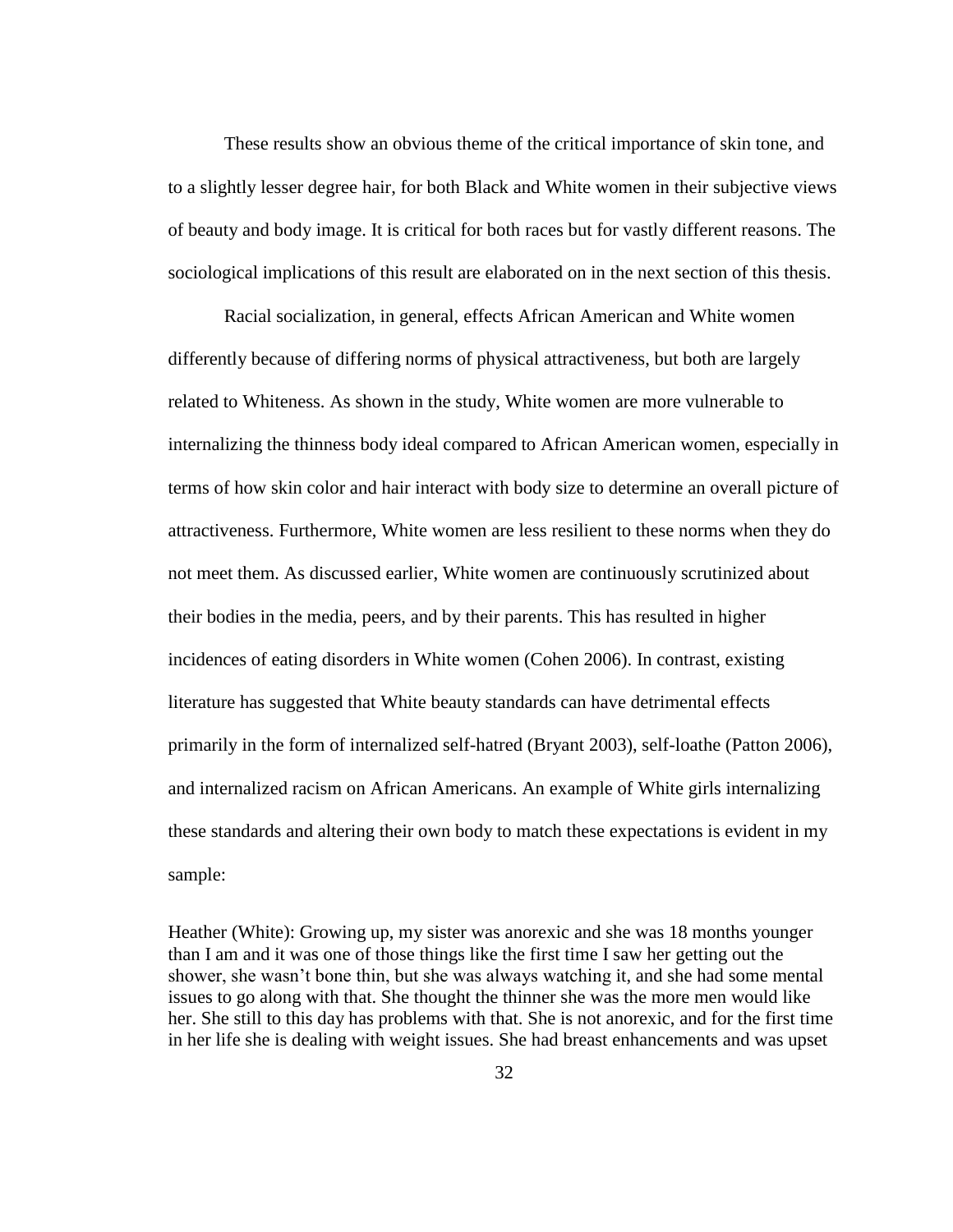These results show an obvious theme of the critical importance of skin tone, and to a slightly lesser degree hair, for both Black and White women in their subjective views of beauty and body image. It is critical for both races but for vastly different reasons. The sociological implications of this result are elaborated on in the next section of this thesis.

Racial socialization, in general, effects African American and White women differently because of differing norms of physical attractiveness, but both are largely related to Whiteness. As shown in the study, White women are more vulnerable to internalizing the thinness body ideal compared to African American women, especially in terms of how skin color and hair interact with body size to determine an overall picture of attractiveness. Furthermore, White women are less resilient to these norms when they do not meet them. As discussed earlier, White women are continuously scrutinized about their bodies in the media, peers, and by their parents. This has resulted in higher incidences of eating disorders in White women (Cohen 2006). In contrast, existing literature has suggested that White beauty standards can have detrimental effects primarily in the form of internalized self-hatred (Bryant 2003), self-loathe (Patton 2006), and internalized racism on African Americans. An example of White girls internalizing these standards and altering their own body to match these expectations is evident in my sample:

Heather (White): Growing up, my sister was anorexic and she was 18 months younger than I am and it was one of those things like the first time I saw her getting out the shower, she wasn't bone thin, but she was always watching it, and she had some mental issues to go along with that. She thought the thinner she was the more men would like her. She still to this day has problems with that. She is not anorexic, and for the first time in her life she is dealing with weight issues. She had breast enhancements and was upset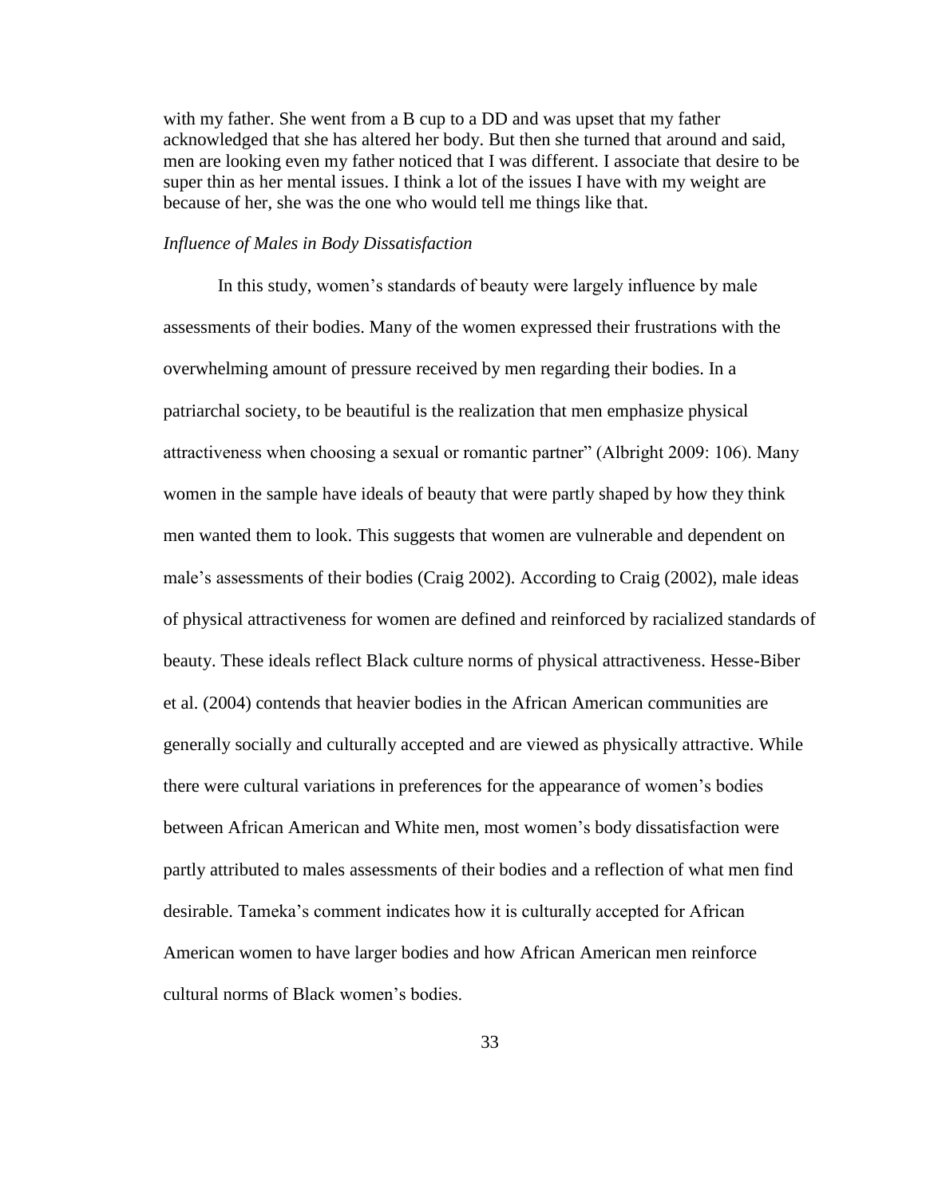with my father. She went from a B cup to a DD and was upset that my father acknowledged that she has altered her body. But then she turned that around and said, men are looking even my father noticed that I was different. I associate that desire to be super thin as her mental issues. I think a lot of the issues I have with my weight are because of her, she was the one who would tell me things like that.

*Influence of Males in Body Dissatisfaction*

In this study, women's standards of beauty were largely influence by male assessments of their bodies. Many of the women expressed their frustrations with the overwhelming amount of pressure received by men regarding their bodies. In a patriarchal society, to be beautiful is the realization that men emphasize physical attractiveness when choosing a sexual or romantic partner" (Albright 2009: 106). Many women in the sample have ideals of beauty that were partly shaped by how they think men wanted them to look. This suggests that women are vulnerable and dependent on male's assessments of their bodies (Craig 2002). According to Craig (2002), male ideas of physical attractiveness for women are defined and reinforced by racialized standards of beauty. These ideals reflect Black culture norms of physical attractiveness. Hesse-Biber et al. (2004) contends that heavier bodies in the African American communities are generally socially and culturally accepted and are viewed as physically attractive. While there were cultural variations in preferences for the appearance of women's bodies between African American and White men, most women's body dissatisfaction were partly attributed to males assessments of their bodies and a reflection of what men find desirable. Tameka's comment indicates how it is culturally accepted for African American women to have larger bodies and how African American men reinforce cultural norms of Black women's bodies.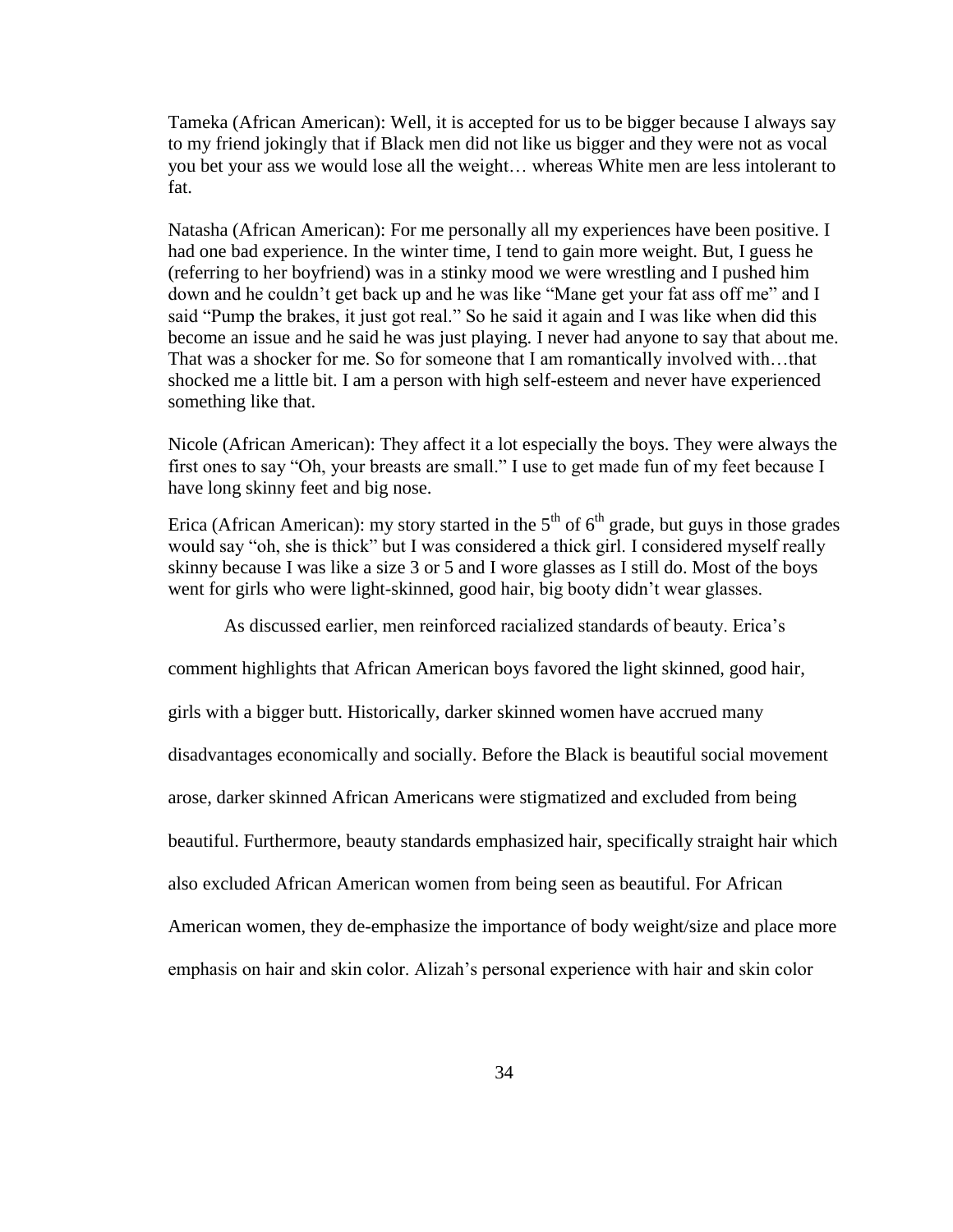Tameka (African American): Well, it is accepted for us to be bigger because I always say to my friend jokingly that if Black men did not like us bigger and they were not as vocal you bet your ass we would lose all the weight… whereas White men are less intolerant to fat.

Natasha (African American): For me personally all my experiences have been positive. I had one bad experience. In the winter time, I tend to gain more weight. But, I guess he (referring to her boyfriend) was in a stinky mood we were wrestling and I pushed him down and he couldn't get back up and he was like "Mane get your fat ass off me" and I said "Pump the brakes, it just got real." So he said it again and I was like when did this become an issue and he said he was just playing. I never had anyone to say that about me. That was a shocker for me. So for someone that I am romantically involved with…that shocked me a little bit. I am a person with high self-esteem and never have experienced something like that.

Nicole (African American): They affect it a lot especially the boys. They were always the first ones to say "Oh, your breasts are small." I use to get made fun of my feet because I have long skinny feet and big nose.

Erica (African American): my story started in the 5th of 6th grade, but guys in those grades would say "oh, she is thick" but I was considered a thick girl. I considered myself really skinny because I was like a size 3 or 5 and I wore glasses as I still do. Most of the boys went for girls who were light-skinned, good hair, big booty didn't wear glasses.

As discussed earlier, men reinforced racialized standards of beauty. Erica's comment highlights that African American boys favored the light skinned, good hair, girls with a bigger butt. Historically, darker skinned women have accrued many disadvantages economically and socially. Before the Black is beautiful social movement arose, darker skinned African Americans were stigmatized and excluded from being beautiful. Furthermore, beauty standards emphasized hair, specifically straight hair which also excluded African American women from being seen as beautiful. For African American women, they de-emphasize the importance of body weight/size and place more emphasis on hair and skin color. Alizah's personal experience with hair and skin color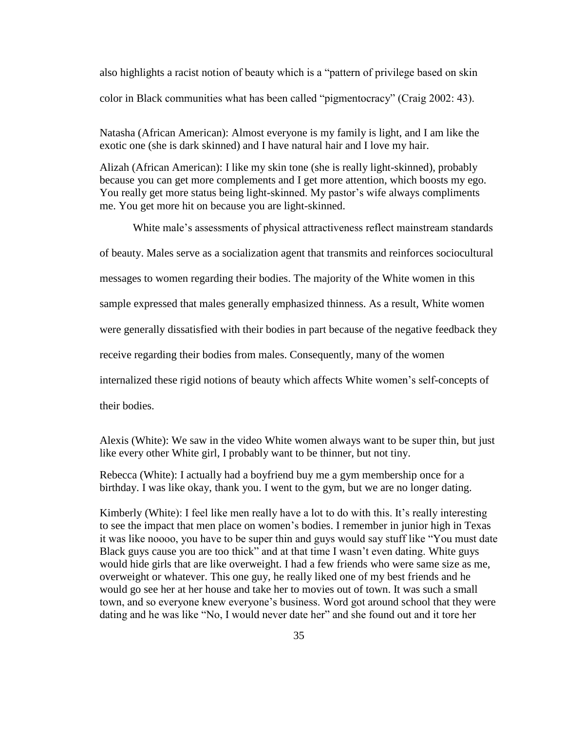also highlights a racist notion of beauty which is a "pattern of privilege based on skin color in Black communities what has been called "pigmentocracy" (Craig 2002: 43).

Natasha (African American): Almost everyone is my family is light, and I am like the exotic one (she is dark skinned) and I have natural hair and I love my hair.

Alizah (African American): I like my skin tone (she is really light-skinned), probably because you can get more complements and I get more attention, which boosts my ego. You really get more status being light-skinned. My pastor's wife always compliments me. You get more hit on because you are light-skinned.

White male's assessments of physical attractiveness reflect mainstream standards of beauty. Males serve as a socialization agent that transmits and reinforces sociocultural messages to women regarding their bodies. The majority of the White women in this sample expressed that males generally emphasized thinness. As a result, White women were generally dissatisfied with their bodies in part because of the negative feedback they receive regarding their bodies from males. Consequently, many of the women internalized these rigid notions of beauty which affects White women's self-concepts of their bodies.

Alexis (White): We saw in the video White women always want to be super thin, but just like every other White girl, I probably want to be thinner, but not tiny.

Rebecca (White): I actually had a boyfriend buy me a gym membership once for a birthday. I was like okay, thank you. I went to the gym, but we are no longer dating.

Kimberly (White): I feel like men really have a lot to do with this. It's really interesting to see the impact that men place on women's bodies. I remember in junior high in Texas it was like noooo, you have to be super thin and guys would say stuff like "You must date Black guys cause you are too thick" and at that time I wasn't even dating. White guys would hide girls that are like overweight. I had a few friends who were same size as me, overweight or whatever. This one guy, he really liked one of my best friends and he would go see her at her house and take her to movies out of town. It was such a small town, and so everyone knew everyone's business. Word got around school that they were dating and he was like "No, I would never date her" and she found out and it tore her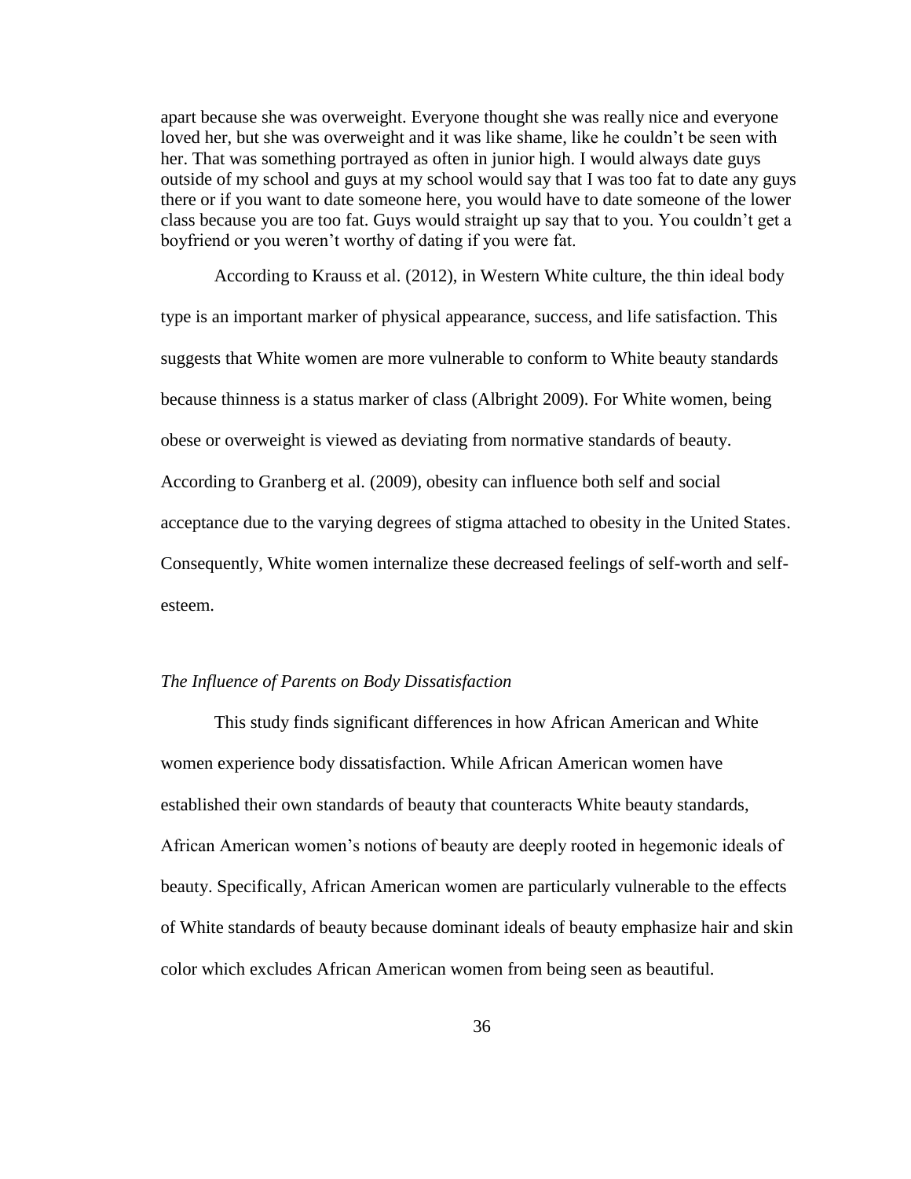apart because she was overweight. Everyone thought she was really nice and everyone loved her, but she was overweight and it was like shame, like he couldn't be seen with her. That was something portrayed as often in junior high. I would always date guys outside of my school and guys at my school would say that I was too fat to date any guys there or if you want to date someone here, you would have to date someone of the lower class because you are too fat. Guys would straight up say that to you. You couldn't get a boyfriend or you weren't worthy of dating if you were fat.

According to Krauss et al. (2012), in Western White culture, the thin ideal body type is an important marker of physical appearance, success, and life satisfaction. This suggests that White women are more vulnerable to conform to White beauty standards because thinness is a status marker of class (Albright 2009). For White women, being obese or overweight is viewed as deviating from normative standards of beauty. According to Granberg et al. (2009), obesity can influence both self and social acceptance due to the varying degrees of stigma attached to obesity in the United States. Consequently, White women internalize these decreased feelings of self-worth and self-esteem.

### *The Influence of Parents on Body Dissatisfaction*

This study finds significant differences in how African American and White women experience body dissatisfaction. While African American women have established their own standards of beauty that counteracts White beauty standards, African American women's notions of beauty are deeply rooted in hegemonic ideals of beauty. Specifically, African American women are particularly vulnerable to the effects of White standards of beauty because dominant ideals of beauty emphasize hair and skin color which excludes African American women from being seen as beautiful.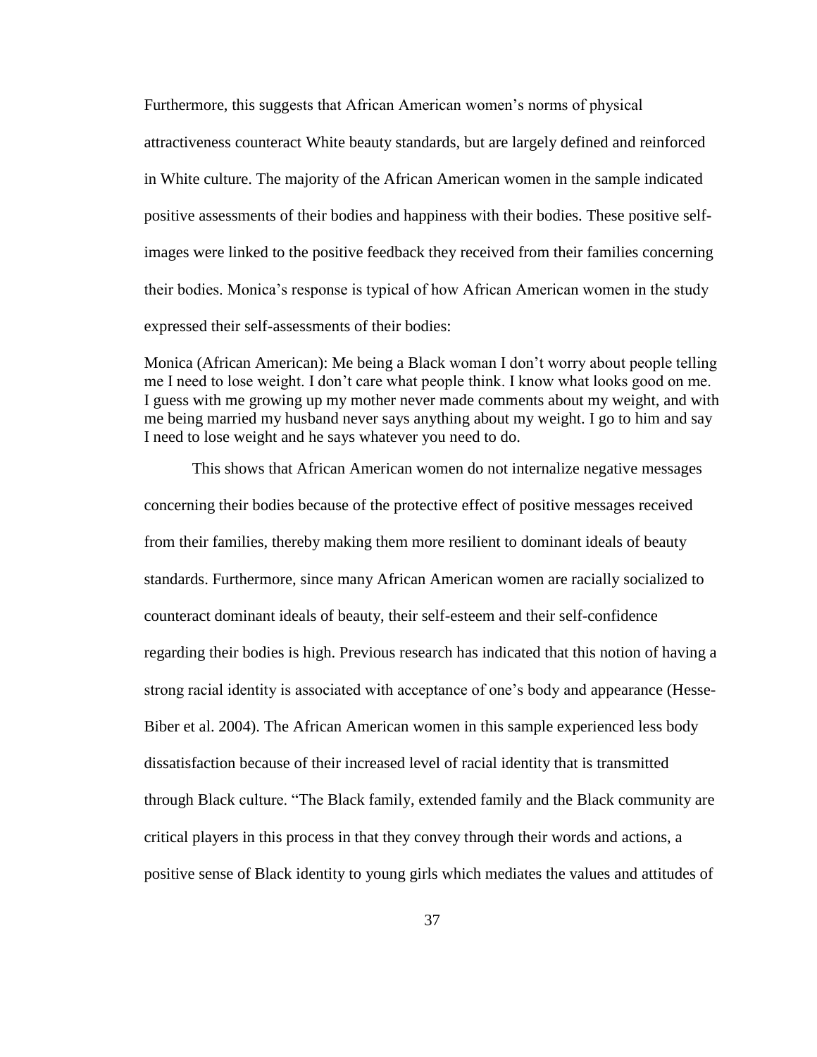Furthermore, this suggests that African American women's norms of physical attractiveness counteract White beauty standards, but are largely defined and reinforced in White culture. The majority of the African American women in the sample indicated positive assessments of their bodies and happiness with their bodies. These positive self-images were linked to the positive feedback they received from their families concerning their bodies. Monica's response is typical of how African American women in the study expressed their self-assessments of their bodies:

> Monica (African American): Me being a Black woman I don't worry about people telling me I need to lose weight. I don't care what people think. I know what looks good on me. I guess with me growing up my mother never made comments about my weight, and with me being married my husband never says anything about my weight. I go to him and say I need to lose weight and he says whatever you need to do.

This shows that African American women do not internalize negative messages concerning their bodies because of the protective effect of positive messages received from their families, thereby making them more resilient to dominant ideals of beauty standards. Furthermore, since many African American women are racially socialized to counteract dominant ideals of beauty, their self-esteem and their self-confidence regarding their bodies is high. Previous research has indicated that this notion of having a strong racial identity is associated with acceptance of one's body and appearance (Hesse-Biber et al. 2004). The African American women in this sample experienced less body dissatisfaction because of their increased level of racial identity that is transmitted through Black culture. "The Black family, extended family and the Black community are critical players in this process in that they convey through their words and actions, a positive sense of Black identity to young girls which mediates the values and attitudes of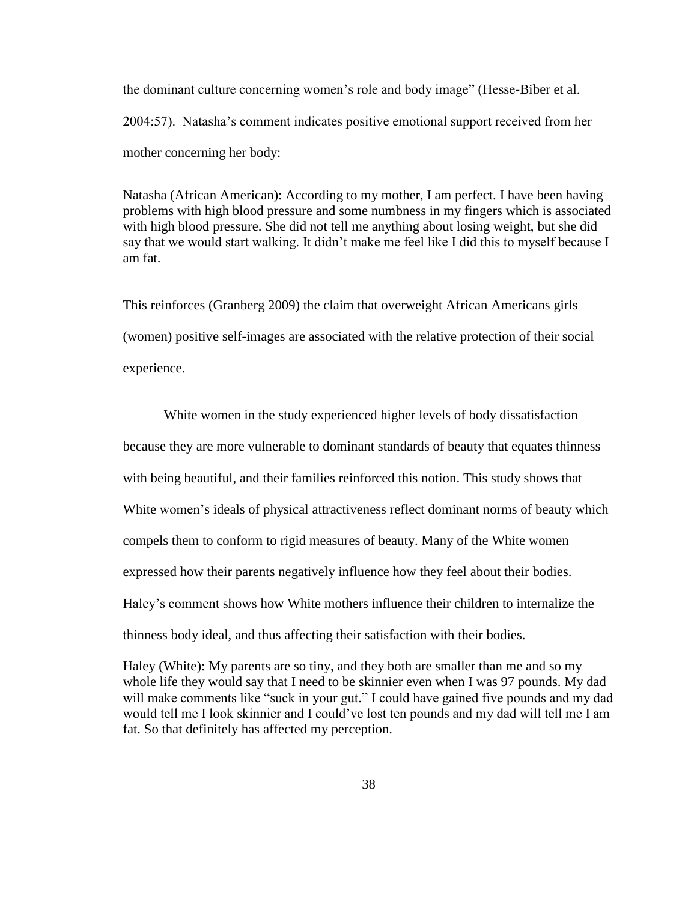the dominant culture concerning women's role and body image" (Hesse-Biber et al. 2004:57). Natasha's comment indicates positive emotional support received from her mother concerning her body:

> Natasha (African American): According to my mother, I am perfect. I have been having problems with high blood pressure and some numbness in my fingers which is associated with high blood pressure. She did not tell me anything about losing weight, but she did say that we would start walking. It didn't make me feel like I did this to myself because I am fat.

This reinforces (Granberg 2009) the claim that overweight African Americans girls (women) positive self-images are associated with the relative protection of their social experience.

White women in the study experienced higher levels of body dissatisfaction because they are more vulnerable to dominant standards of beauty that equates thinness with being beautiful, and their families reinforced this notion. This study shows that White women's ideals of physical attractiveness reflect dominant norms of beauty which compels them to conform to rigid measures of beauty. Many of the White women expressed how their parents negatively influence how they feel about their bodies. Haley's comment shows how White mothers influence their children to internalize the thinness body ideal, and thus affecting their satisfaction with their bodies.

> Haley (White): My parents are so tiny, and they both are smaller than me and so my whole life they would say that I need to be skinnier even when I was 97 pounds. My dad will make comments like "suck in your gut." I could have gained five pounds and my dad would tell me I look skinnier and I could've lost ten pounds and my dad will tell me I am fat. So that definitely has affected my perception.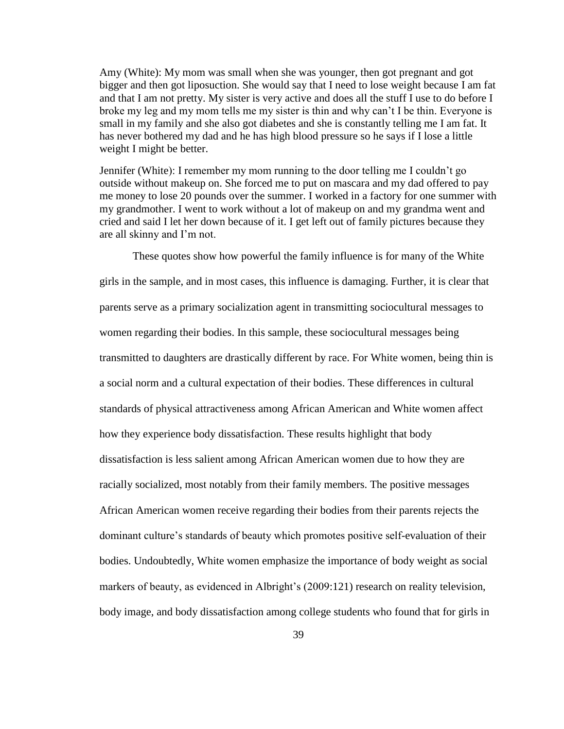Amy (White): My mom was small when she was younger, then got pregnant and got bigger and then got liposuction. She would say that I need to lose weight because I am fat and that I am not pretty. My sister is very active and does all the stuff I use to do before I broke my leg and my mom tells me my sister is thin and why can't I be thin. Everyone is small in my family and she also got diabetes and she is constantly telling me I am fat. It has never bothered my dad and he has high blood pressure so he says if I lose a little weight I might be better.

Jennifer (White): I remember my mom running to the door telling me I couldn't go outside without makeup on. She forced me to put on mascara and my dad offered to pay me money to lose 20 pounds over the summer. I worked in a factory for one summer with my grandmother. I went to work without a lot of makeup on and my grandma went and cried and said I let her down because of it. I get left out of family pictures because they are all skinny and I'm not.

These quotes show how powerful the family influence is for many of the White girls in the sample, and in most cases, this influence is damaging. Further, it is clear that parents serve as a primary socialization agent in transmitting sociocultural messages to women regarding their bodies. In this sample, these sociocultural messages being transmitted to daughters are drastically different by race. For White women, being thin is a social norm and a cultural expectation of their bodies. These differences in cultural standards of physical attractiveness among African American and White women affect how they experience body dissatisfaction. These results highlight that body dissatisfaction is less salient among African American women due to how they are racially socialized, most notably from their family members. The positive messages African American women receive regarding their bodies from their parents rejects the dominant culture's standards of beauty which promotes positive self-evaluation of their bodies. Undoubtedly, White women emphasize the importance of body weight as social markers of beauty, as evidenced in Albright's (2009:121) research on reality television, body image, and body dissatisfaction among college students who found that for girls in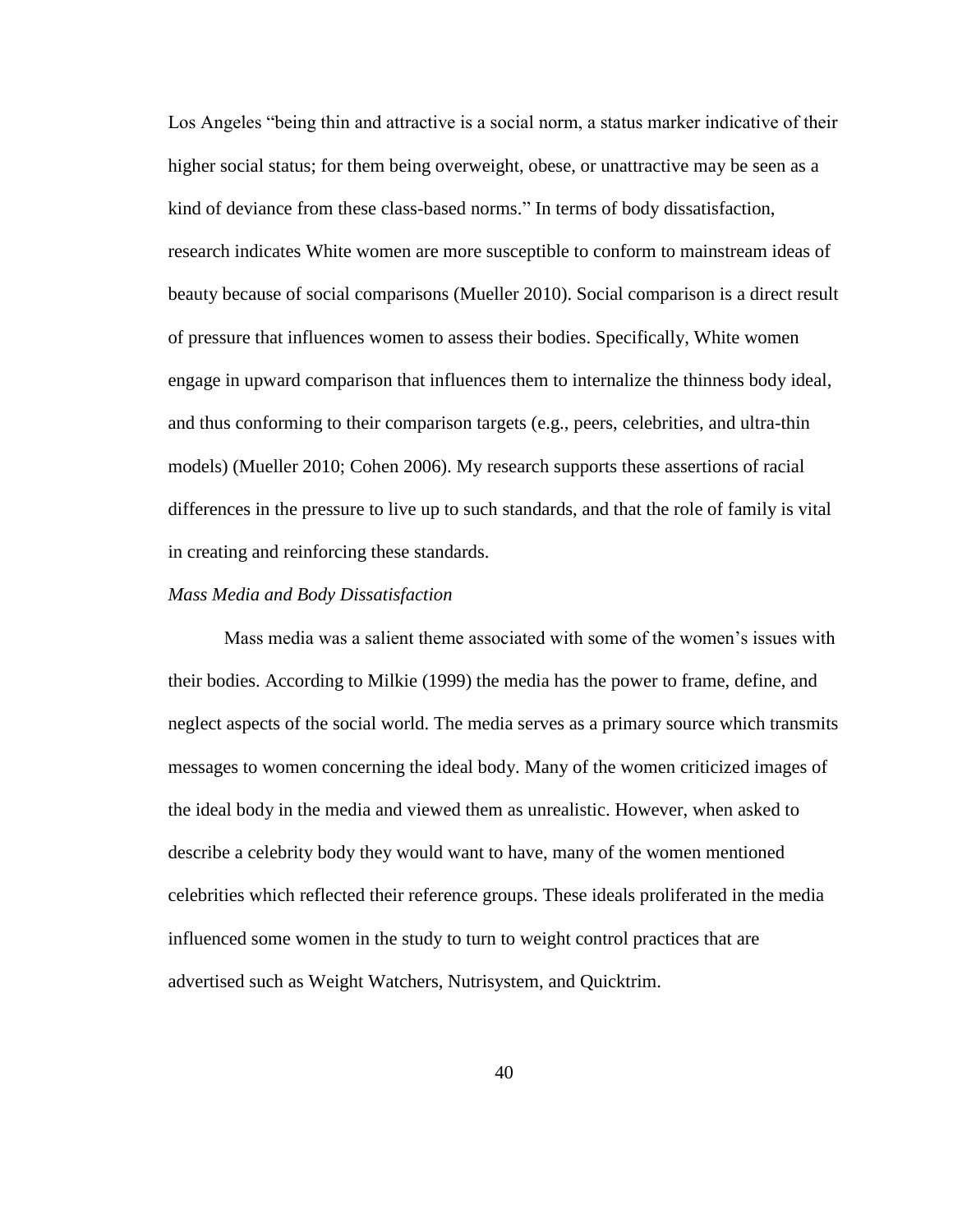Los Angeles "being thin and attractive is a social norm, a status marker indicative of their higher social status; for them being overweight, obese, or unattractive may be seen as a kind of deviance from these class-based norms." In terms of body dissatisfaction, research indicates White women are more susceptible to conform to mainstream ideas of beauty because of social comparisons (Mueller 2010). Social comparison is a direct result of pressure that influences women to assess their bodies. Specifically, White women engage in upward comparison that influences them to internalize the thinness body ideal, and thus conforming to their comparison targets (e.g., peers, celebrities, and ultra-thin models) (Mueller 2010; Cohen 2006). My research supports these assertions of racial differences in the pressure to live up to such standards, and that the role of family is vital in creating and reinforcing these standards.

*Mass Media and Body Dissatisfaction*

Mass media was a salient theme associated with some of the women's issues with their bodies. According to Milkie (1999) the media has the power to frame, define, and neglect aspects of the social world. The media serves as a primary source which transmits messages to women concerning the ideal body. Many of the women criticized images of the ideal body in the media and viewed them as unrealistic. However, when asked to describe a celebrity body they would want to have, many of the women mentioned celebrities which reflected their reference groups. These ideals proliferated in the media influenced some women in the study to turn to weight control practices that are advertised such as Weight Watchers, Nutrisystem, and Quicktrim.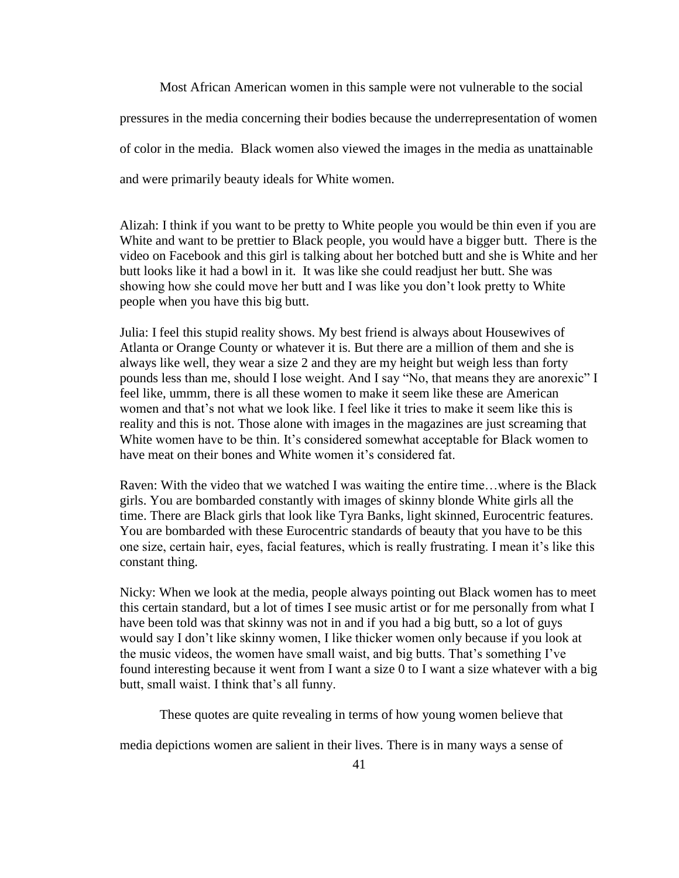Most African American women in this sample were not vulnerable to the social pressures in the media concerning their bodies because the underrepresentation of women of color in the media. Black women also viewed the images in the media as unattainable and were primarily beauty ideals for White women.

Alizah: I think if you want to be pretty to White people you would be thin even if you are White and want to be prettier to Black people, you would have a bigger butt. There is the video on Facebook and this girl is talking about her botched butt and she is White and her butt looks like it had a bowl in it. It was like she could readjust her butt. She was showing how she could move her butt and I was like you don't look pretty to White people when you have this big butt.

Julia: I feel this stupid reality shows. My best friend is always about Housewives of Atlanta or Orange County or whatever it is. But there are a million of them and she is always like well, they wear a size 2 and they are my height but weigh less than forty pounds less than me, should I lose weight. And I say "No, that means they are anorexic" I feel like, ummm, there is all these women to make it seem like these are American women and that's not what we look like. I feel like it tries to make it seem like this is reality and this is not. Those alone with images in the magazines are just screaming that White women have to be thin. It's considered somewhat acceptable for Black women to have meat on their bones and White women it's considered fat.

Raven: With the video that we watched I was waiting the entire time…where is the Black girls. You are bombarded constantly with images of skinny blonde White girls all the time. There are Black girls that look like Tyra Banks, light skinned, Eurocentric features. You are bombarded with these Eurocentric standards of beauty that you have to be this one size, certain hair, eyes, facial features, which is really frustrating. I mean it's like this constant thing.

Nicky: When we look at the media, people always pointing out Black women has to meet this certain standard, but a lot of times I see music artist or for me personally from what I have been told was that skinny was not in and if you had a big butt, so a lot of guys would say I don't like skinny women, I like thicker women only because if you look at the music videos, the women have small waist, and big butts. That's something I've found interesting because it went from I want a size 0 to I want a size whatever with a big butt, small waist. I think that's all funny.

These quotes are quite revealing in terms of how young women believe that media depictions women are salient in their lives. There is in many ways a sense of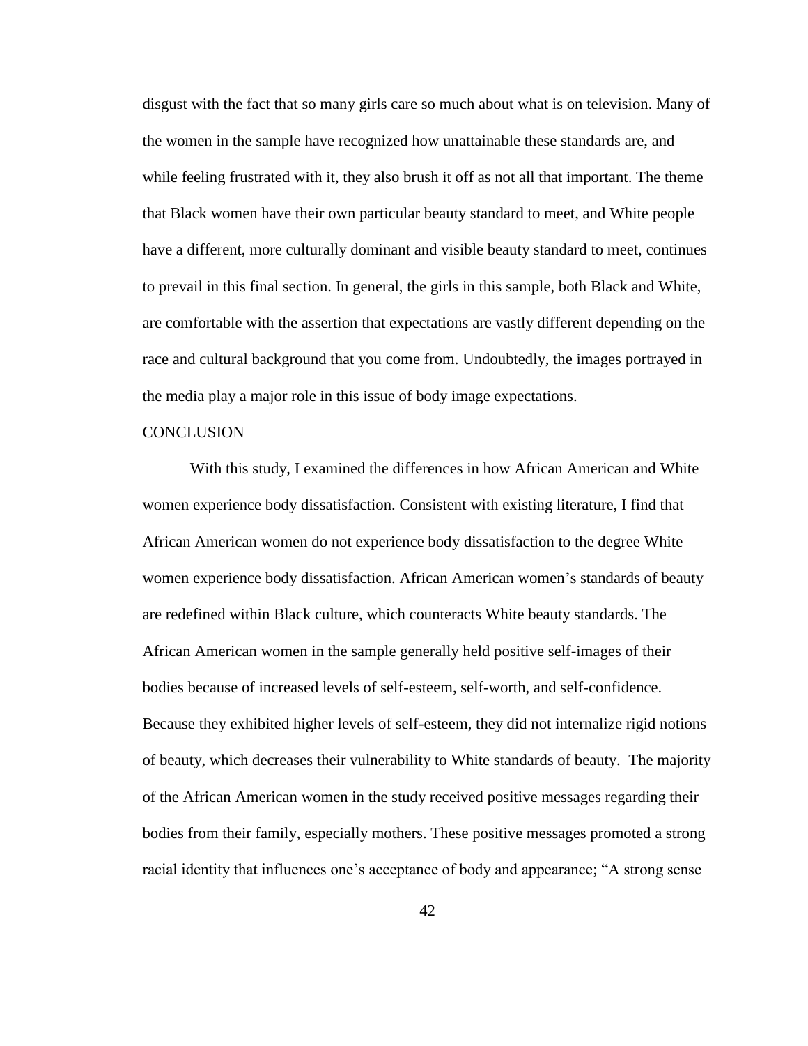disgust with the fact that so many girls care so much about what is on television. Many of the women in the sample have recognized how unattainable these standards are, and while feeling frustrated with it, they also brush it off as not all that important. The theme that Black women have their own particular beauty standard to meet, and White people have a different, more culturally dominant and visible beauty standard to meet, continues to prevail in this final section. In general, the girls in this sample, both Black and White, are comfortable with the assertion that expectations are vastly different depending on the race and cultural background that you come from. Undoubtedly, the images portrayed in the media play a major role in this issue of body image expectations.

## CONCLUSION

With this study, I examined the differences in how African American and White women experience body dissatisfaction. Consistent with existing literature, I find that African American women do not experience body dissatisfaction to the degree White women experience body dissatisfaction. African American women's standards of beauty are redefined within Black culture, which counteracts White beauty standards. The African American women in the sample generally held positive self-images of their bodies because of increased levels of self-esteem, self-worth, and self-confidence. Because they exhibited higher levels of self-esteem, they did not internalize rigid notions of beauty, which decreases their vulnerability to White standards of beauty. The majority of the African American women in the study received positive messages regarding their bodies from their family, especially mothers. These positive messages promoted a strong racial identity that influences one's acceptance of body and appearance; "A strong sense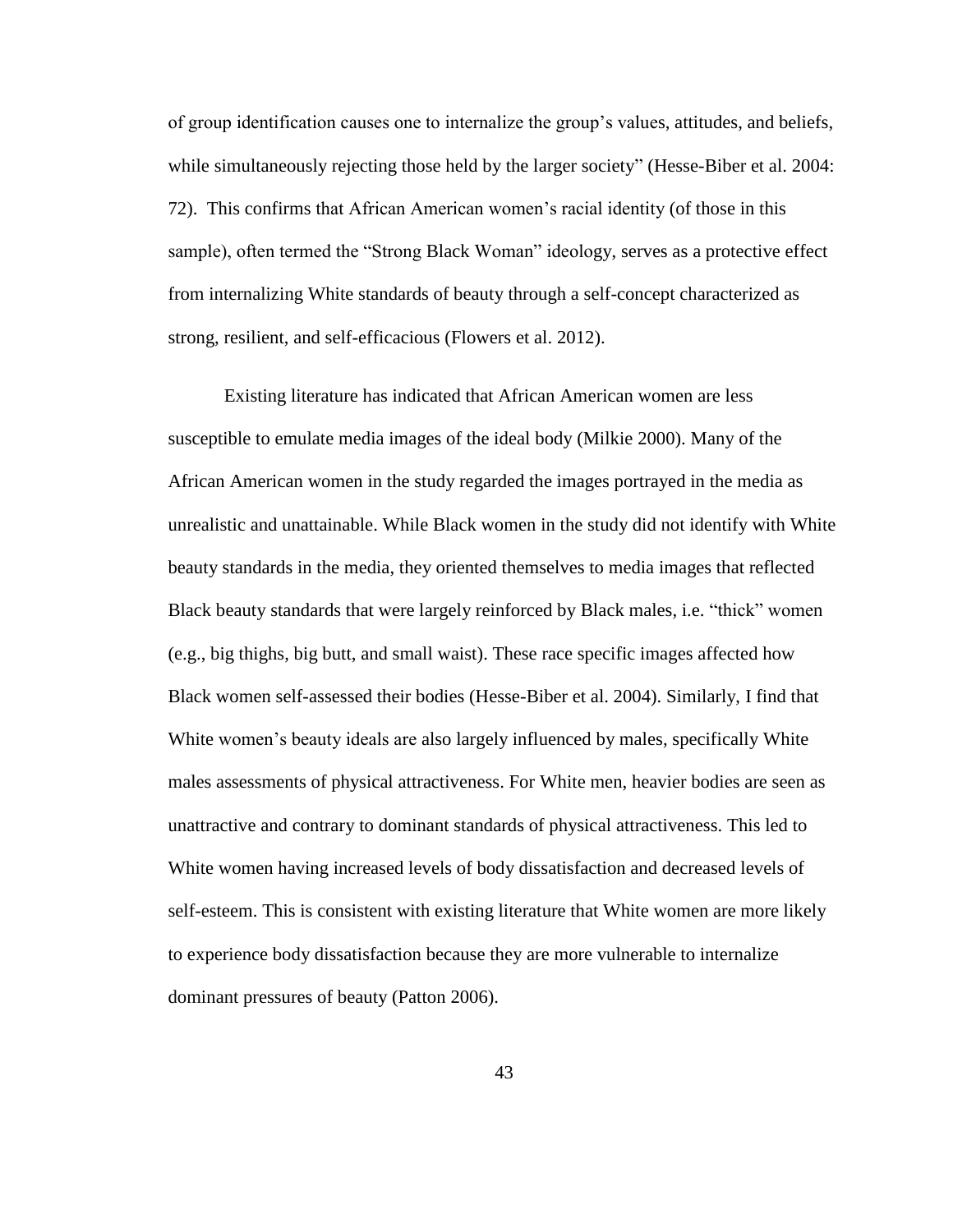of group identification causes one to internalize the group's values, attitudes, and beliefs, while simultaneously rejecting those held by the larger society" (Hesse-Biber et al. 2004: 72). This confirms that African American women's racial identity (of those in this sample), often termed the "Strong Black Woman" ideology, serves as a protective effect from internalizing White standards of beauty through a self-concept characterized as strong, resilient, and self-efficacious (Flowers et al. 2012).

Existing literature has indicated that African American women are less susceptible to emulate media images of the ideal body (Milkie 2000). Many of the African American women in the study regarded the images portrayed in the media as unrealistic and unattainable. While Black women in the study did not identify with White beauty standards in the media, they oriented themselves to media images that reflected Black beauty standards that were largely reinforced by Black males, i.e. "thick" women (e.g., big thighs, big butt, and small waist). These race specific images affected how Black women self-assessed their bodies (Hesse-Biber et al. 2004). Similarly, I find that White women's beauty ideals are also largely influenced by males, specifically White males assessments of physical attractiveness. For White men, heavier bodies are seen as unattractive and contrary to dominant standards of physical attractiveness. This led to White women having increased levels of body dissatisfaction and decreased levels of self-esteem. This is consistent with existing literature that White women are more likely to experience body dissatisfaction because they are more vulnerable to internalize dominant pressures of beauty (Patton 2006).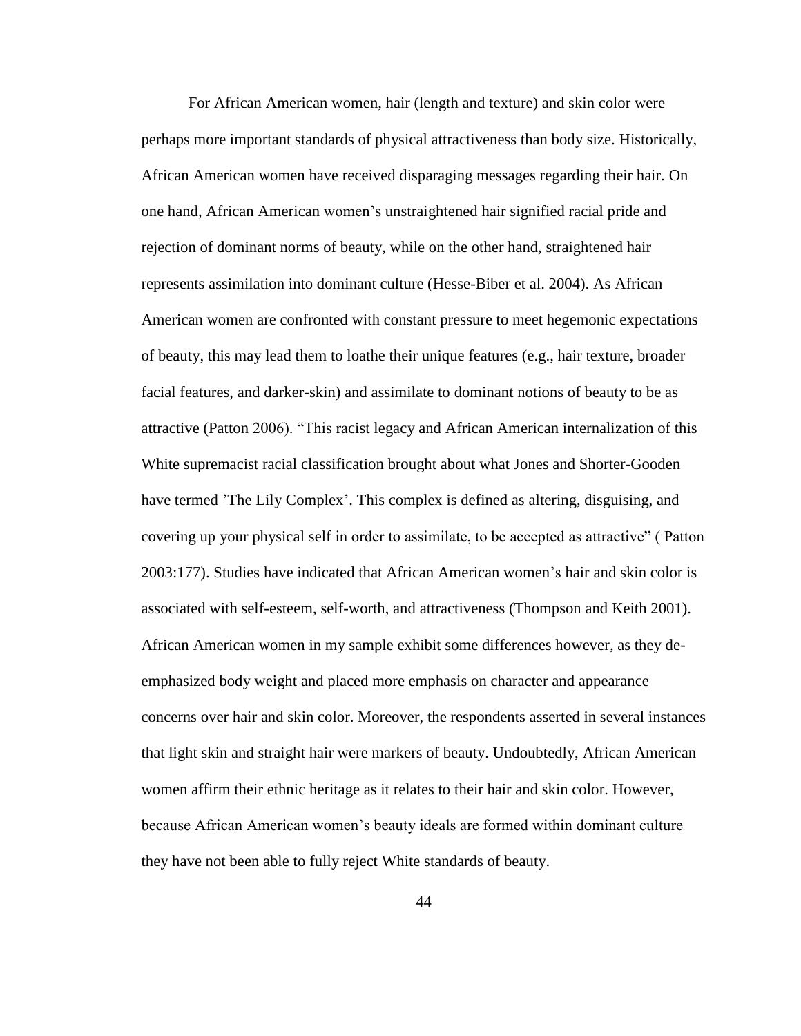For African American women, hair (length and texture) and skin color were perhaps more important standards of physical attractiveness than body size. Historically, African American women have received disparaging messages regarding their hair. On one hand, African American women's unstraightened hair signified racial pride and rejection of dominant norms of beauty, while on the other hand, straightened hair represents assimilation into dominant culture (Hesse-Biber et al. 2004). As African American women are confronted with constant pressure to meet hegemonic expectations of beauty, this may lead them to loathe their unique features (e.g., hair texture, broader facial features, and darker-skin) and assimilate to dominant notions of beauty to be as attractive (Patton 2006). "This racist legacy and African American internalization of this White supremacist racial classification brought about what Jones and Shorter-Gooden have termed 'The Lily Complex'. This complex is defined as altering, disguising, and covering up your physical self in order to assimilate, to be accepted as attractive" ( Patton 2003:177). Studies have indicated that African American women's hair and skin color is associated with self-esteem, self-worth, and attractiveness (Thompson and Keith 2001). African American women in my sample exhibit some differences however, as they de-emphasized body weight and placed more emphasis on character and appearance concerns over hair and skin color. Moreover, the respondents asserted in several instances that light skin and straight hair were markers of beauty. Undoubtedly, African American women affirm their ethnic heritage as it relates to their hair and skin color. However, because African American women's beauty ideals are formed within dominant culture they have not been able to fully reject White standards of beauty.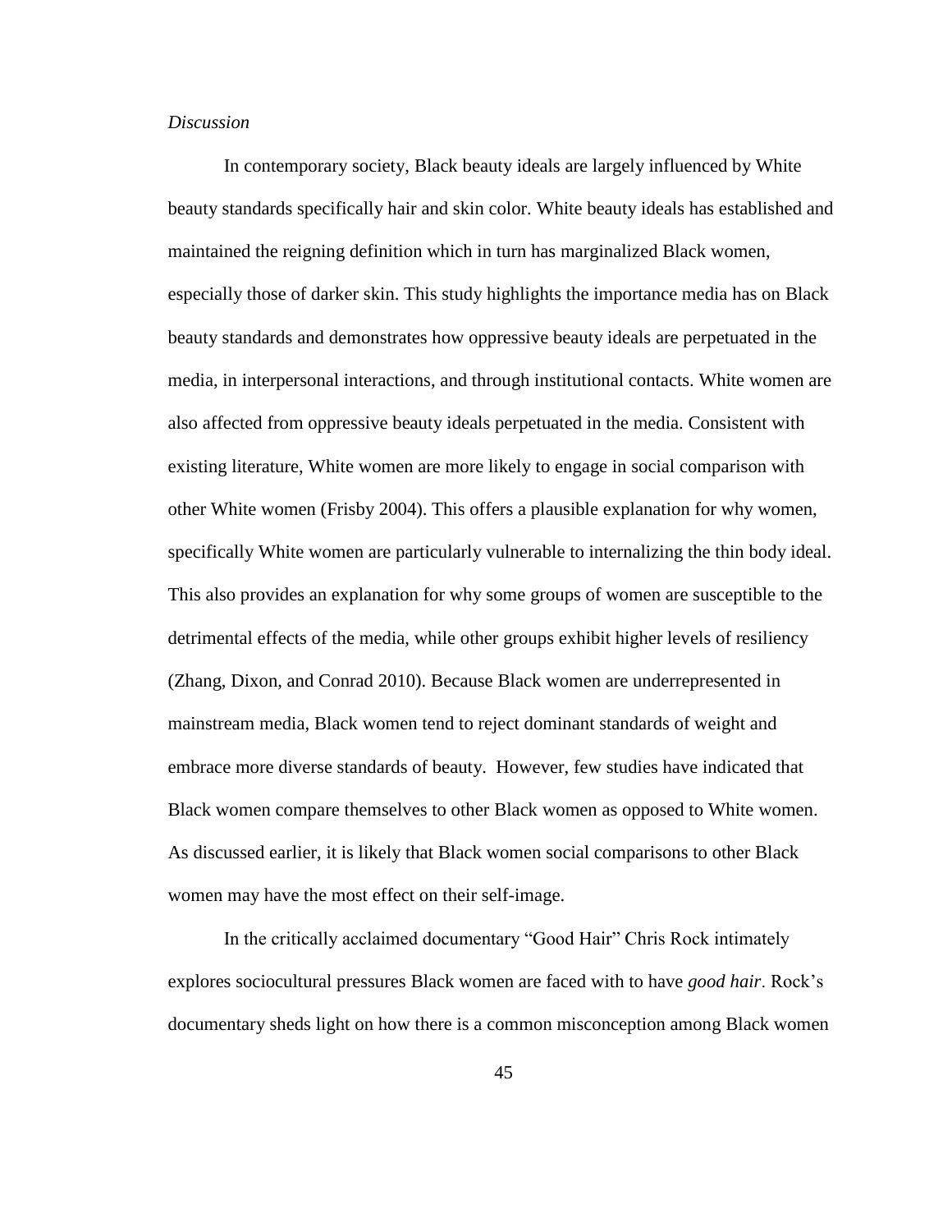*Discussion*

In contemporary society, Black beauty ideals are largely influenced by White beauty standards specifically hair and skin color. White beauty ideals has established and maintained the reigning definition which in turn has marginalized Black women, especially those of darker skin. This study highlights the importance media has on Black beauty standards and demonstrates how oppressive beauty ideals are perpetuated in the media, in interpersonal interactions, and through institutional contacts. White women are also affected from oppressive beauty ideals perpetuated in the media. Consistent with existing literature, White women are more likely to engage in social comparison with other White women (Frisby 2004). This offers a plausible explanation for why women, specifically White women are particularly vulnerable to internalizing the thin body ideal. This also provides an explanation for why some groups of women are susceptible to the detrimental effects of the media, while other groups exhibit higher levels of resiliency (Zhang, Dixon, and Conrad 2010). Because Black women are underrepresented in mainstream media, Black women tend to reject dominant standards of weight and embrace more diverse standards of beauty. However, few studies have indicated that Black women compare themselves to other Black women as opposed to White women. As discussed earlier, it is likely that Black women social comparisons to other Black women may have the most effect on their self-image.

In the critically acclaimed documentary "Good Hair" Chris Rock intimately explores sociocultural pressures Black women are faced with to have *good hair*. Rock's documentary sheds light on how there is a common misconception among Black women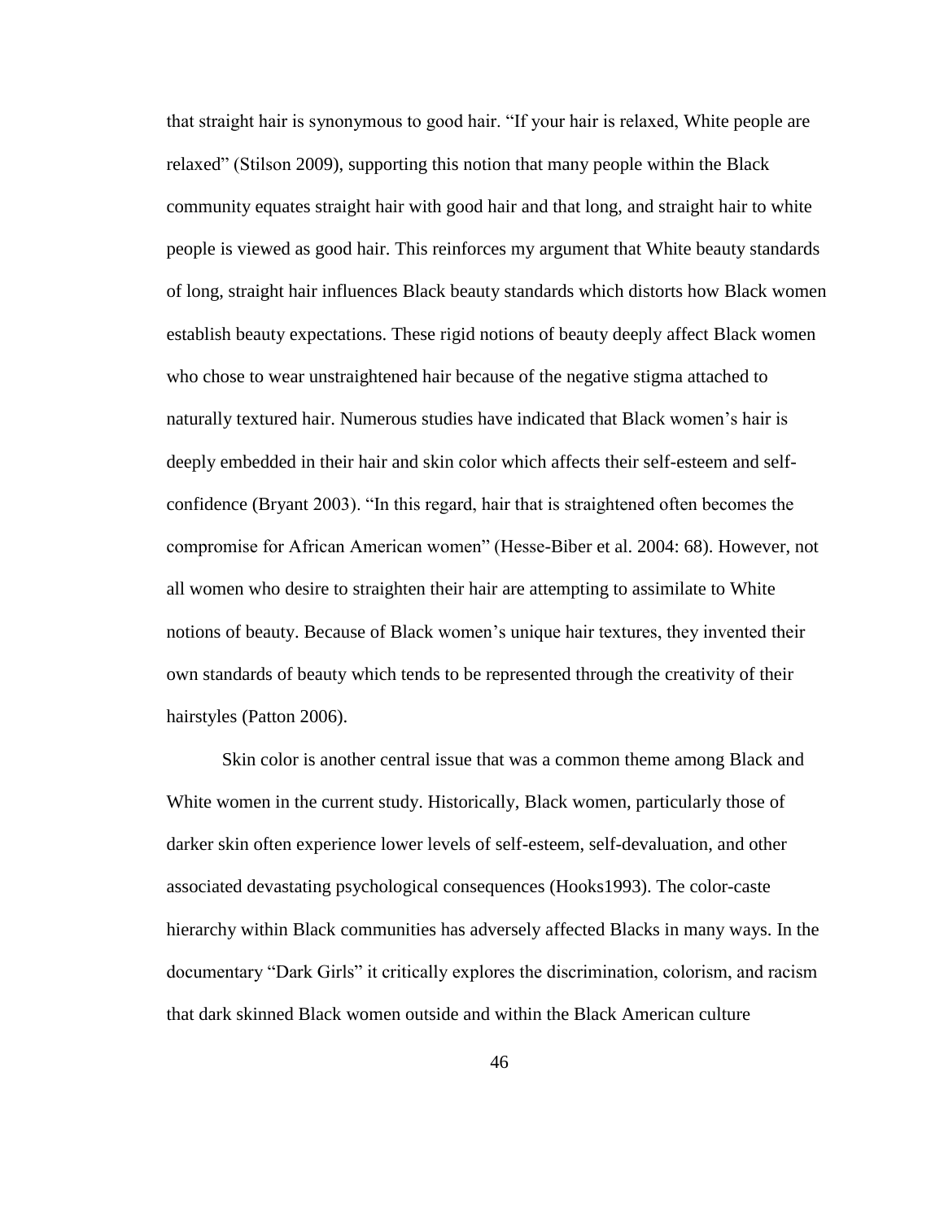that straight hair is synonymous to good hair. "If your hair is relaxed, White people are relaxed" (Stilson 2009), supporting this notion that many people within the Black community equates straight hair with good hair and that long, and straight hair to white people is viewed as good hair. This reinforces my argument that White beauty standards of long, straight hair influences Black beauty standards which distorts how Black women establish beauty expectations. These rigid notions of beauty deeply affect Black women who chose to wear unstraightened hair because of the negative stigma attached to naturally textured hair. Numerous studies have indicated that Black women's hair is deeply embedded in their hair and skin color which affects their self-esteem and self-confidence (Bryant 2003). "In this regard, hair that is straightened often becomes the compromise for African American women" (Hesse-Biber et al. 2004: 68). However, not all women who desire to straighten their hair are attempting to assimilate to White notions of beauty. Because of Black women's unique hair textures, they invented their own standards of beauty which tends to be represented through the creativity of their hairstyles (Patton 2006).

Skin color is another central issue that was a common theme among Black and White women in the current study. Historically, Black women, particularly those of darker skin often experience lower levels of self-esteem, self-devaluation, and other associated devastating psychological consequences (Hooks1993). The color-caste hierarchy within Black communities has adversely affected Blacks in many ways. In the documentary "Dark Girls" it critically explores the discrimination, colorism, and racism that dark skinned Black women outside and within the Black American culture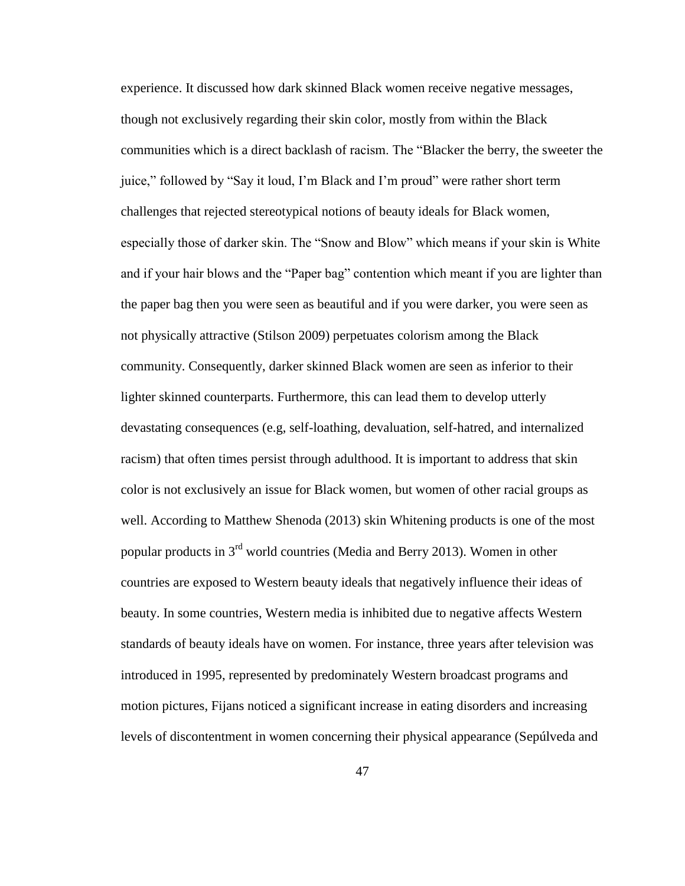experience. It discussed how dark skinned Black women receive negative messages, though not exclusively regarding their skin color, mostly from within the Black communities which is a direct backlash of racism. The "Blacker the berry, the sweeter the juice," followed by "Say it loud, I'm Black and I'm proud" were rather short term challenges that rejected stereotypical notions of beauty ideals for Black women, especially those of darker skin. The "Snow and Blow" which means if your skin is White and if your hair blows and the "Paper bag" contention which meant if you are lighter than the paper bag then you were seen as beautiful and if you were darker, you were seen as not physically attractive (Stilson 2009) perpetuates colorism among the Black community. Consequently, darker skinned Black women are seen as inferior to their lighter skinned counterparts. Furthermore, this can lead them to develop utterly devastating consequences (e.g, self-loathing, devaluation, self-hatred, and internalized racism) that often times persist through adulthood. It is important to address that skin color is not exclusively an issue for Black women, but women of other racial groups as well. According to Matthew Shenoda (2013) skin Whitening products is one of the most popular products in 3rd world countries (Media and Berry 2013). Women in other countries are exposed to Western beauty ideals that negatively influence their ideas of beauty. In some countries, Western media is inhibited due to negative affects Western standards of beauty ideals have on women. For instance, three years after television was introduced in 1995, represented by predominately Western broadcast programs and motion pictures, Fijans noticed a significant increase in eating disorders and increasing levels of discontentment in women concerning their physical appearance (Sepúlveda and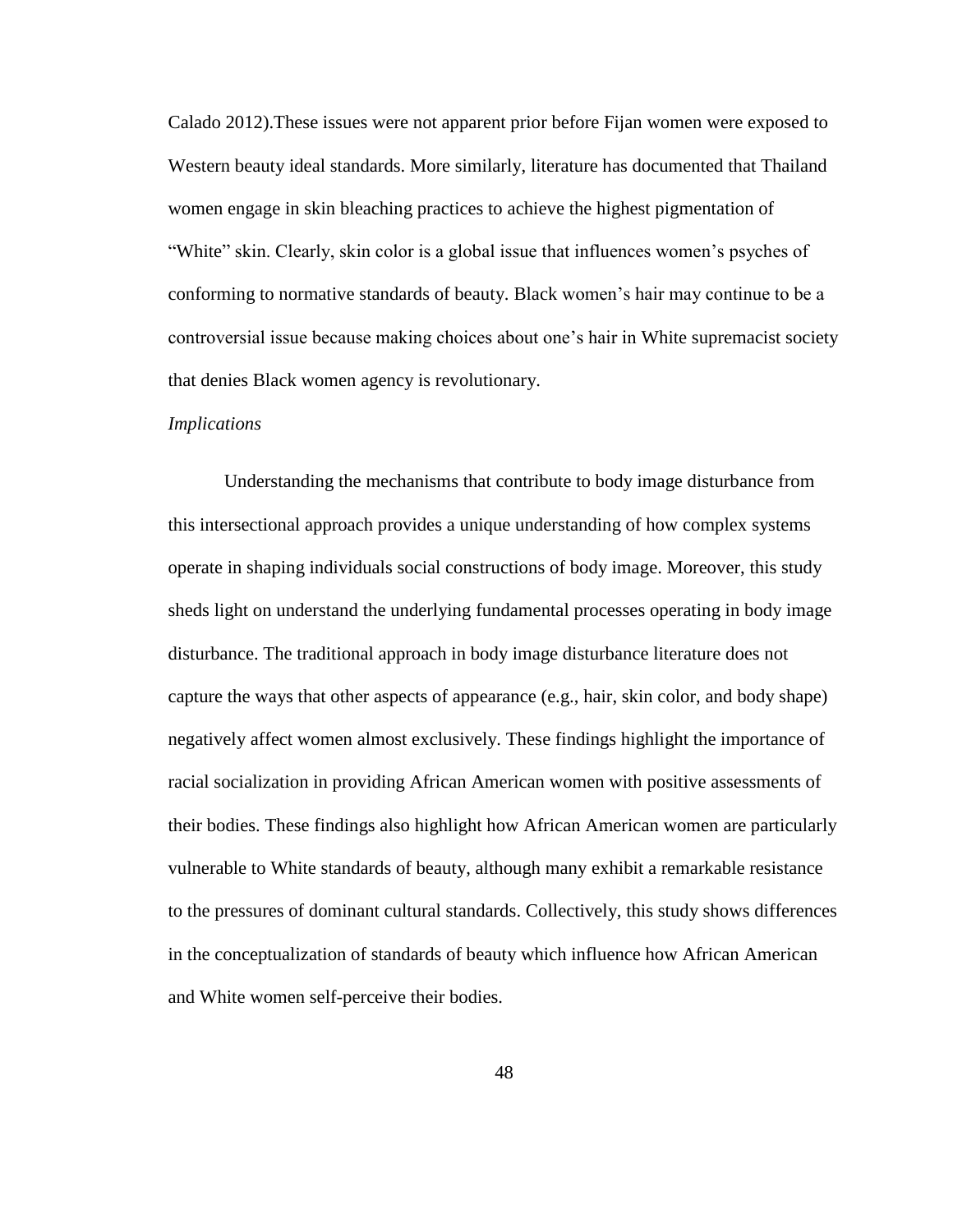Calado 2012).These issues were not apparent prior before Fijan women were exposed to Western beauty ideal standards. More similarly, literature has documented that Thailand women engage in skin bleaching practices to achieve the highest pigmentation of "White" skin. Clearly, skin color is a global issue that influences women's psyches of conforming to normative standards of beauty. Black women's hair may continue to be a controversial issue because making choices about one's hair in White supremacist society that denies Black women agency is revolutionary.

*Implications*

Understanding the mechanisms that contribute to body image disturbance from this intersectional approach provides a unique understanding of how complex systems operate in shaping individuals social constructions of body image. Moreover, this study sheds light on understand the underlying fundamental processes operating in body image disturbance. The traditional approach in body image disturbance literature does not capture the ways that other aspects of appearance (e.g., hair, skin color, and body shape) negatively affect women almost exclusively. These findings highlight the importance of racial socialization in providing African American women with positive assessments of their bodies. These findings also highlight how African American women are particularly vulnerable to White standards of beauty, although many exhibit a remarkable resistance to the pressures of dominant cultural standards. Collectively, this study shows differences in the conceptualization of standards of beauty which influence how African American and White women self-perceive their bodies.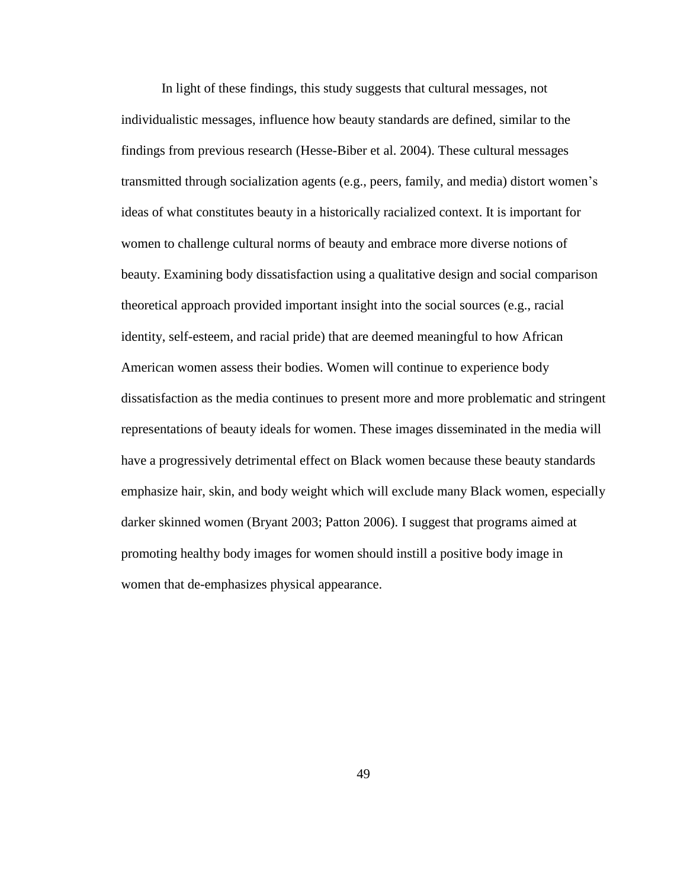In light of these findings, this study suggests that cultural messages, not individualistic messages, influence how beauty standards are defined, similar to the findings from previous research (Hesse-Biber et al. 2004). These cultural messages transmitted through socialization agents (e.g., peers, family, and media) distort women's ideas of what constitutes beauty in a historically racialized context. It is important for women to challenge cultural norms of beauty and embrace more diverse notions of beauty. Examining body dissatisfaction using a qualitative design and social comparison theoretical approach provided important insight into the social sources (e.g., racial identity, self-esteem, and racial pride) that are deemed meaningful to how African American women assess their bodies. Women will continue to experience body dissatisfaction as the media continues to present more and more problematic and stringent representations of beauty ideals for women. These images disseminated in the media will have a progressively detrimental effect on Black women because these beauty standards emphasize hair, skin, and body weight which will exclude many Black women, especially darker skinned women (Bryant 2003; Patton 2006). I suggest that programs aimed at promoting healthy body images for women should instill a positive body image in women that de-emphasizes physical appearance.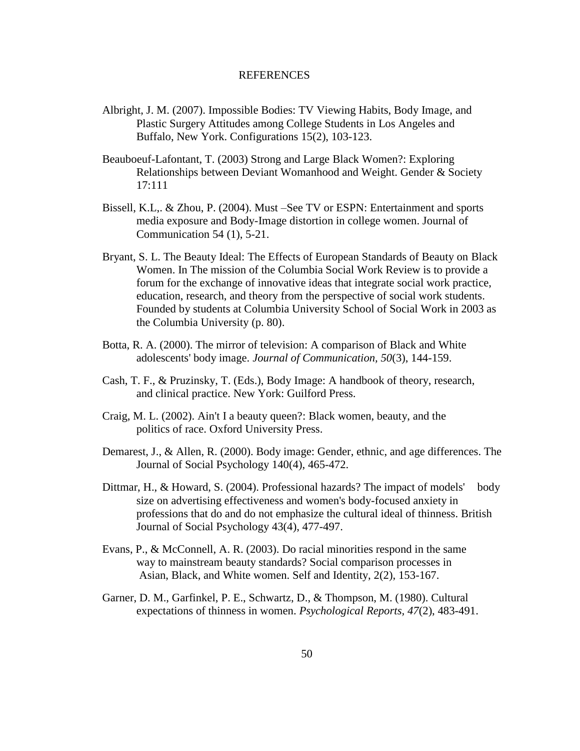# REFERENCES

Albright, J. M. (2007). Impossible Bodies: TV Viewing Habits, Body Image, and Plastic Surgery Attitudes among College Students in Los Angeles and Buffalo, New York. Configurations 15(2), 103-123.

Beauboeuf-Lafontant, T. (2003) Strong and Large Black Women?: Exploring Relationships between Deviant Womanhood and Weight. Gender & Society 17:111

Bissell, K.L,. & Zhou, P. (2004). Must –See TV or ESPN: Entertainment and sports media exposure and Body-Image distortion in college women. Journal of Communication 54 (1), 5-21.

Bryant, S. L. The Beauty Ideal: The Effects of European Standards of Beauty on Black Women. In The mission of the Columbia Social Work Review is to provide a forum for the exchange of innovative ideas that integrate social work practice, education, research, and theory from the perspective of social work students. Founded by students at Columbia University School of Social Work in 2003 as the Columbia University (p. 80).

Botta, R. A. (2000). The mirror of television: A comparison of Black and White adolescents' body image. *Journal of Communication*, *50*(3), 144-159.

Cash, T. F., & Pruzinsky, T. (Eds.), Body Image: A handbook of theory, research, and clinical practice. New York: Guilford Press.

Craig, M. L. (2002). Ain't I a beauty queen?: Black women, beauty, and the politics of race. Oxford University Press.

Demarest, J., & Allen, R. (2000). Body image: Gender, ethnic, and age differences. The Journal of Social Psychology 140(4), 465-472.

Dittmar, H., & Howard, S. (2004). Professional hazards? The impact of models' body size on advertising effectiveness and women's body-focused anxiety in professions that do and do not emphasize the cultural ideal of thinness. British Journal of Social Psychology 43(4), 477-497.

Evans, P., & McConnell, A. R. (2003). Do racial minorities respond in the same way to mainstream beauty standards? Social comparison processes in Asian, Black, and White women. Self and Identity, 2(2), 153-167.

Garner, D. M., Garfinkel, P. E., Schwartz, D., & Thompson, M. (1980). Cultural expectations of thinness in women. *Psychological Reports*, *47*(2), 483-491.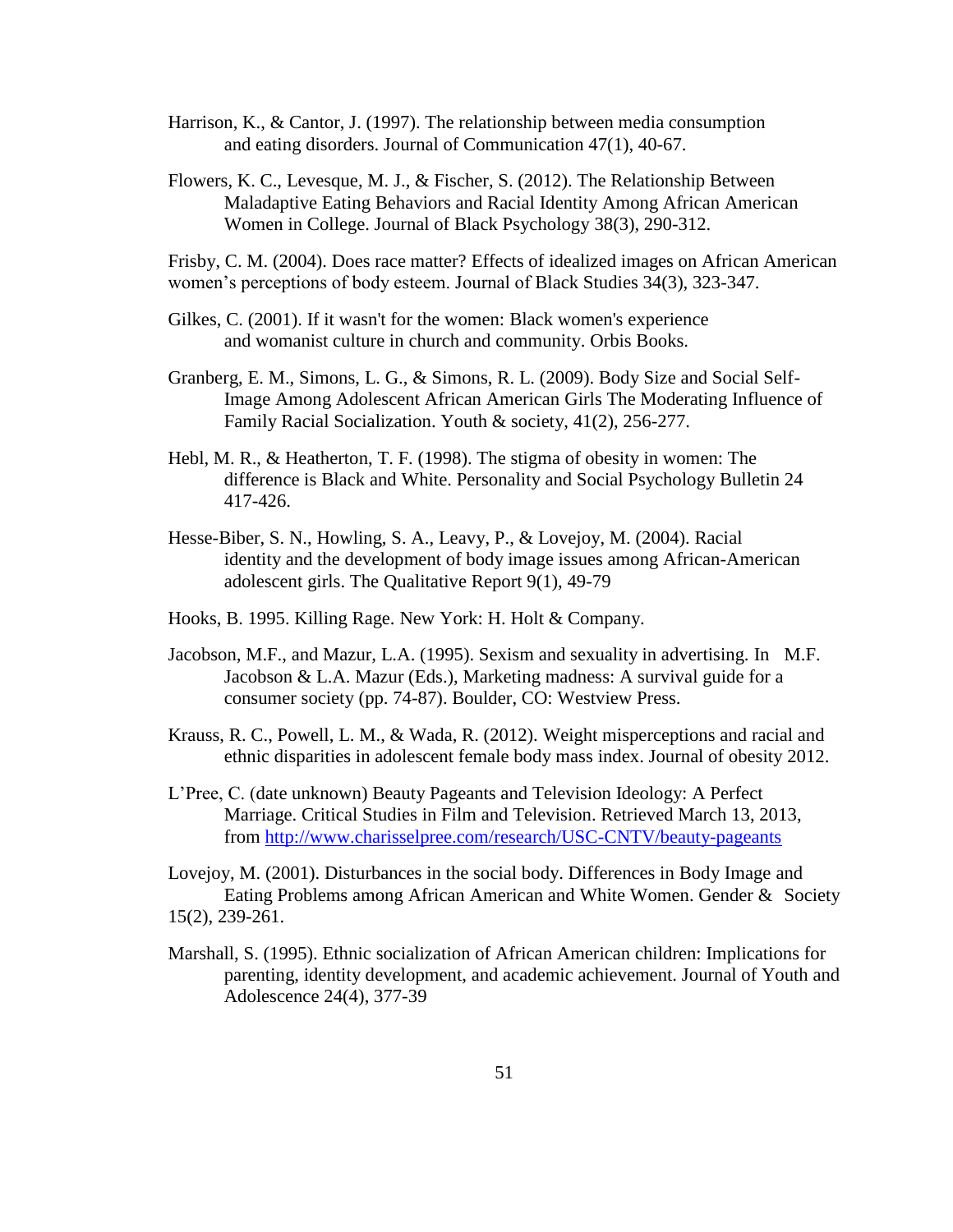Harrison, K., & Cantor, J. (1997). The relationship between media consumption and eating disorders. Journal of Communication 47(1), 40-67.

Flowers, K. C., Levesque, M. J., & Fischer, S. (2012). The Relationship Between Maladaptive Eating Behaviors and Racial Identity Among African American Women in College. Journal of Black Psychology 38(3), 290-312.

Frisby, C. M. (2004). Does race matter? Effects of idealized images on African American women's perceptions of body esteem. Journal of Black Studies 34(3), 323-347.

Gilkes, C. (2001). If it wasn't for the women: Black women's experience and womanist culture in church and community. Orbis Books.

Granberg, E. M., Simons, L. G., & Simons, R. L. (2009). Body Size and Social Self-Image Among Adolescent African American Girls The Moderating Influence of Family Racial Socialization. Youth & society, 41(2), 256-277.

Hebl, M. R., & Heatherton, T. F. (1998). The stigma of obesity in women: The difference is Black and White. Personality and Social Psychology Bulletin 24 417-426.

Hesse-Biber, S. N., Howling, S. A., Leavy, P., & Lovejoy, M. (2004). Racial identity and the development of body image issues among African-American adolescent girls. The Qualitative Report 9(1), 49-79

Hooks, B. 1995. Killing Rage. New York: H. Holt & Company.

Jacobson, M.F., and Mazur, L.A. (1995). Sexism and sexuality in advertising. In M.F. Jacobson & L.A. Mazur (Eds.), Marketing madness: A survival guide for a consumer society (pp. 74-87). Boulder, CO: Westview Press.

Krauss, R. C., Powell, L. M., & Wada, R. (2012). Weight misperceptions and racial and ethnic disparities in adolescent female body mass index. Journal of obesity 2012.

L'Pree, C. (date unknown) Beauty Pageants and Television Ideology: A Perfect Marriage. Critical Studies in Film and Television. Retrieved March 13, 2013, from http://www.charisselpree.com/research/USC-CNTV/beauty-pageants

Lovejoy, M. (2001). Disturbances in the social body. Differences in Body Image and Eating Problems among African American and White Women. Gender & Society 15(2), 239-261.

Marshall, S. (1995). Ethnic socialization of African American children: Implications for parenting, identity development, and academic achievement. Journal of Youth and Adolescence 24(4), 377-39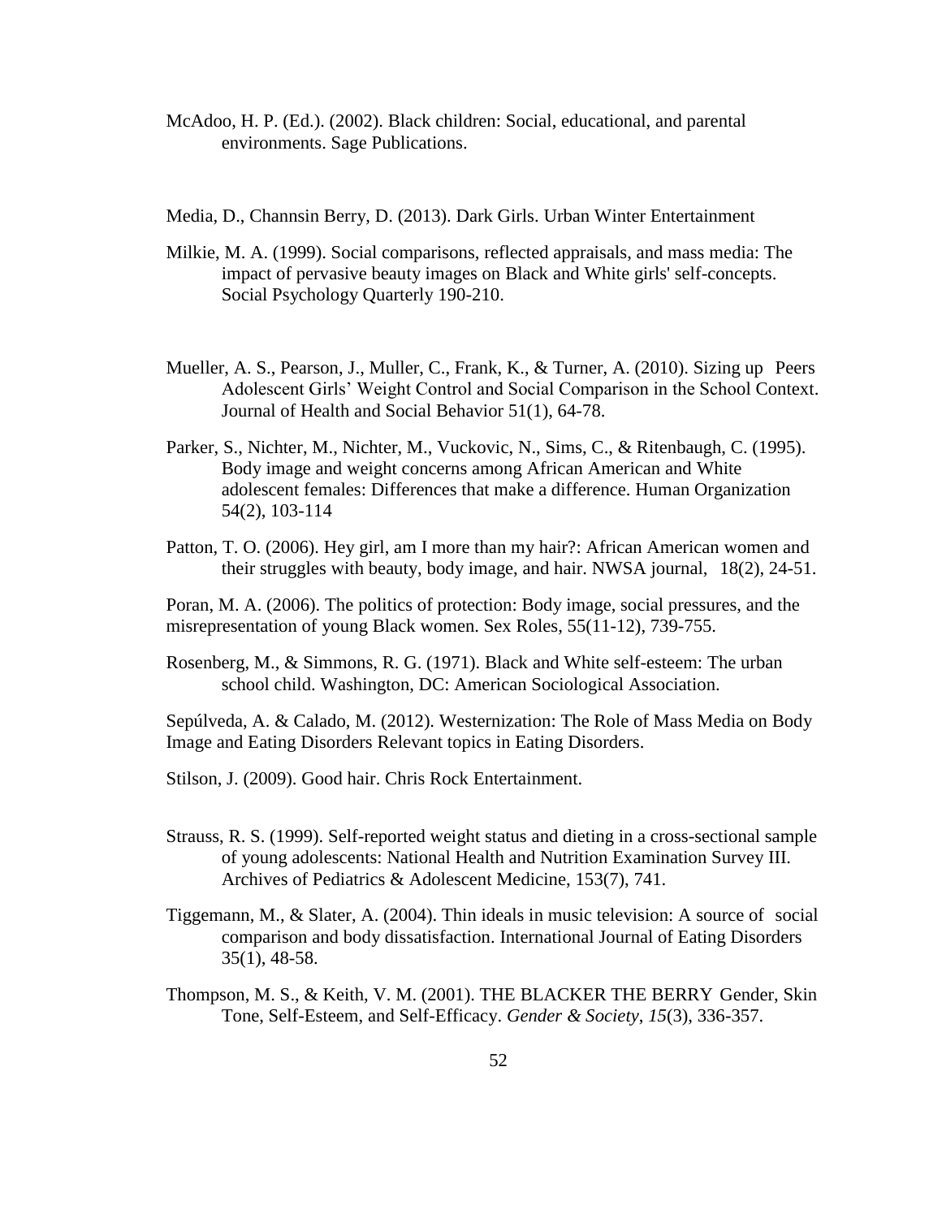McAdoo, H. P. (Ed.). (2002). Black children: Social, educational, and parental environments. Sage Publications.

Media, D., Channsin Berry, D. (2013). Dark Girls. Urban Winter Entertainment

Milkie, M. A. (1999). Social comparisons, reflected appraisals, and mass media: The impact of pervasive beauty images on Black and White girls' self-concepts. Social Psychology Quarterly 190-210.

Mueller, A. S., Pearson, J., Muller, C., Frank, K., & Turner, A. (2010). Sizing up Peers Adolescent Girls' Weight Control and Social Comparison in the School Context. Journal of Health and Social Behavior 51(1), 64-78.

Parker, S., Nichter, M., Nichter, M., Vuckovic, N., Sims, C., & Ritenbaugh, C. (1995). Body image and weight concerns among African American and White adolescent females: Differences that make a difference. Human Organization 54(2), 103-114

Patton, T. O. (2006). Hey girl, am I more than my hair?: African American women and their struggles with beauty, body image, and hair. NWSA journal, 18(2), 24-51.

Poran, M. A. (2006). The politics of protection: Body image, social pressures, and the misrepresentation of young Black women. Sex Roles, 55(11-12), 739-755.

Rosenberg, M., & Simmons, R. G. (1971). Black and White self-esteem: The urban school child. Washington, DC: American Sociological Association.

Sepúlveda, A. & Calado, M. (2012). Westernization: The Role of Mass Media on Body Image and Eating Disorders Relevant topics in Eating Disorders.

Stilson, J. (2009). Good hair. Chris Rock Entertainment.

Strauss, R. S. (1999). Self-reported weight status and dieting in a cross-sectional sample of young adolescents: National Health and Nutrition Examination Survey III. Archives of Pediatrics & Adolescent Medicine, 153(7), 741.

Tiggemann, M., & Slater, A. (2004). Thin ideals in music television: A source of social comparison and body dissatisfaction. International Journal of Eating Disorders 35(1), 48-58.

Thompson, M. S., & Keith, V. M. (2001). THE BLACKER THE BERRY Gender, Skin Tone, Self-Esteem, and Self-Efficacy. *Gender & Society*, *15*(3), 336-357.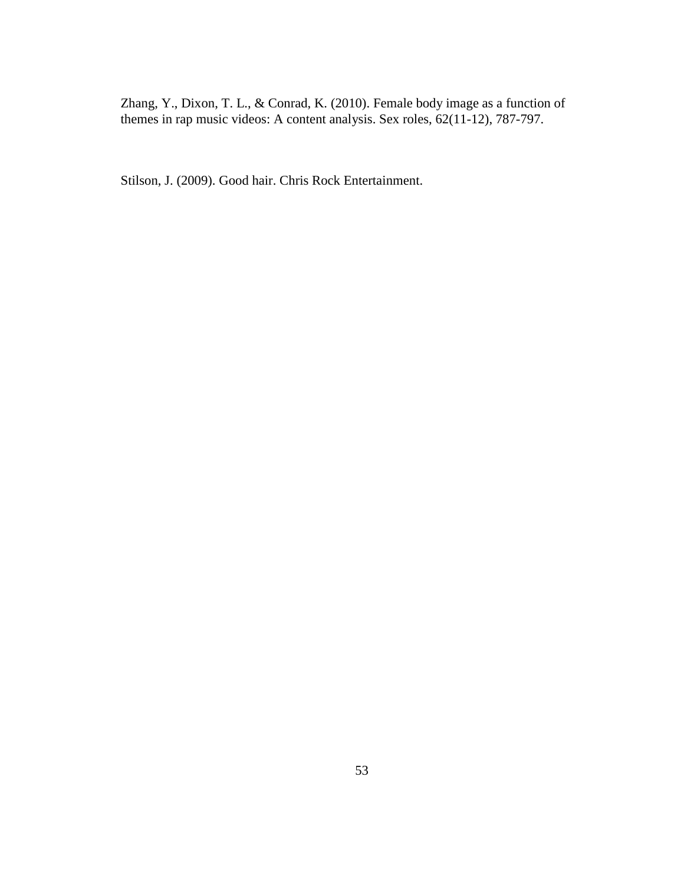Zhang, Y., Dixon, T. L., & Conrad, K. (2010). Female body image as a function of themes in rap music videos: A content analysis. Sex roles, 62(11-12), 787-797.

Stilson, J. (2009). Good hair. Chris Rock Entertainment.